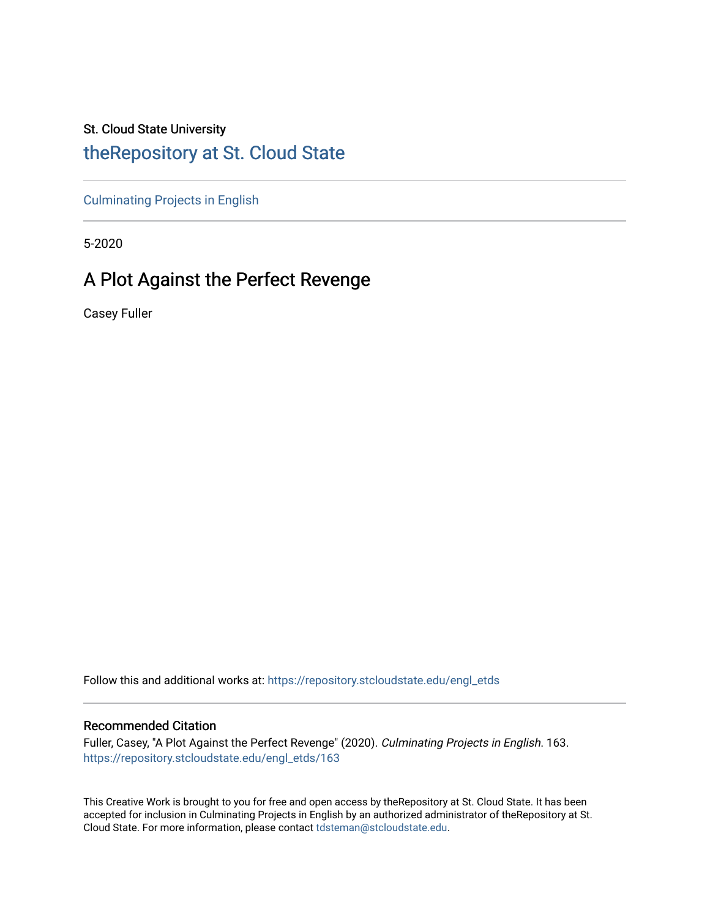St. Cloud State University

# theRepository at St. Cloud State

Culminating Projects in English

5-2020

## A Plot Against the Perfect Revenge

Casey Fuller

Follow this and additional works at: https://repository.stcloudstate.edu/engl_etds

### Recommended Citation

Fuller, Casey, "A Plot Against the Perfect Revenge" (2020). *Culminating Projects in English*. 163.
https://repository.stcloudstate.edu/engl_etds/163

This Creative Work is brought to you for free and open access by theRepository at St. Cloud State. It has been accepted for inclusion in Culminating Projects in English by an authorized administrator of theRepository at St. Cloud State. For more information, please contact tdsteman@stcloudstate.edu.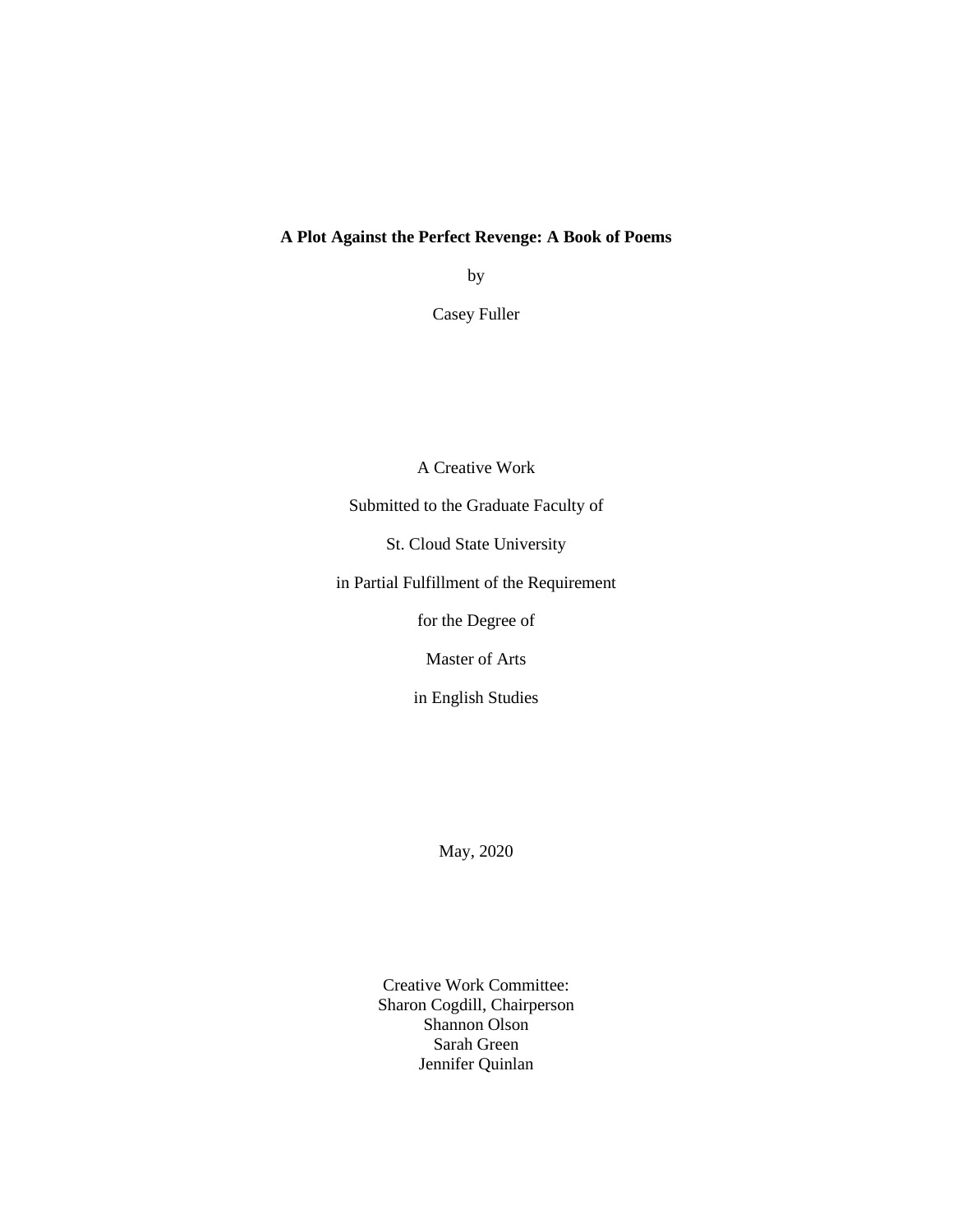**A Plot Against the Perfect Revenge: A Book of Poems**

by

Casey Fuller

A Creative Work

Submitted to the Graduate Faculty of

St. Cloud State University

in Partial Fulfillment of the Requirement

for the Degree of

Master of Arts

in English Studies

May, 2020

Creative Work Committee:
Sharon Cogdill, Chairperson
Shannon Olson
Sarah Green
Jennifer Quinlan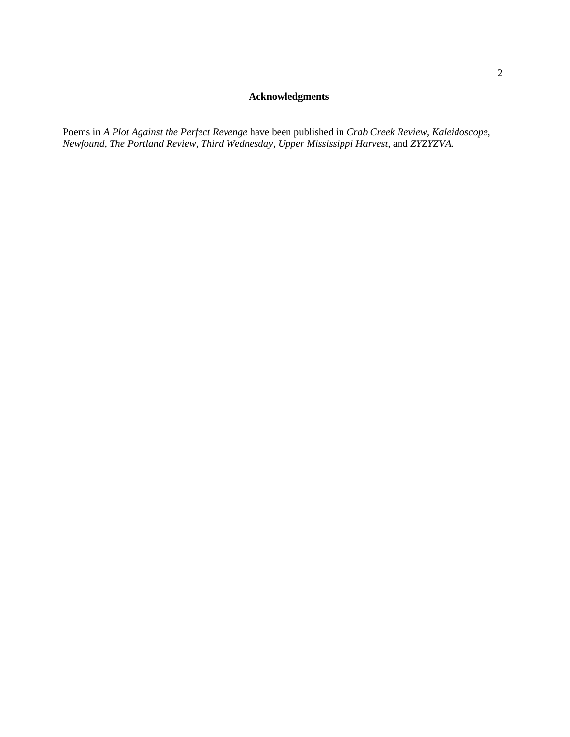# Acknowledgments

Poems in *A Plot Against the Perfect Revenge* have been published in *Crab Creek Review*, *Kaleidoscope*, *Newfound*, *The Portland Review*, *Third Wednesday*, *Upper Mississippi Harvest*, and *ZYZYZVA.*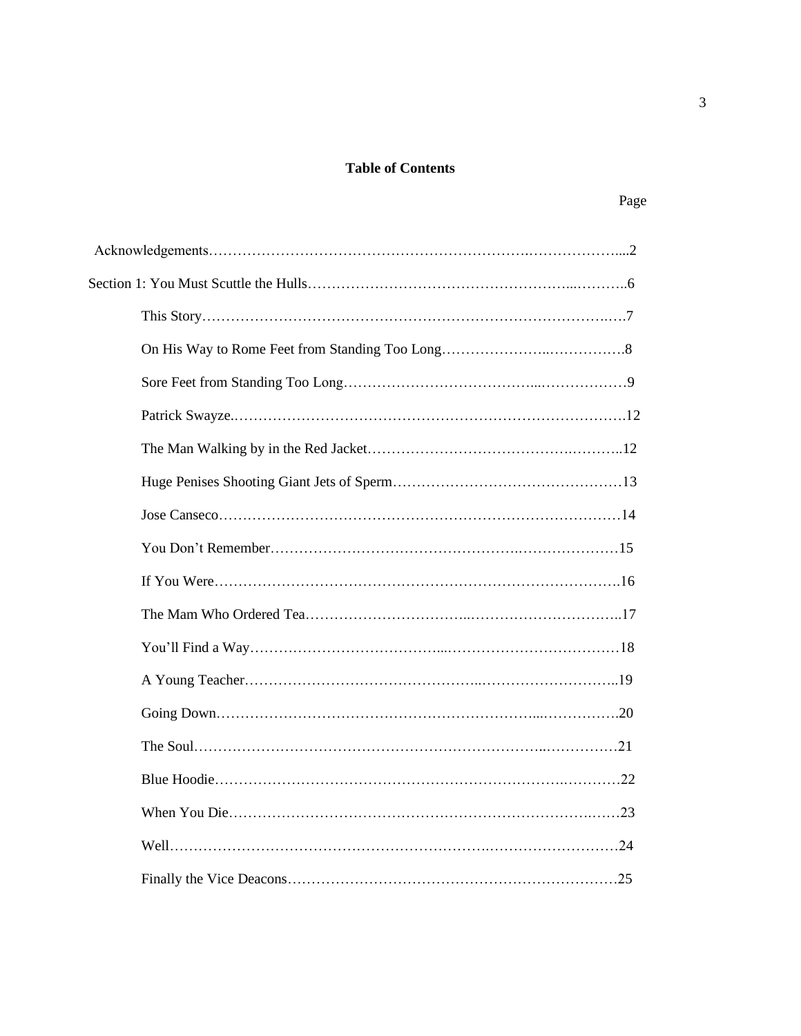## Table of Contents

Page

Acknowledgements……………………………………………………………………………...2

Section 1: You Must Scuttle the Hulls………………………………………………...………..6

- This Story…………………………………………………………………………….….7
- On His Way to Rome Feet from Standing Too Long…………………..…………….8
- Sore Feet from Standing Too Long…………………………………...………………9
- Patrick Swayze.……………………………………………………………………….12
- The Man Walking by in the Red Jacket……………………………………….………..12
- Huge Penises Shooting Giant Jets of Sperm…………………………………………13
- Jose Canseco……………………………………………………………………….…14
- You Don't Remember……………………………………………….…………………15
- If You Were…………………………………………………………………………….16
- The Mam Who Ordered Tea……………………………..…………………………..17
- You'll Find a Way………………………………...………………………………….18
- A Young Teacher………………………………………..………………………..19
- Going Down…………………………………………………………...…………….20
- The Soul…………………………………………………………………..……………21
- Blue Hoodie………………………………………………………….…….…………22
- When You Die…………………………………………………………………….……23
- Well……………………………………………….……….………………………24
- Finally the Vice Deacons……………………………………………………………25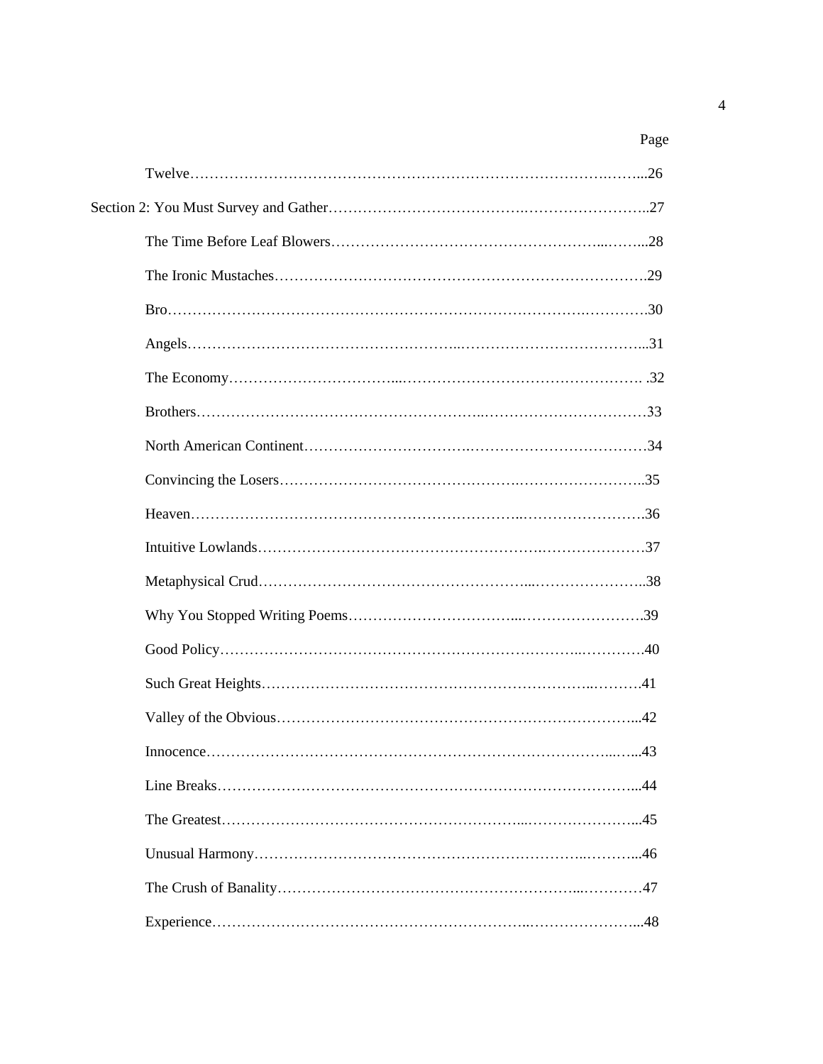Page

Twelve……………………………………………………………………………26

Section 2: You Must Survey and Gather…………………………………………………27

The Time Before Leaf Blowers…………………………………………………28

The Ironic Mustaches……………………………………………………………29

Bro………………………………………………………………………………30

Angels……………………………………………………………………………31

The Economy……………………………………………………………………32

Brothers…………………………………………………………………………33

North American Continent………………………………………………………34

Convincing the Losers…………………………………………………………35

Heaven……………………………………………………………………………36

Intuitive Lowlands………………………………………………………………37

Metaphysical Crud………………………………………………………………38

Why You Stopped Writing Poems……………………………………………39

Good Policy………………………………………………………………………40

Such Great Heights………………………………………………………………41

Valley of the Obvious……………………………………………………………42

Innocence…………………………………………………………………………43

Line Breaks………………………………………………………………………44

The Greatest………………………………………………………………………45

Unusual Harmony………………………………………………………………46

The Crush of Banality……………………………………………………………47

Experience…………………………………………………………………………48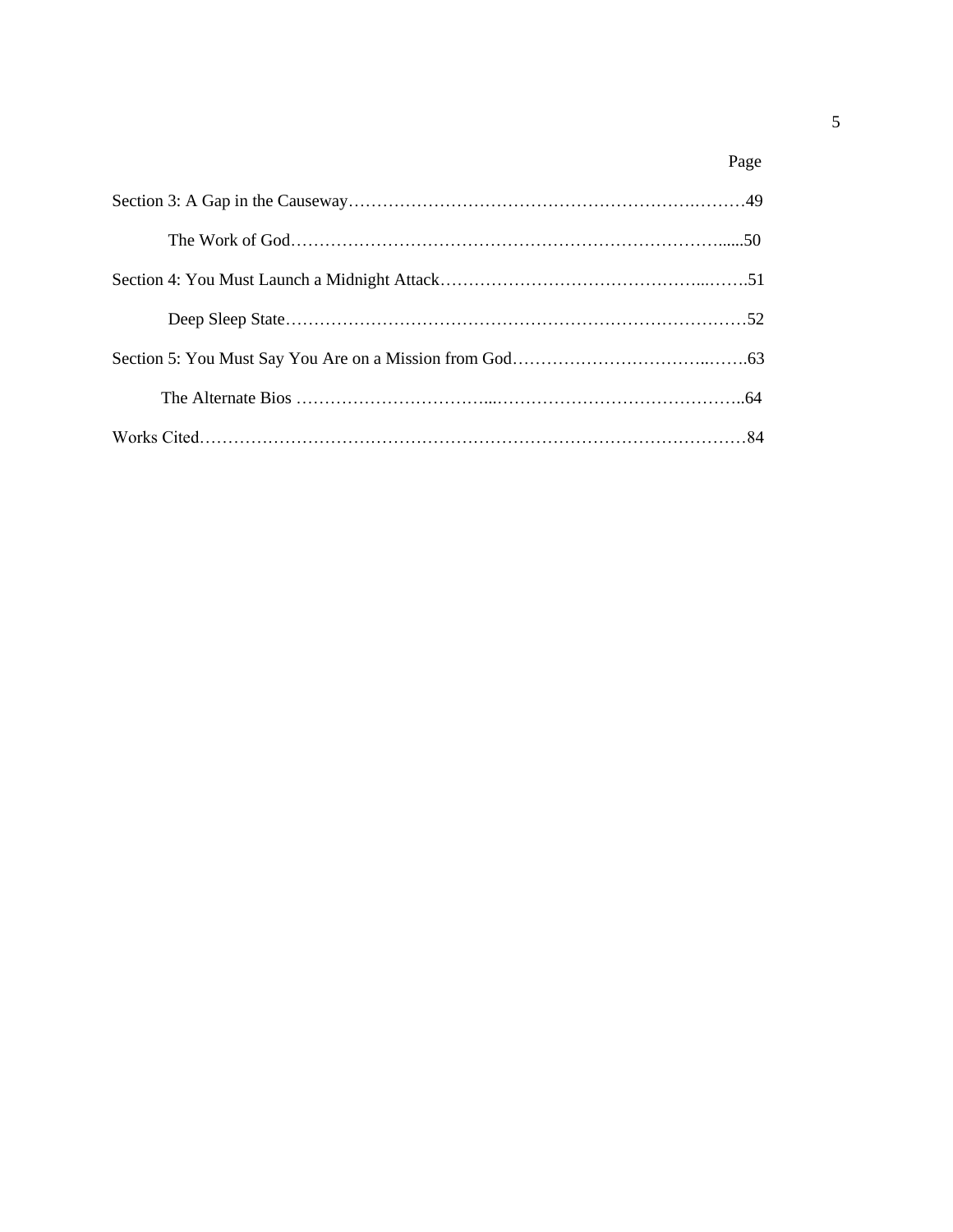| | Page |
|---|---|
| Section 3: A Gap in the Causeway | 49 |
| The Work of God | 50 |
| Section 4: You Must Launch a Midnight Attack | 51 |
| Deep Sleep State | 52 |
| Section 5: You Must Say You Are on a Mission from God | 63 |
| The Alternate Bios | 64 |
| Works Cited | 84 |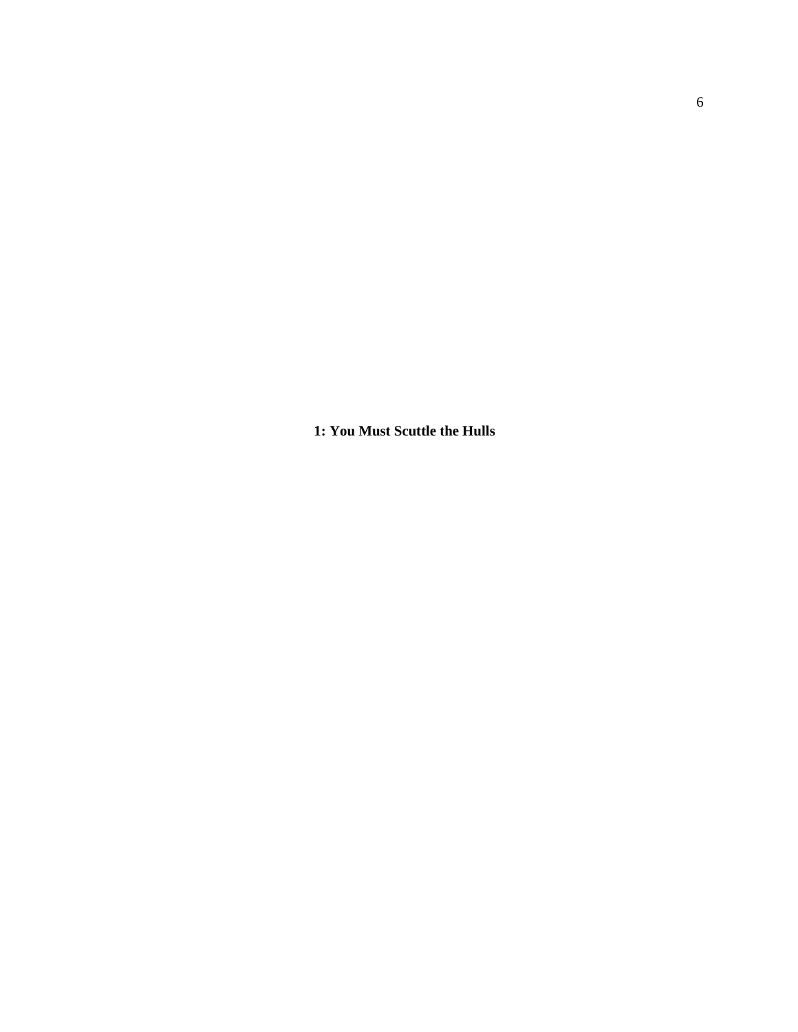# 1: You Must Scuttle the Hulls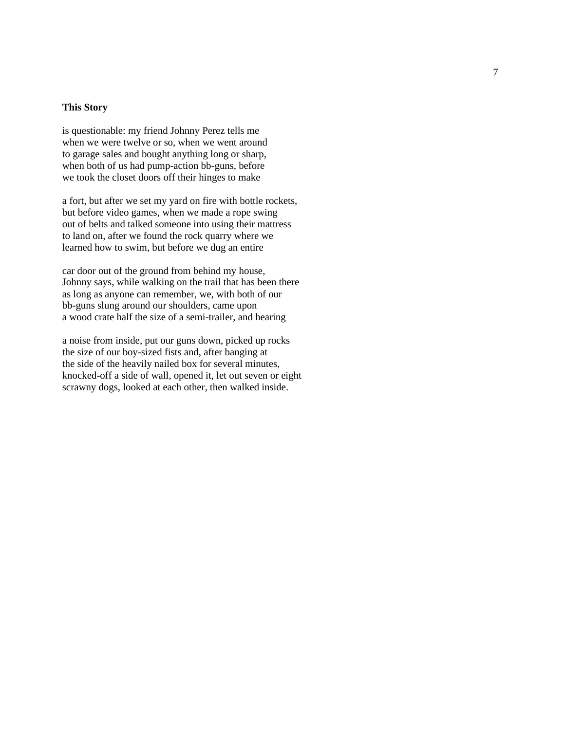**This Story**

is questionable: my friend Johnny Perez tells me
when we were twelve or so, when we went around
to garage sales and bought anything long or sharp,
when both of us had pump-action bb-guns, before
we took the closet doors off their hinges to make

a fort, but after we set my yard on fire with bottle rockets,
but before video games, when we made a rope swing
out of belts and talked someone into using their mattress
to land on, after we found the rock quarry where we
learned how to swim, but before we dug an entire

car door out of the ground from behind my house,
Johnny says, while walking on the trail that has been there
as long as anyone can remember, we, with both of our
bb-guns slung around our shoulders, came upon
a wood crate half the size of a semi-trailer, and hearing

a noise from inside, put our guns down, picked up rocks
the size of our boy-sized fists and, after banging at
the side of the heavily nailed box for several minutes,
knocked-off a side of wall, opened it, let out seven or eight
scrawny dogs, looked at each other, then walked inside.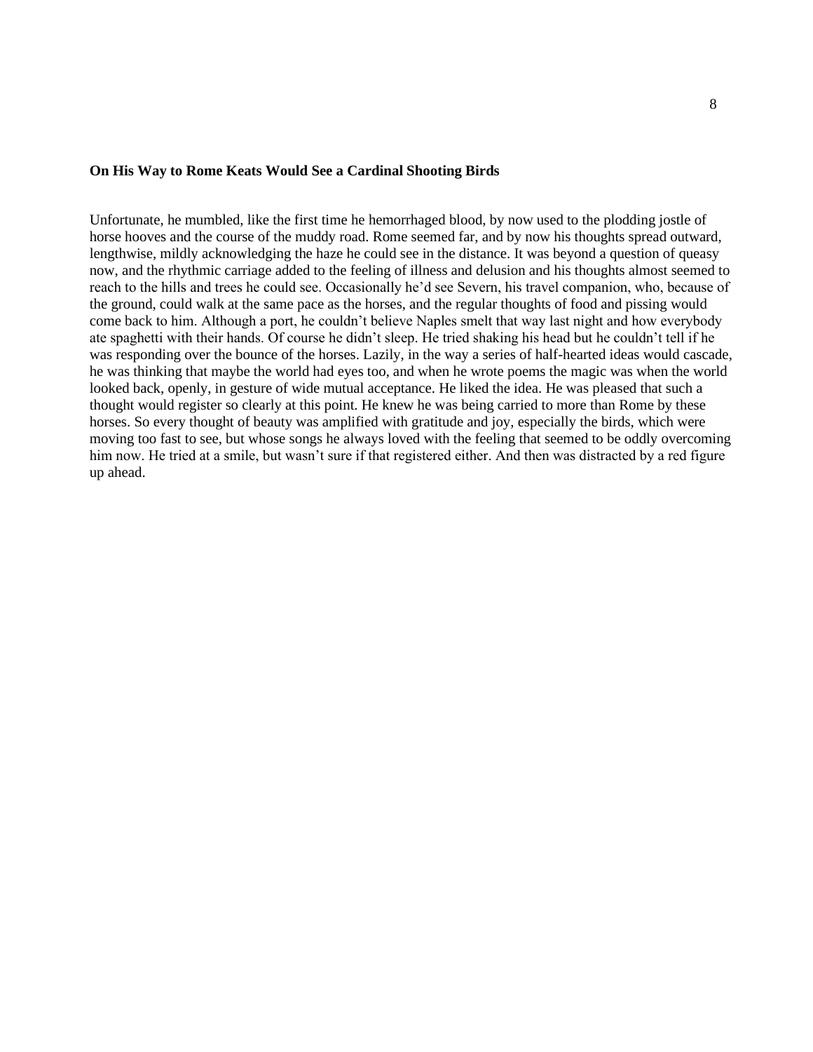**On His Way to Rome Keats Would See a Cardinal Shooting Birds**

Unfortunate, he mumbled, like the first time he hemorrhaged blood, by now used to the plodding jostle of horse hooves and the course of the muddy road. Rome seemed far, and by now his thoughts spread outward, lengthwise, mildly acknowledging the haze he could see in the distance. It was beyond a question of queasy now, and the rhythmic carriage added to the feeling of illness and delusion and his thoughts almost seemed to reach to the hills and trees he could see. Occasionally he'd see Severn, his travel companion, who, because of the ground, could walk at the same pace as the horses, and the regular thoughts of food and pissing would come back to him. Although a port, he couldn't believe Naples smelt that way last night and how everybody ate spaghetti with their hands. Of course he didn't sleep. He tried shaking his head but he couldn't tell if he was responding over the bounce of the horses. Lazily, in the way a series of half-hearted ideas would cascade, he was thinking that maybe the world had eyes too, and when he wrote poems the magic was when the world looked back, openly, in gesture of wide mutual acceptance. He liked the idea. He was pleased that such a thought would register so clearly at this point. He knew he was being carried to more than Rome by these horses. So every thought of beauty was amplified with gratitude and joy, especially the birds, which were moving too fast to see, but whose songs he always loved with the feeling that seemed to be oddly overcoming him now. He tried at a smile, but wasn't sure if that registered either. And then was distracted by a red figure up ahead.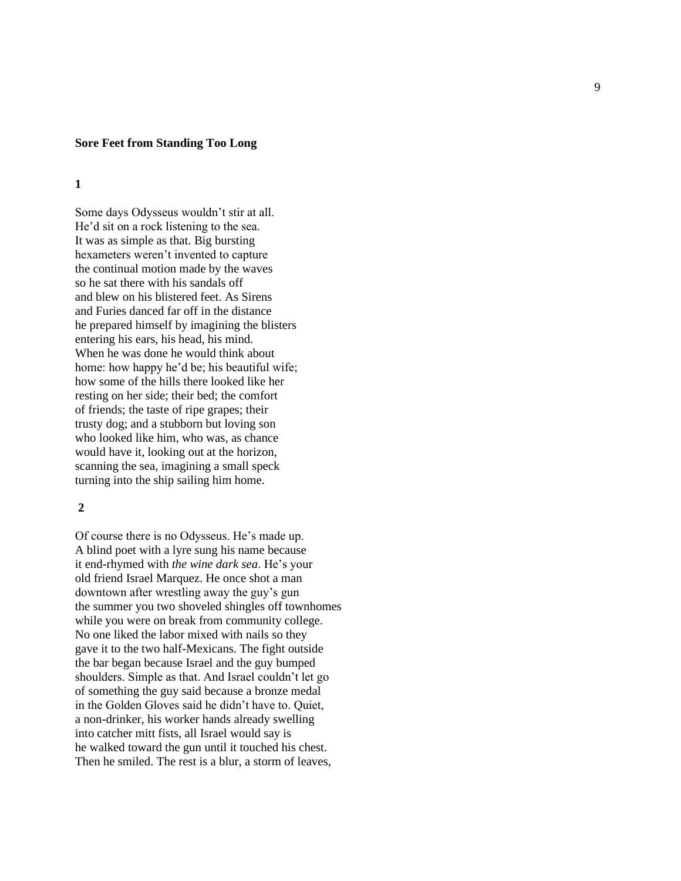**Sore Feet from Standing Too Long**

**1**

Some days Odysseus wouldn't stir at all.
He'd sit on a rock listening to the sea.
It was as simple as that. Big bursting
hexameters weren't invented to capture
the continual motion made by the waves
so he sat there with his sandals off
and blew on his blistered feet. As Sirens
and Furies danced far off in the distance
he prepared himself by imagining the blisters
entering his ears, his head, his mind.
When he was done he would think about
home: how happy he'd be; his beautiful wife;
how some of the hills there looked like her
resting on her side; their bed; the comfort
of friends; the taste of ripe grapes; their
trusty dog; and a stubborn but loving son
who looked like him, who was, as chance
would have it, looking out at the horizon,
scanning the sea, imagining a small speck
turning into the ship sailing him home.

**2**

Of course there is no Odysseus. He's made up.
A blind poet with a lyre sung his name because
it end-rhymed with *the wine dark sea*. He's your
old friend Israel Marquez. He once shot a man
downtown after wrestling away the guy's gun
the summer you two shoveled shingles off townhomes
while you were on break from community college.
No one liked the labor mixed with nails so they
gave it to the two half-Mexicans. The fight outside
the bar began because Israel and the guy bumped
shoulders. Simple as that. And Israel couldn't let go
of something the guy said because a bronze medal
in the Golden Gloves said he didn't have to. Quiet,
a non-drinker, his worker hands already swelling
into catcher mitt fists, all Israel would say is
he walked toward the gun until it touched his chest.
Then he smiled. The rest is a blur, a storm of leaves,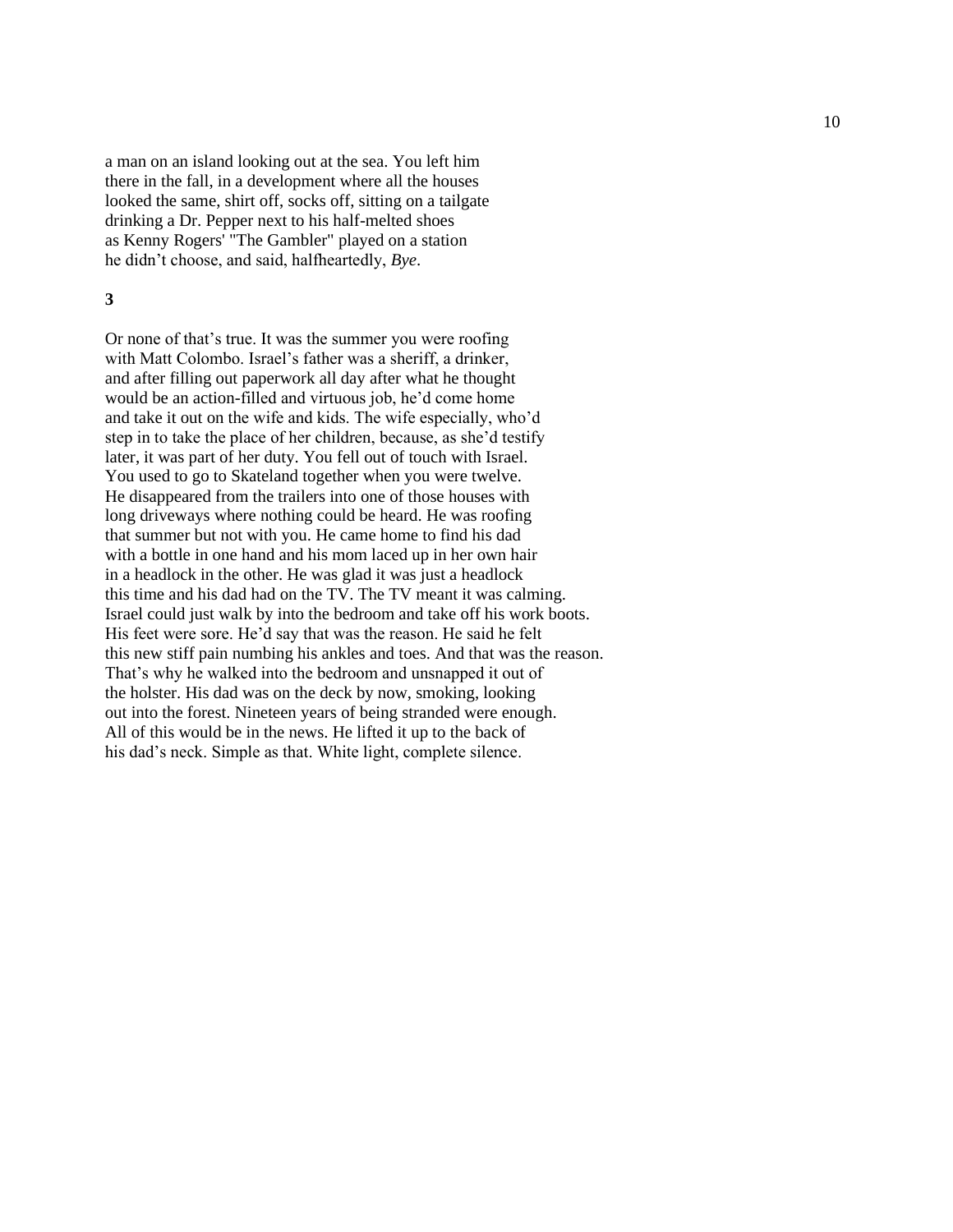a man on an island looking out at the sea. You left him
there in the fall, in a development where all the houses
looked the same, shirt off, socks off, sitting on a tailgate
drinking a Dr. Pepper next to his half-melted shoes
as Kenny Rogers' "The Gambler" played on a station
he didn't choose, and said, halfheartedly, *Bye*.

**3**

Or none of that's true. It was the summer you were roofing
with Matt Colombo. Israel's father was a sheriff, a drinker,
and after filling out paperwork all day after what he thought
would be an action-filled and virtuous job, he'd come home
and take it out on the wife and kids. The wife especially, who'd
step in to take the place of her children, because, as she'd testify
later, it was part of her duty. You fell out of touch with Israel.
You used to go to Skateland together when you were twelve.
He disappeared from the trailers into one of those houses with
long driveways where nothing could be heard. He was roofing
that summer but not with you. He came home to find his dad
with a bottle in one hand and his mom laced up in her own hair
in a headlock in the other. He was glad it was just a headlock
this time and his dad had on the TV. The TV meant it was calming.
Israel could just walk by into the bedroom and take off his work boots.
His feet were sore. He'd say that was the reason. He said he felt
this new stiff pain numbing his ankles and toes. And that was the reason.
That's why he walked into the bedroom and unsnapped it out of
the holster. His dad was on the deck by now, smoking, looking
out into the forest. Nineteen years of being stranded were enough.
All of this would be in the news. He lifted it up to the back of
his dad's neck. Simple as that. White light, complete silence.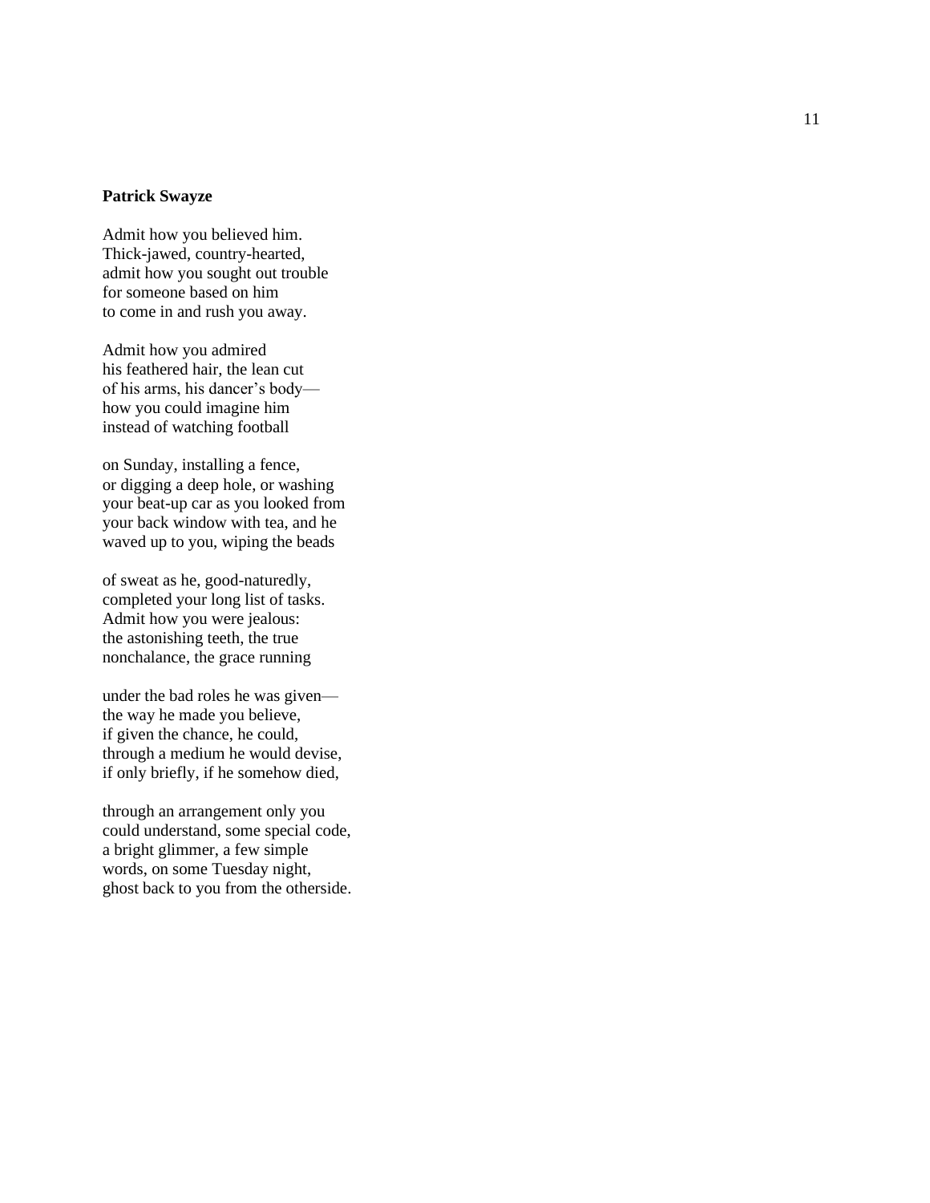**Patrick Swayze**

Admit how you believed him.  
Thick-jawed, country-hearted,  
admit how you sought out trouble  
for someone based on him  
to come in and rush you away.

Admit how you admired  
his feathered hair, the lean cut  
of his arms, his dancer's body—  
how you could imagine him  
instead of watching football

on Sunday, installing a fence,  
or digging a deep hole, or washing  
your beat-up car as you looked from  
your back window with tea, and he  
waved up to you, wiping the beads

of sweat as he, good-naturedly,  
completed your long list of tasks.  
Admit how you were jealous:  
the astonishing teeth, the true  
nonchalance, the grace running

under the bad roles he was given—  
the way he made you believe,  
if given the chance, he could,  
through a medium he would devise,  
if only briefly, if he somehow died,

through an arrangement only you  
could understand, some special code,  
a bright glimmer, a few simple  
words, on some Tuesday night,  
ghost back to you from the otherside.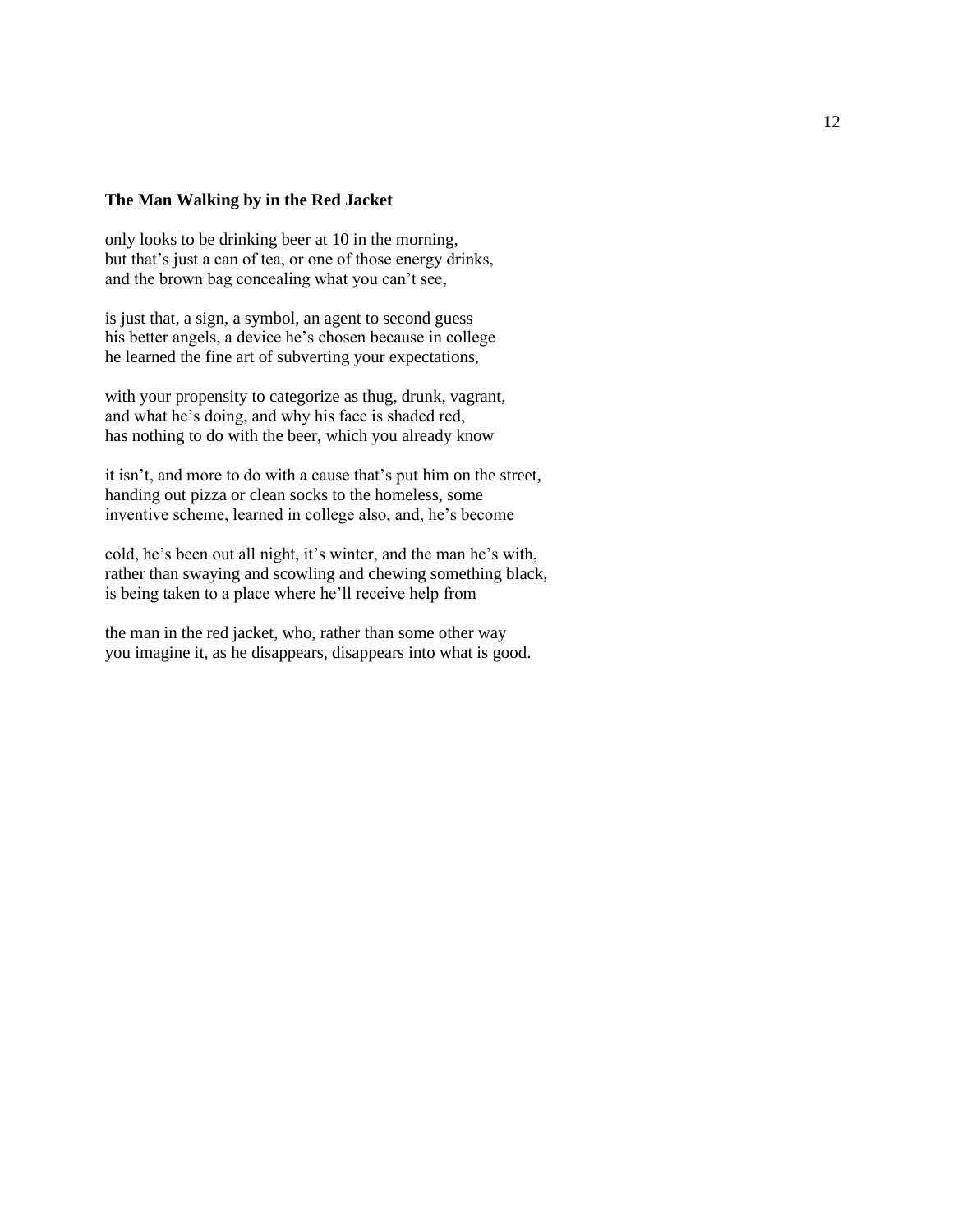**The Man Walking by in the Red Jacket**

only looks to be drinking beer at 10 in the morning,  
but that's just a can of tea, or one of those energy drinks,  
and the brown bag concealing what you can't see,

is just that, a sign, a symbol, an agent to second guess  
his better angels, a device he's chosen because in college  
he learned the fine art of subverting your expectations,

with your propensity to categorize as thug, drunk, vagrant,  
and what he's doing, and why his face is shaded red,  
has nothing to do with the beer, which you already know

it isn't, and more to do with a cause that's put him on the street,  
handing out pizza or clean socks to the homeless, some  
inventive scheme, learned in college also, and, he's become

cold, he's been out all night, it's winter, and the man he's with,  
rather than swaying and scowling and chewing something black,  
is being taken to a place where he'll receive help from

the man in the red jacket, who, rather than some other way  
you imagine it, as he disappears, disappears into what is good.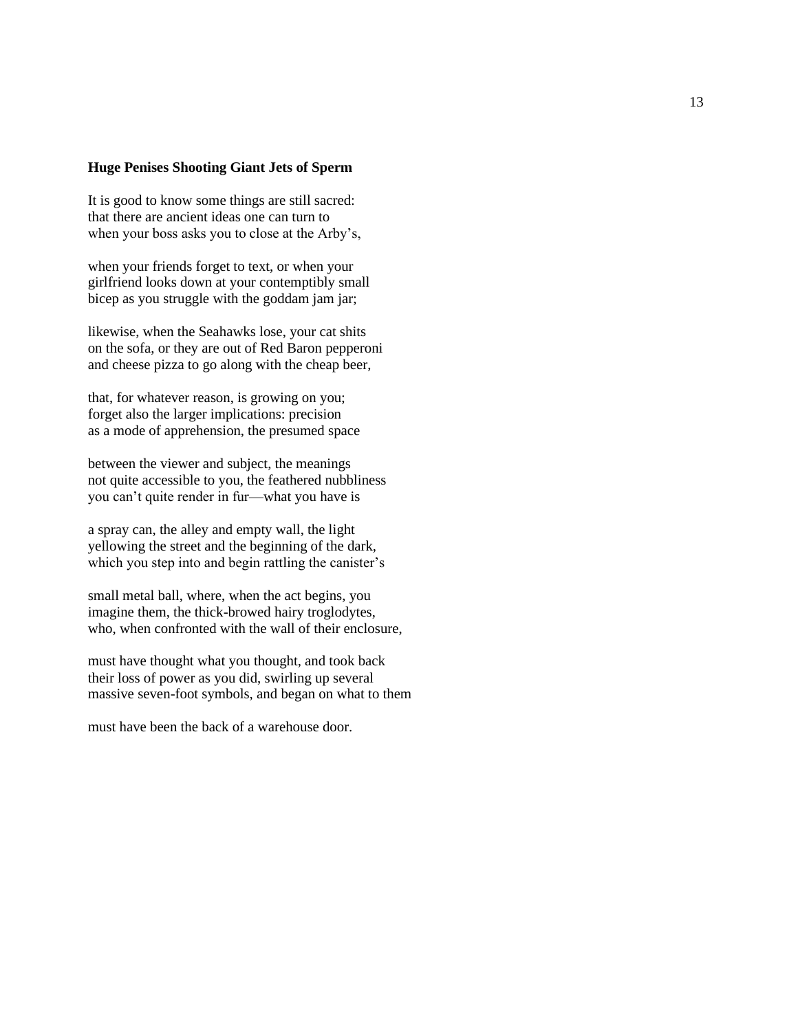**Huge Penises Shooting Giant Jets of Sperm**

It is good to know some things are still sacred:
that there are ancient ideas one can turn to
when your boss asks you to close at the Arby's,

when your friends forget to text, or when your
girlfriend looks down at your contemptibly small
bicep as you struggle with the goddam jam jar;

likewise, when the Seahawks lose, your cat shits
on the sofa, or they are out of Red Baron pepperoni
and cheese pizza to go along with the cheap beer,

that, for whatever reason, is growing on you;
forget also the larger implications: precision
as a mode of apprehension, the presumed space

between the viewer and subject, the meanings
not quite accessible to you, the feathered nubbliness
you can't quite render in fur—what you have is

a spray can, the alley and empty wall, the light
yellowing the street and the beginning of the dark,
which you step into and begin rattling the canister's

small metal ball, where, when the act begins, you
imagine them, the thick-browed hairy troglodytes,
who, when confronted with the wall of their enclosure,

must have thought what you thought, and took back
their loss of power as you did, swirling up several
massive seven-foot symbols, and began on what to them

must have been the back of a warehouse door.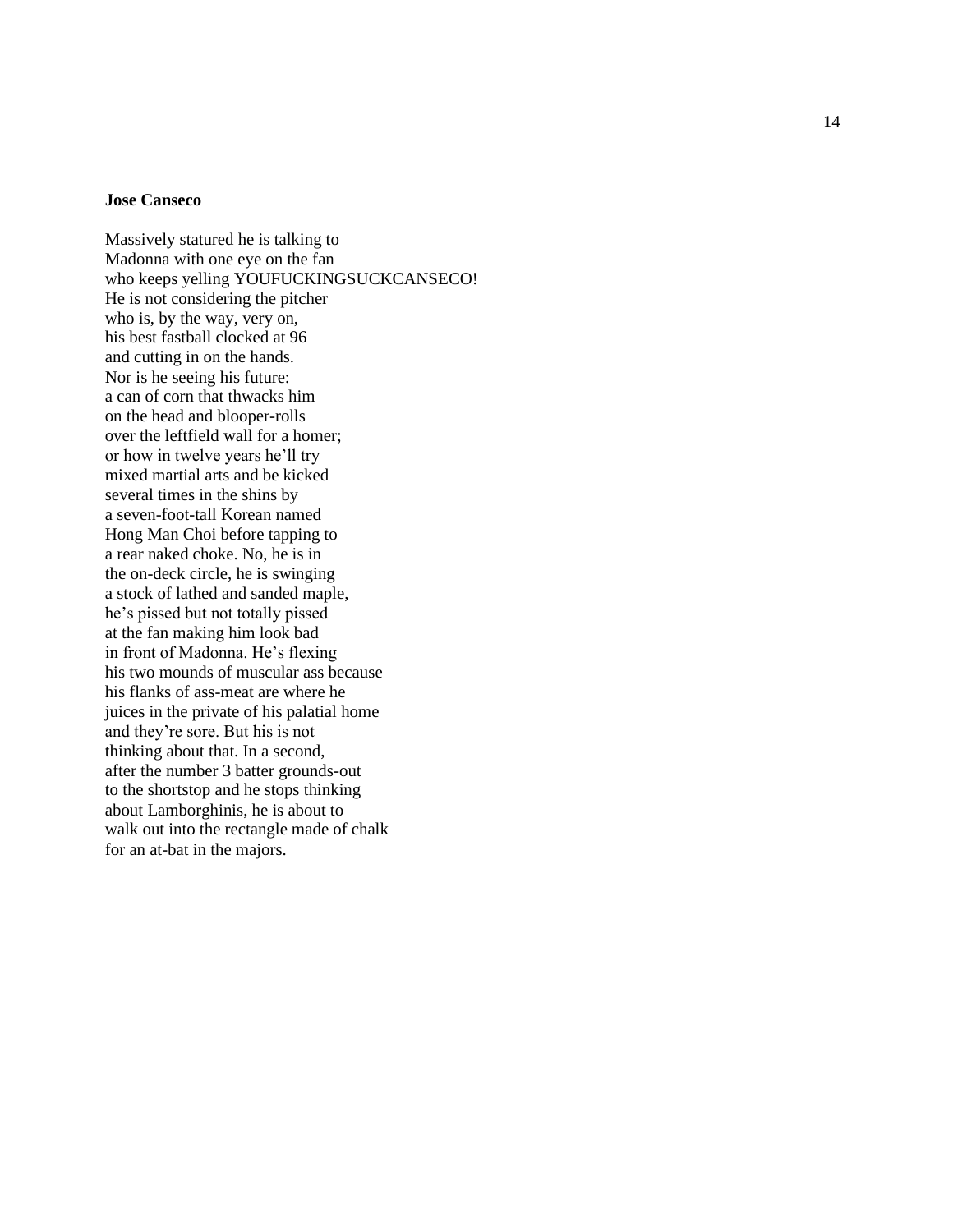**Jose Canseco**

Massively statured he is talking to
Madonna with one eye on the fan
who keeps yelling YOUFUCKINGSUCKCANSECO!
He is not considering the pitcher
who is, by the way, very on,
his best fastball clocked at 96
and cutting in on the hands.
Nor is he seeing his future:
a can of corn that thwacks him
on the head and blooper-rolls
over the leftfield wall for a homer;
or how in twelve years he'll try
mixed martial arts and be kicked
several times in the shins by
a seven-foot-tall Korean named
Hong Man Choi before tapping to
a rear naked choke. No, he is in
the on-deck circle, he is swinging
a stock of lathed and sanded maple,
he's pissed but not totally pissed
at the fan making him look bad
in front of Madonna. He's flexing
his two mounds of muscular ass because
his flanks of ass-meat are where he
juices in the private of his palatial home
and they're sore. But his is not
thinking about that. In a second,
after the number 3 batter grounds-out
to the shortstop and he stops thinking
about Lamborghinis, he is about to
walk out into the rectangle made of chalk
for an at-bat in the majors.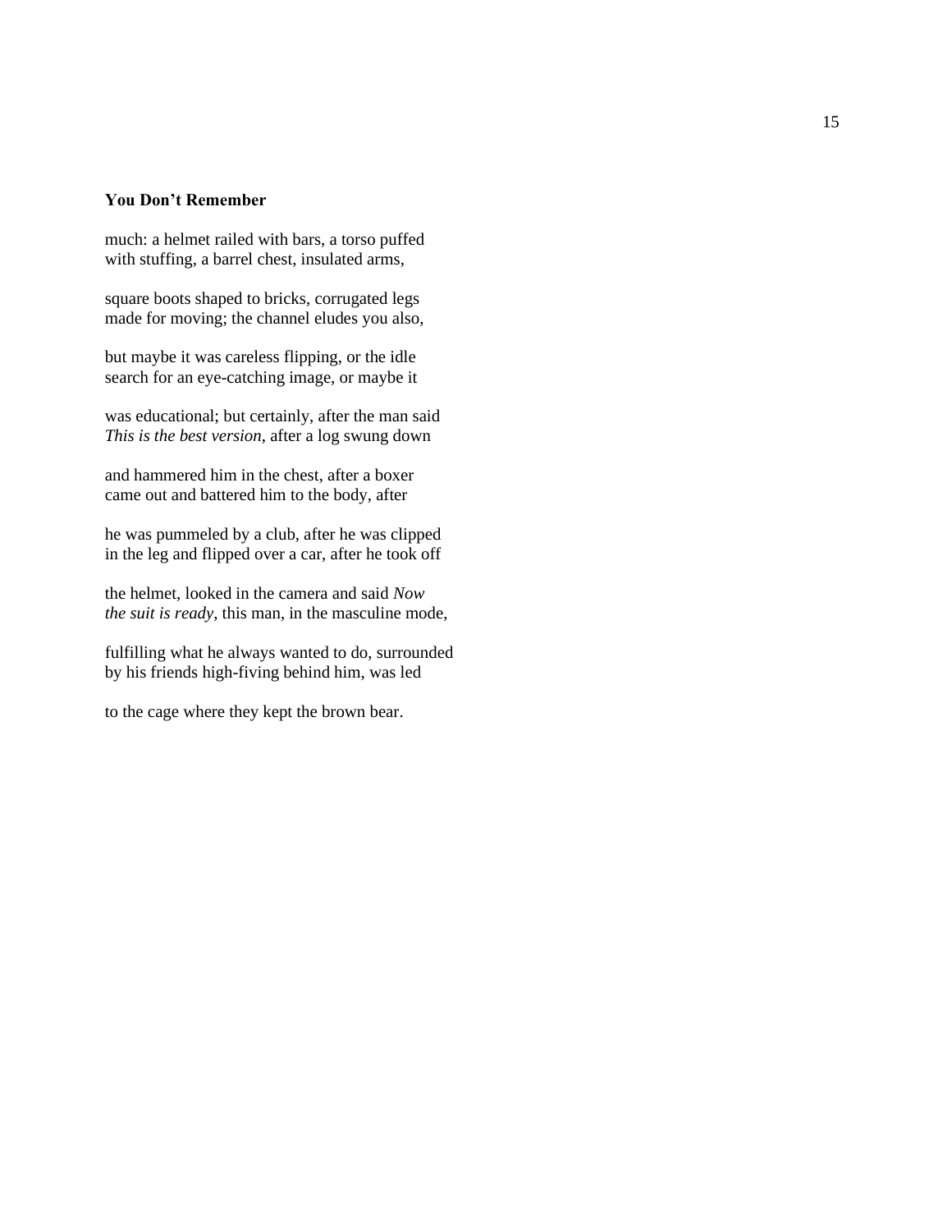**You Don't Remember**

much: a helmet railed with bars, a torso puffed  
with stuffing, a barrel chest, insulated arms,

square boots shaped to bricks, corrugated legs  
made for moving; the channel eludes you also,

but maybe it was careless flipping, or the idle  
search for an eye-catching image, or maybe it

was educational; but certainly, after the man said  
*This is the best version*, after a log swung down

and hammered him in the chest, after a boxer  
came out and battered him to the body, after

he was pummeled by a club, after he was clipped  
in the leg and flipped over a car, after he took off

the helmet, looked in the camera and said *Now*  
*the suit is ready*, this man, in the masculine mode,

fulfilling what he always wanted to do, surrounded  
by his friends high-fiving behind him, was led

to the cage where they kept the brown bear.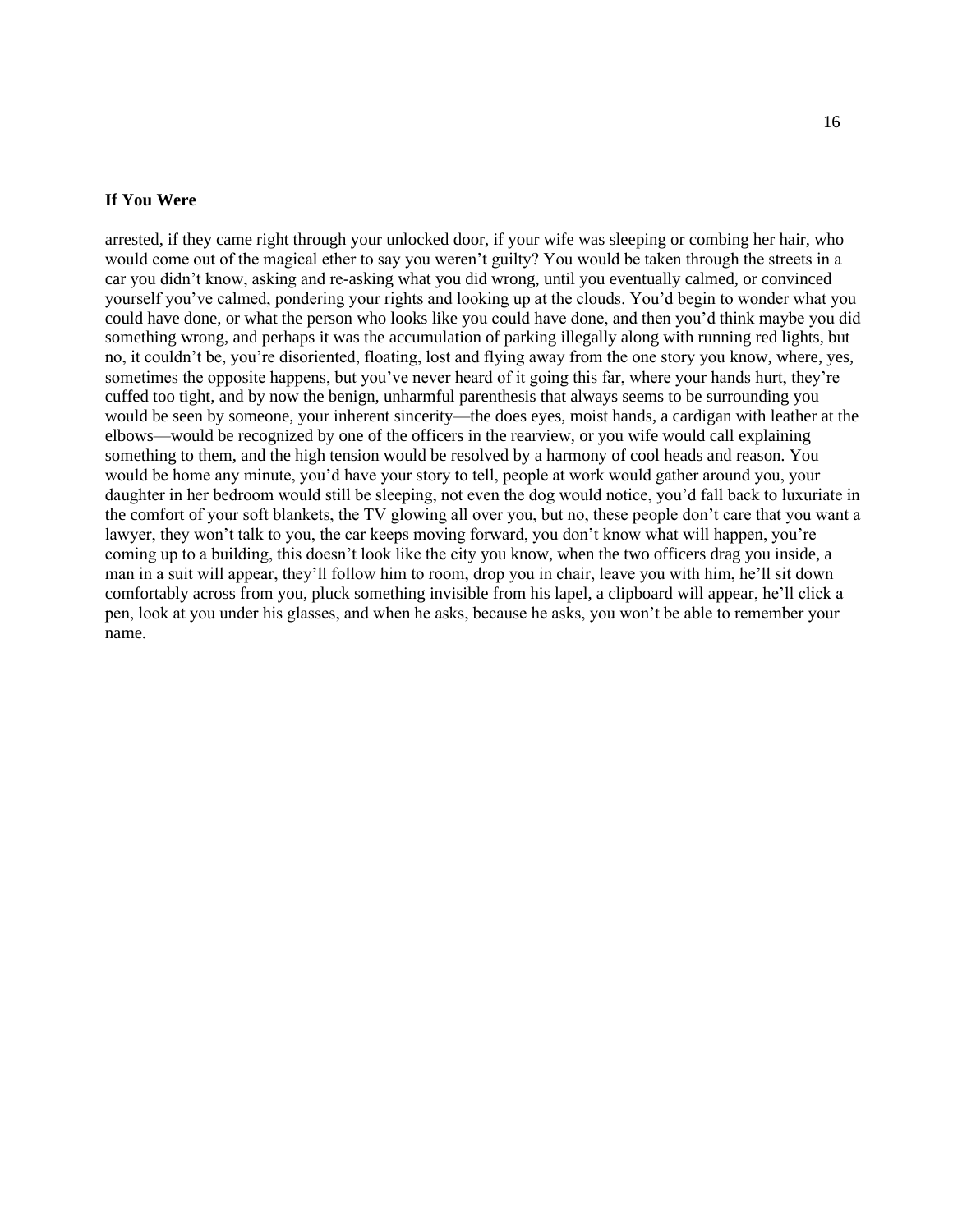**If You Were**

arrested, if they came right through your unlocked door, if your wife was sleeping or combing her hair, who would come out of the magical ether to say you weren't guilty? You would be taken through the streets in a car you didn't know, asking and re-asking what you did wrong, until you eventually calmed, or convinced yourself you've calmed, pondering your rights and looking up at the clouds. You'd begin to wonder what you could have done, or what the person who looks like you could have done, and then you'd think maybe you did something wrong, and perhaps it was the accumulation of parking illegally along with running red lights, but no, it couldn't be, you're disoriented, floating, lost and flying away from the one story you know, where, yes, sometimes the opposite happens, but you've never heard of it going this far, where your hands hurt, they're cuffed too tight, and by now the benign, unharmful parenthesis that always seems to be surrounding you would be seen by someone, your inherent sincerity—the does eyes, moist hands, a cardigan with leather at the elbows—would be recognized by one of the officers in the rearview, or you wife would call explaining something to them, and the high tension would be resolved by a harmony of cool heads and reason. You would be home any minute, you'd have your story to tell, people at work would gather around you, your daughter in her bedroom would still be sleeping, not even the dog would notice, you'd fall back to luxuriate in the comfort of your soft blankets, the TV glowing all over you, but no, these people don't care that you want a lawyer, they won't talk to you, the car keeps moving forward, you don't know what will happen, you're coming up to a building, this doesn't look like the city you know, when the two officers drag you inside, a man in a suit will appear, they'll follow him to room, drop you in chair, leave you with him, he'll sit down comfortably across from you, pluck something invisible from his lapel, a clipboard will appear, he'll click a pen, look at you under his glasses, and when he asks, because he asks, you won't be able to remember your name.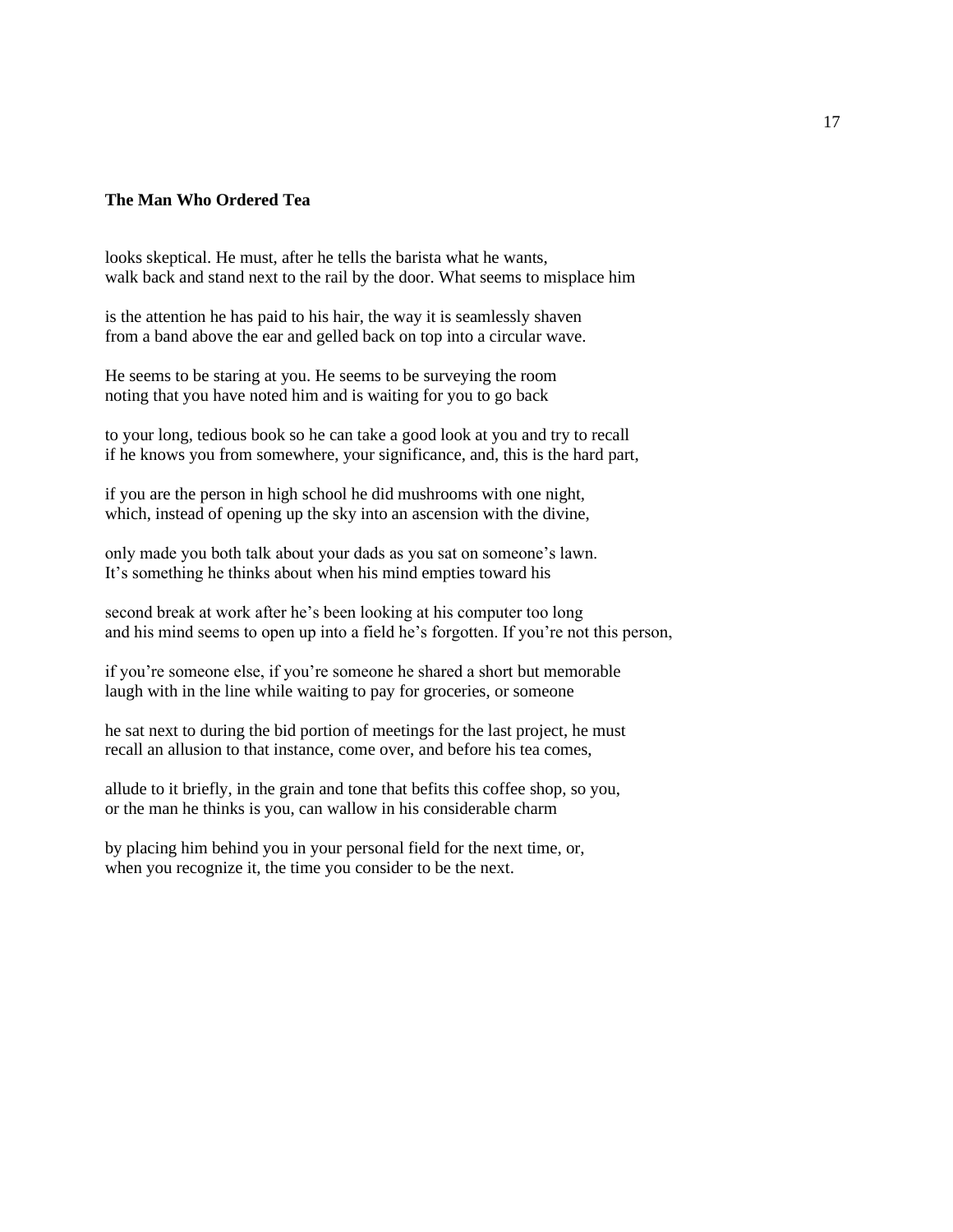**The Man Who Ordered Tea**

looks skeptical. He must, after he tells the barista what he wants,  
walk back and stand next to the rail by the door. What seems to misplace him

is the attention he has paid to his hair, the way it is seamlessly shaven  
from a band above the ear and gelled back on top into a circular wave.

He seems to be staring at you. He seems to be surveying the room  
noting that you have noted him and is waiting for you to go back

to your long, tedious book so he can take a good look at you and try to recall  
if he knows you from somewhere, your significance, and, this is the hard part,

if you are the person in high school he did mushrooms with one night,  
which, instead of opening up the sky into an ascension with the divine,

only made you both talk about your dads as you sat on someone's lawn.  
It's something he thinks about when his mind empties toward his

second break at work after he's been looking at his computer too long  
and his mind seems to open up into a field he's forgotten. If you're not this person,

if you're someone else, if you're someone he shared a short but memorable  
laugh with in the line while waiting to pay for groceries, or someone

he sat next to during the bid portion of meetings for the last project, he must  
recall an allusion to that instance, come over, and before his tea comes,

allude to it briefly, in the grain and tone that befits this coffee shop, so you,  
or the man he thinks is you, can wallow in his considerable charm

by placing him behind you in your personal field for the next time, or,  
when you recognize it, the time you consider to be the next.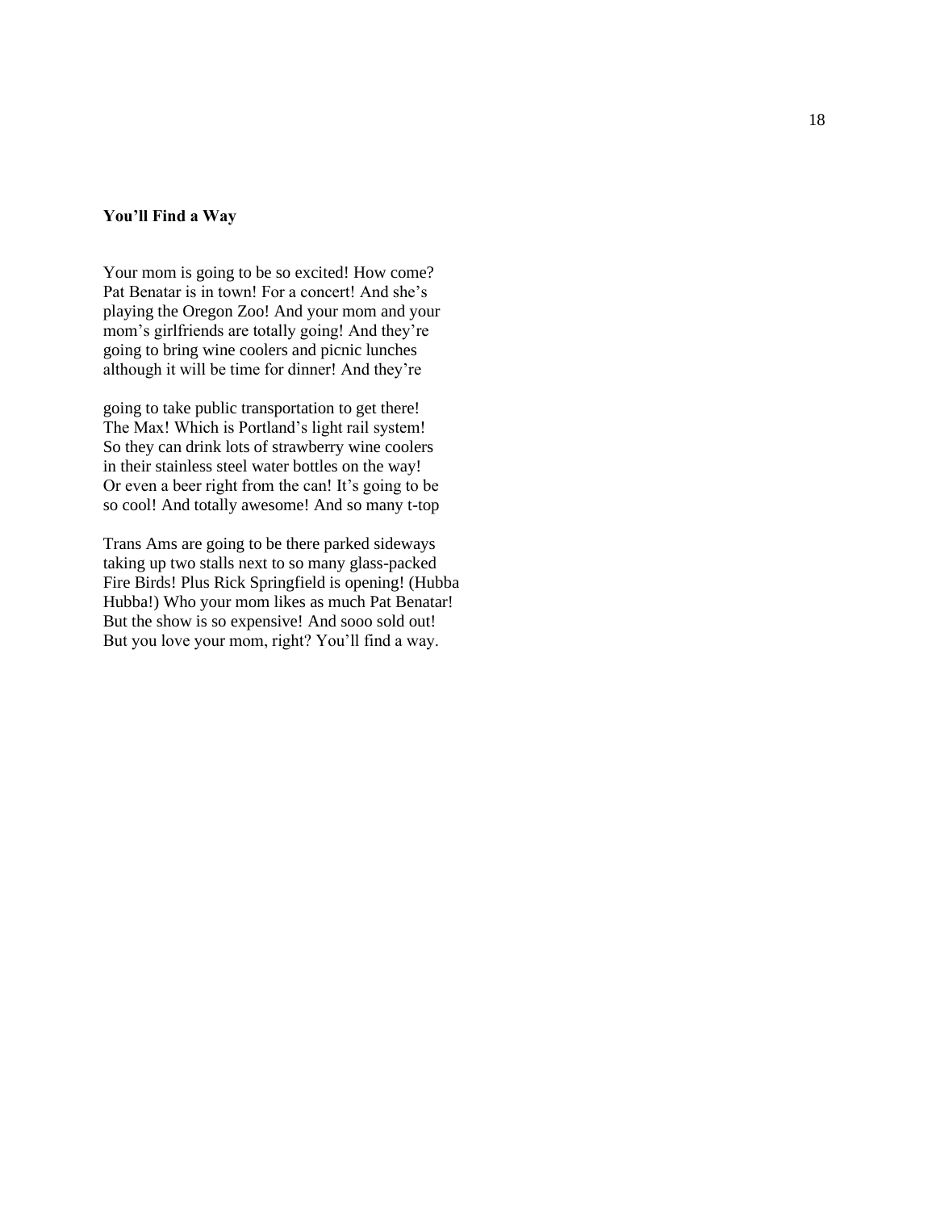**You'll Find a Way**

Your mom is going to be so excited! How come?  
Pat Benatar is in town! For a concert! And she's  
playing the Oregon Zoo! And your mom and your  
mom's girlfriends are totally going! And they're  
going to bring wine coolers and picnic lunches  
although it will be time for dinner! And they're

going to take public transportation to get there!  
The Max! Which is Portland's light rail system!  
So they can drink lots of strawberry wine coolers  
in their stainless steel water bottles on the way!  
Or even a beer right from the can! It's going to be  
so cool! And totally awesome! And so many t-top

Trans Ams are going to be there parked sideways  
taking up two stalls next to so many glass-packed  
Fire Birds! Plus Rick Springfield is opening! (Hubba  
Hubba!) Who your mom likes as much Pat Benatar!  
But the show is so expensive! And sooo sold out!  
But you love your mom, right? You'll find a way.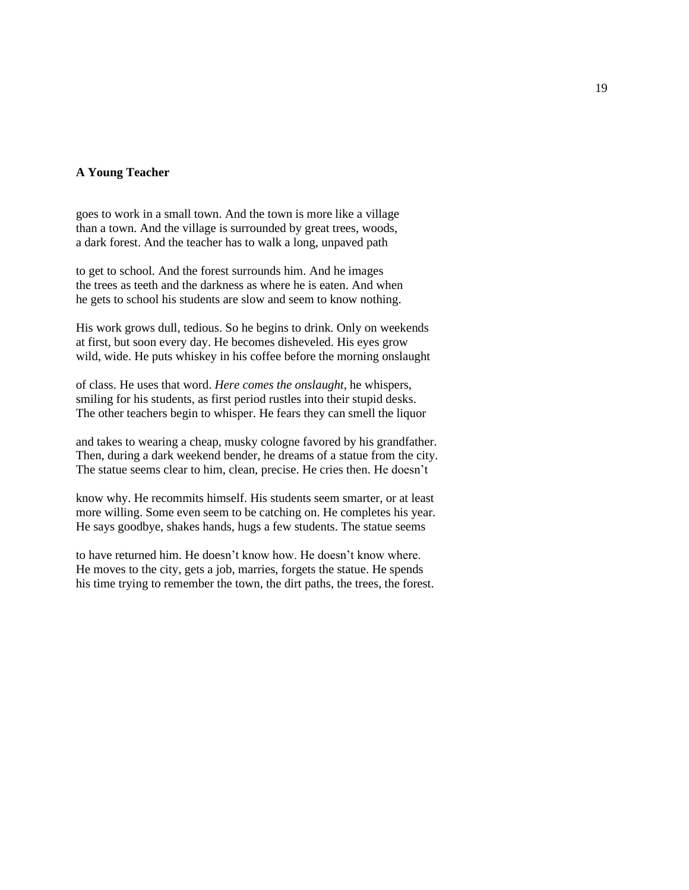**A Young Teacher**

goes to work in a small town. And the town is more like a village
than a town. And the village is surrounded by great trees, woods,
a dark forest. And the teacher has to walk a long, unpaved path

to get to school. And the forest surrounds him. And he images
the trees as teeth and the darkness as where he is eaten. And when
he gets to school his students are slow and seem to know nothing.

His work grows dull, tedious. So he begins to drink. Only on weekends
at first, but soon every day. He becomes disheveled. His eyes grow
wild, wide. He puts whiskey in his coffee before the morning onslaught

of class. He uses that word. *Here comes the onslaught*, he whispers,
smiling for his students, as first period rustles into their stupid desks.
The other teachers begin to whisper. He fears they can smell the liquor

and takes to wearing a cheap, musky cologne favored by his grandfather.
Then, during a dark weekend bender, he dreams of a statue from the city.
The statue seems clear to him, clean, precise. He cries then. He doesn't

know why. He recommits himself. His students seem smarter, or at least
more willing. Some even seem to be catching on. He completes his year.
He says goodbye, shakes hands, hugs a few students. The statue seems

to have returned him. He doesn't know how. He doesn't know where.
He moves to the city, gets a job, marries, forgets the statue. He spends
his time trying to remember the town, the dirt paths, the trees, the forest.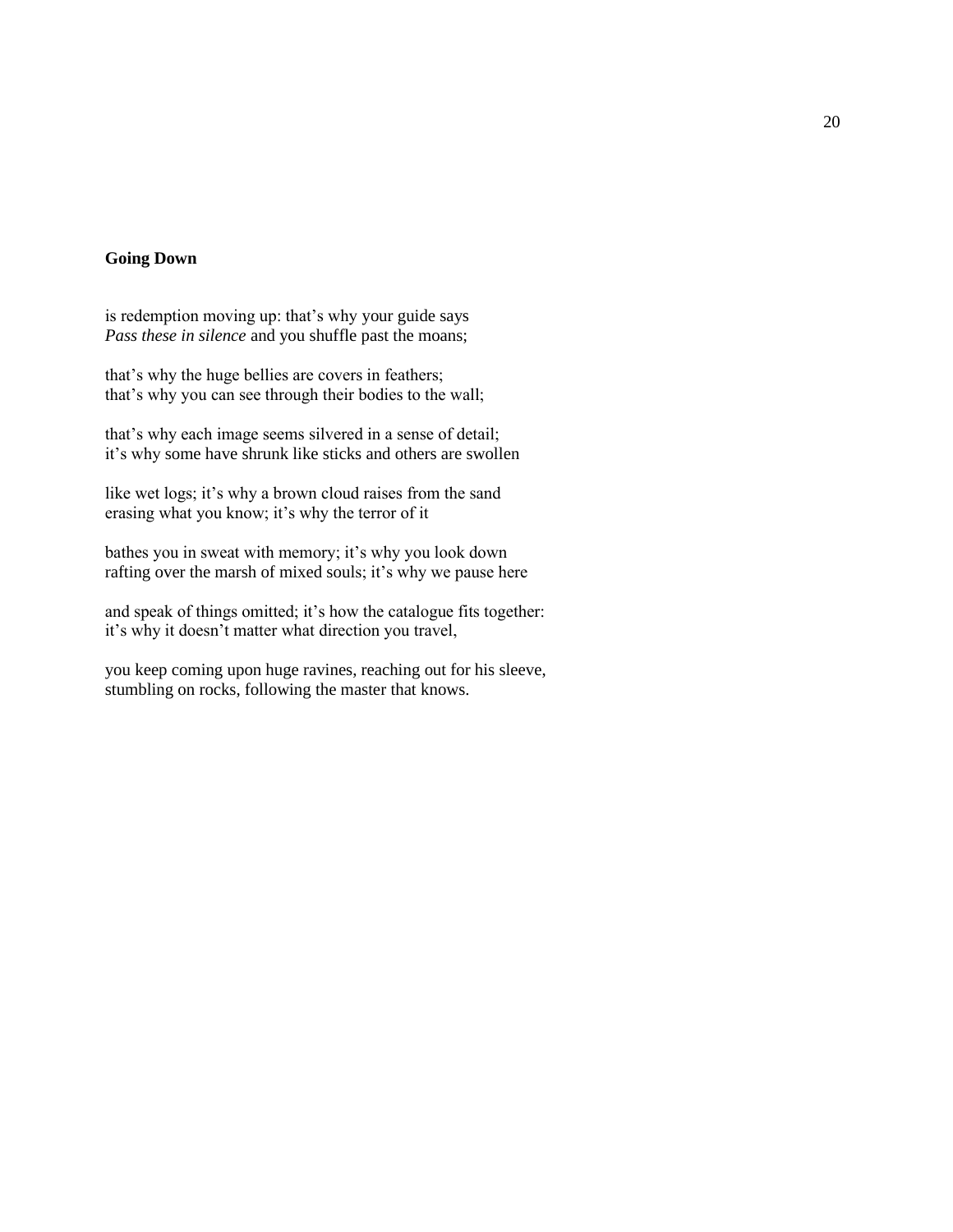**Going Down**

is redemption moving up: that's why your guide says
*Pass these in silence* and you shuffle past the moans;

that's why the huge bellies are covers in feathers;
that's why you can see through their bodies to the wall;

that's why each image seems silvered in a sense of detail;
it's why some have shrunk like sticks and others are swollen

like wet logs; it's why a brown cloud raises from the sand
erasing what you know; it's why the terror of it

bathes you in sweat with memory; it's why you look down
rafting over the marsh of mixed souls; it's why we pause here

and speak of things omitted; it's how the catalogue fits together:
it's why it doesn't matter what direction you travel,

you keep coming upon huge ravines, reaching out for his sleeve,
stumbling on rocks, following the master that knows.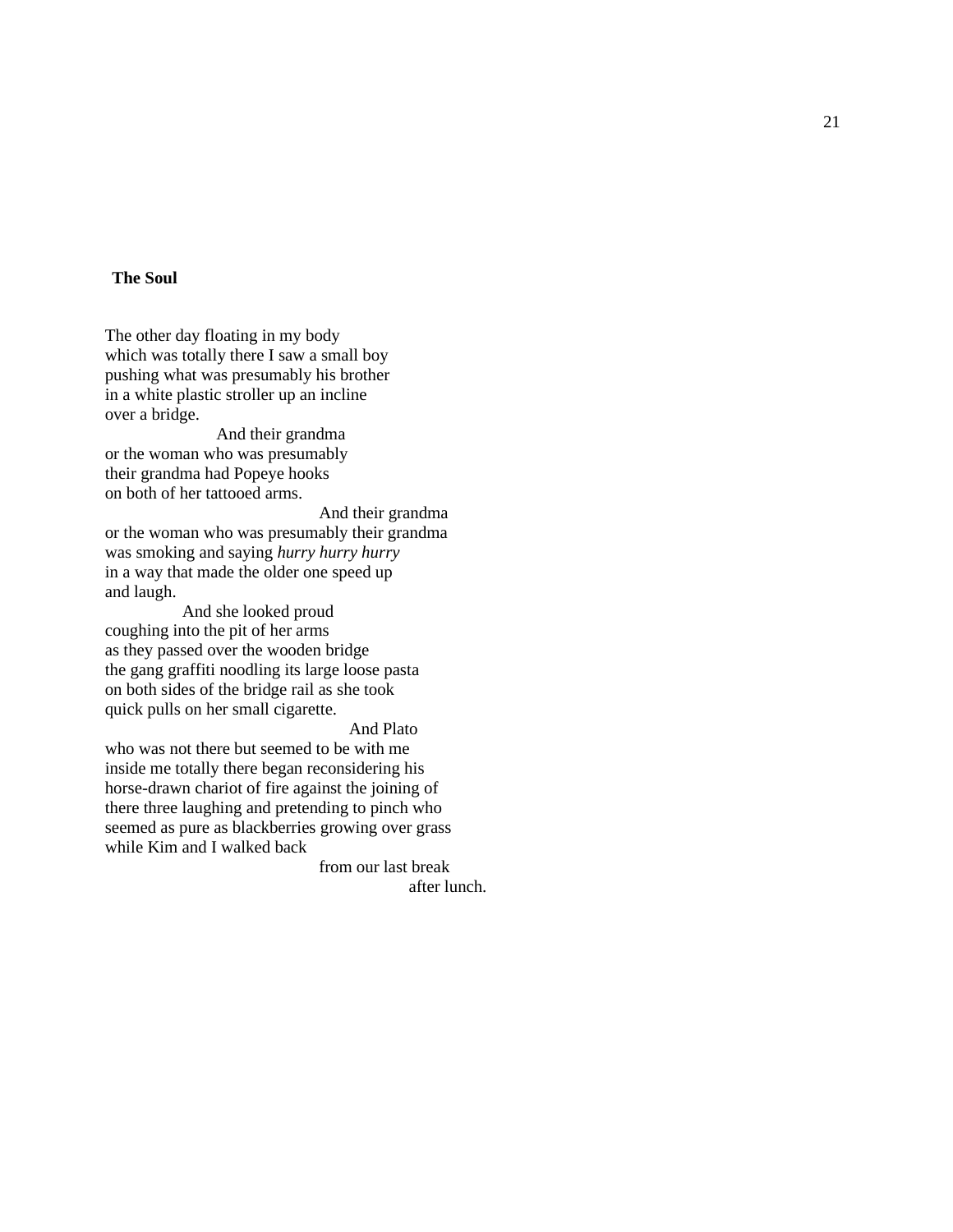**The Soul**

The other day floating in my body
which was totally there I saw a small boy
pushing what was presumably his brother
in a white plastic stroller up an incline
over a bridge.

And their grandma
or the woman who was presumably
their grandma had Popeye hooks
on both of her tattooed arms.

And their grandma
or the woman who was presumably their grandma
was smoking and saying *hurry hurry hurry*
in a way that made the older one speed up
and laugh.

And she looked proud
coughing into the pit of her arms
as they passed over the wooden bridge
the gang graffiti noodling its large loose pasta
on both sides of the bridge rail as she took
quick pulls on her small cigarette.

And Plato
who was not there but seemed to be with me
inside me totally there began reconsidering his
horse-drawn chariot of fire against the joining of
there three laughing and pretending to pinch who
seemed as pure as blackberries growing over grass
while Kim and I walked back

from our last break

after lunch.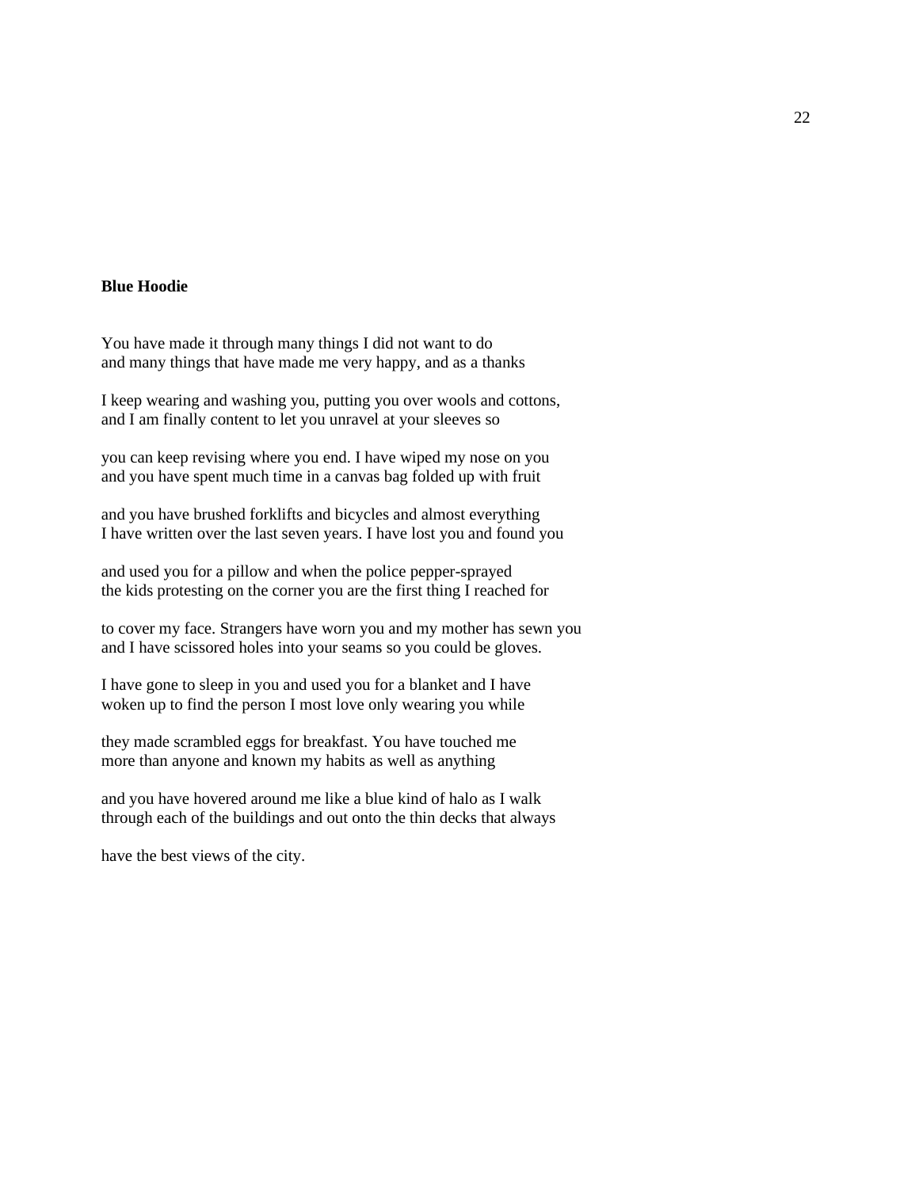**Blue Hoodie**

You have made it through many things I did not want to do
and many things that have made me very happy, and as a thanks

I keep wearing and washing you, putting you over wools and cottons,
and I am finally content to let you unravel at your sleeves so

you can keep revising where you end. I have wiped my nose on you
and you have spent much time in a canvas bag folded up with fruit

and you have brushed forklifts and bicycles and almost everything
I have written over the last seven years. I have lost you and found you

and used you for a pillow and when the police pepper-sprayed
the kids protesting on the corner you are the first thing I reached for

to cover my face. Strangers have worn you and my mother has sewn you
and I have scissored holes into your seams so you could be gloves.

I have gone to sleep in you and used you for a blanket and I have
woken up to find the person I most love only wearing you while

they made scrambled eggs for breakfast. You have touched me
more than anyone and known my habits as well as anything

and you have hovered around me like a blue kind of halo as I walk
through each of the buildings and out onto the thin decks that always

have the best views of the city.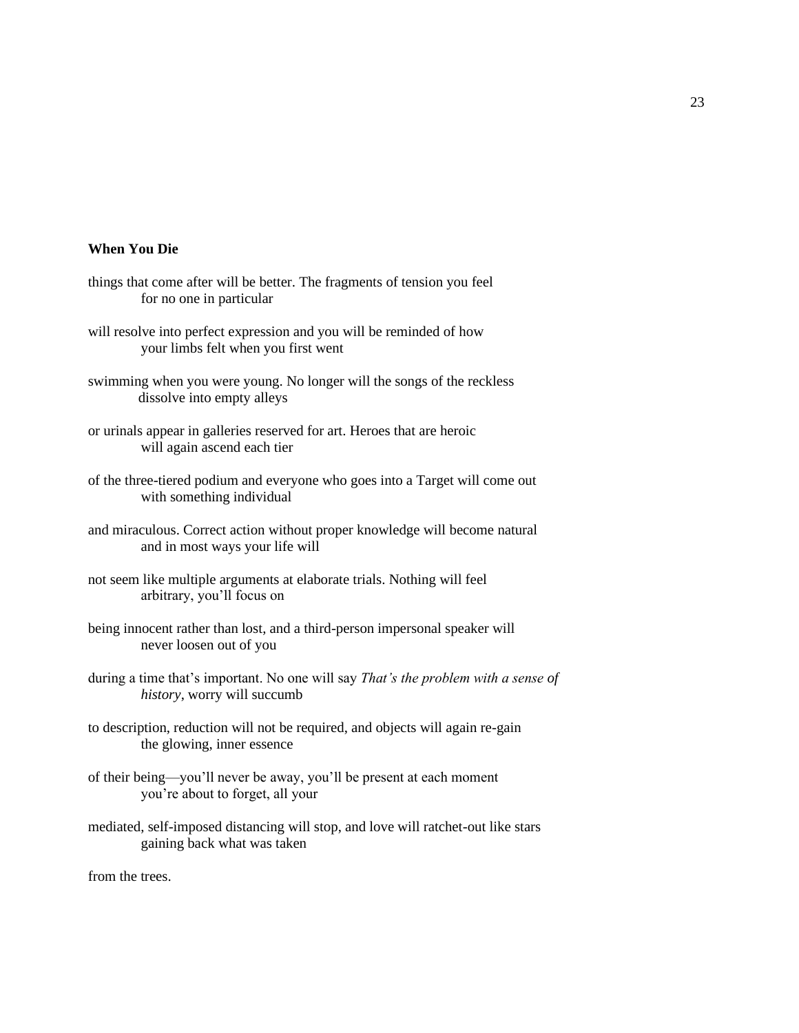**When You Die**

things that come after will be better. The fragments of tension you feel
            for no one in particular

will resolve into perfect expression and you will be reminded of how
            your limbs felt when you first went

swimming when you were young. No longer will the songs of the reckless
            dissolve into empty alleys

or urinals appear in galleries reserved for art. Heroes that are heroic
            will again ascend each tier

of the three-tiered podium and everyone who goes into a Target will come out
            with something individual

and miraculous. Correct action without proper knowledge will become natural
            and in most ways your life will

not seem like multiple arguments at elaborate trials. Nothing will feel
            arbitrary, you'll focus on

being innocent rather than lost, and a third-person impersonal speaker will
            never loosen out of you

during a time that's important. No one will say *That's the problem with a sense of
            history*, worry will succumb

to description, reduction will not be required, and objects will again re-gain
            the glowing, inner essence

of their being—you'll never be away, you'll be present at each moment
            you're about to forget, all your

mediated, self-imposed distancing will stop, and love will ratchet-out like stars
            gaining back what was taken

from the trees.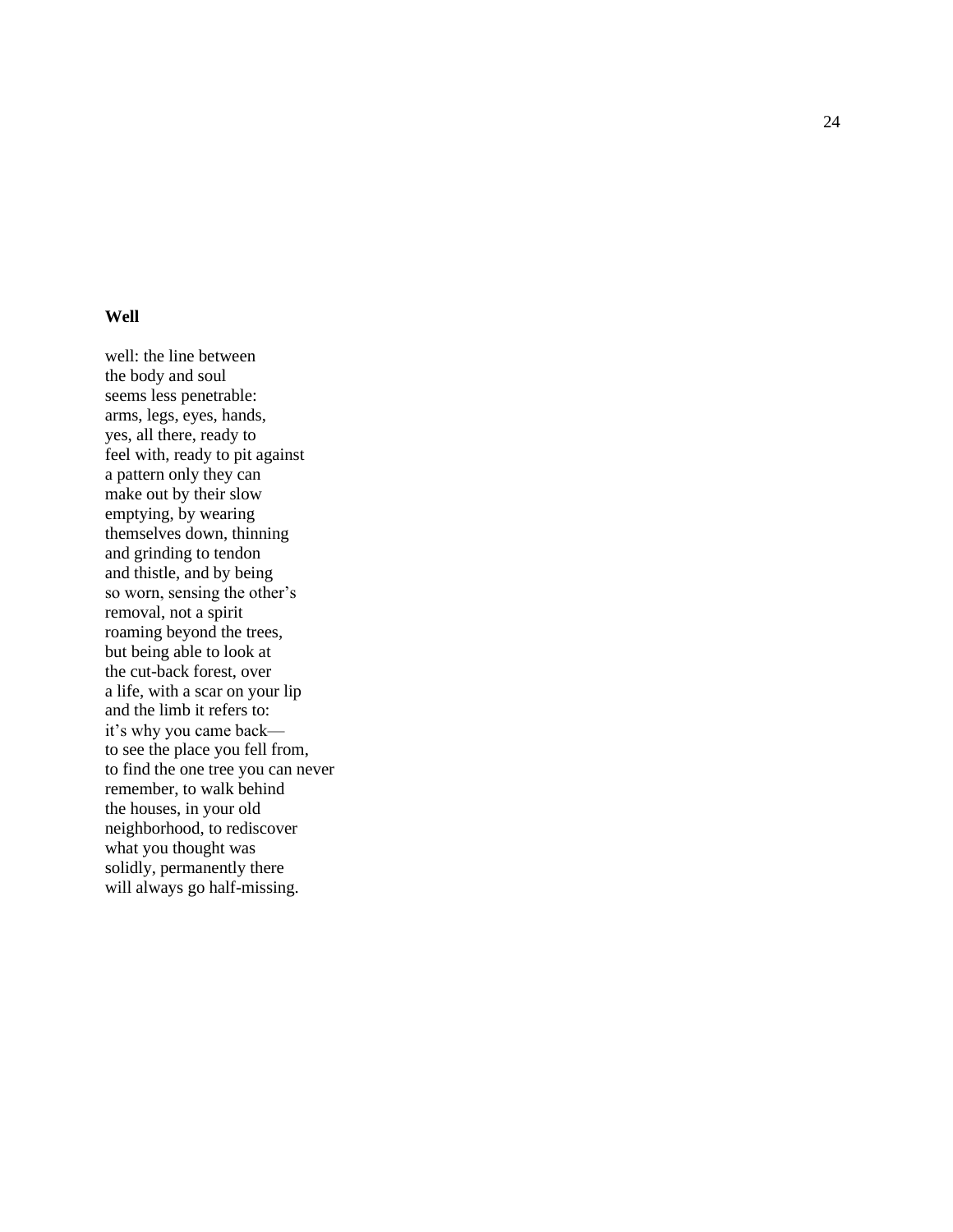**Well**

well: the line between  
the body and soul  
seems less penetrable:  
arms, legs, eyes, hands,  
yes, all there, ready to  
feel with, ready to pit against  
a pattern only they can  
make out by their slow  
emptying, by wearing  
themselves down, thinning  
and grinding to tendon  
and thistle, and by being  
so worn, sensing the other's  
removal, not a spirit  
roaming beyond the trees,  
but being able to look at  
the cut-back forest, over  
a life, with a scar on your lip  
and the limb it refers to:  
it's why you came back—  
to see the place you fell from,  
to find the one tree you can never  
remember, to walk behind  
the houses, in your old  
neighborhood, to rediscover  
what you thought was  
solidly, permanently there  
will always go half-missing.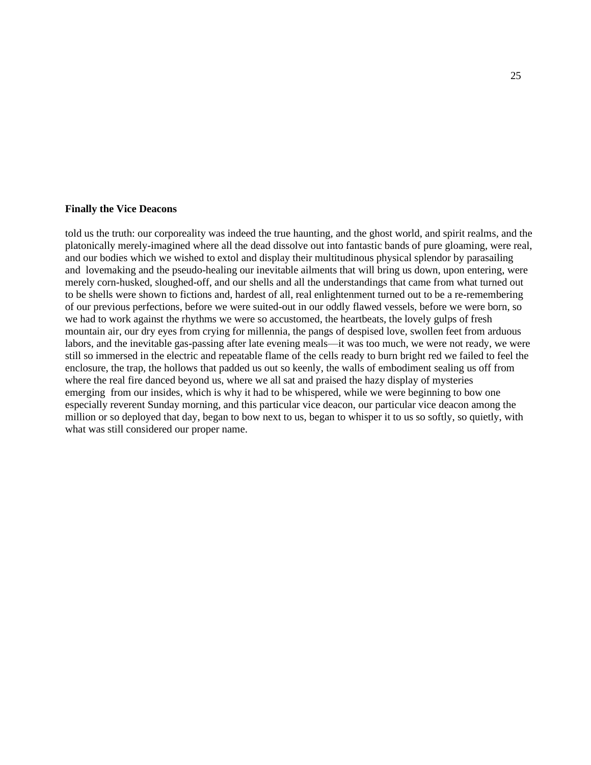**Finally the Vice Deacons**

told us the truth: our corporeality was indeed the true haunting, and the ghost world, and spirit realms, and the platonically merely-imagined where all the dead dissolve out into fantastic bands of pure gloaming, were real, and our bodies which we wished to extol and display their multitudinous physical splendor by parasailing and lovemaking and the pseudo-healing our inevitable ailments that will bring us down, upon entering, were merely corn-husked, sloughed-off, and our shells and all the understandings that came from what turned out to be shells were shown to fictions and, hardest of all, real enlightenment turned out to be a re-remembering of our previous perfections, before we were suited-out in our oddly flawed vessels, before we were born, so we had to work against the rhythms we were so accustomed, the heartbeats, the lovely gulps of fresh mountain air, our dry eyes from crying for millennia, the pangs of despised love, swollen feet from arduous labors, and the inevitable gas-passing after late evening meals—it was too much, we were not ready, we were still so immersed in the electric and repeatable flame of the cells ready to burn bright red we failed to feel the enclosure, the trap, the hollows that padded us out so keenly, the walls of embodiment sealing us off from where the real fire danced beyond us, where we all sat and praised the hazy display of mysteries emerging from our insides, which is why it had to be whispered, while we were beginning to bow one especially reverent Sunday morning, and this particular vice deacon, our particular vice deacon among the million or so deployed that day, began to bow next to us, began to whisper it to us so softly, so quietly, with what was still considered our proper name.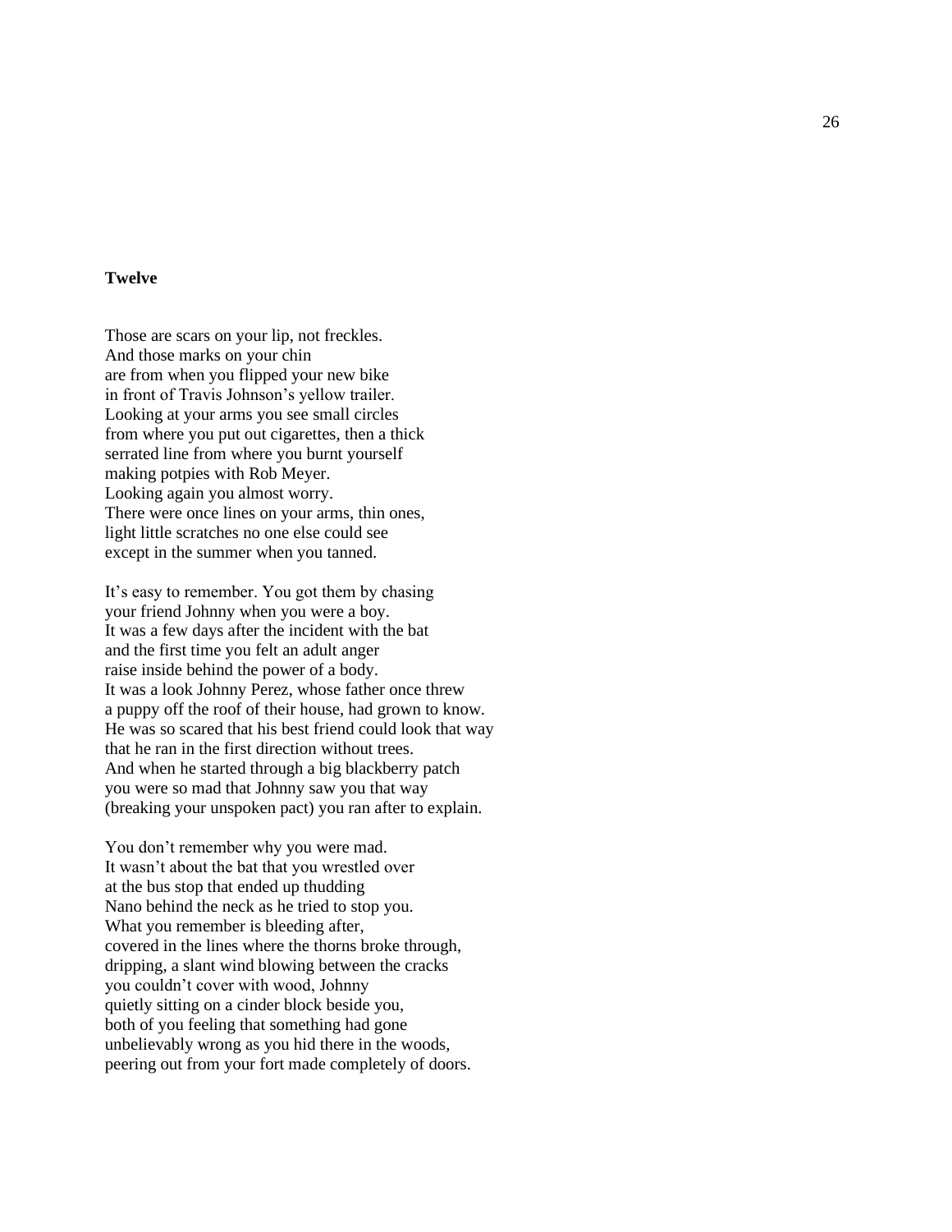**Twelve**

Those are scars on your lip, not freckles.
And those marks on your chin
are from when you flipped your new bike
in front of Travis Johnson's yellow trailer.
Looking at your arms you see small circles
from where you put out cigarettes, then a thick
serrated line from where you burnt yourself
making potpies with Rob Meyer.
Looking again you almost worry.
There were once lines on your arms, thin ones,
light little scratches no one else could see
except in the summer when you tanned.

It's easy to remember. You got them by chasing
your friend Johnny when you were a boy.
It was a few days after the incident with the bat
and the first time you felt an adult anger
raise inside behind the power of a body.
It was a look Johnny Perez, whose father once threw
a puppy off the roof of their house, had grown to know.
He was so scared that his best friend could look that way
that he ran in the first direction without trees.
And when he started through a big blackberry patch
you were so mad that Johnny saw you that way
(breaking your unspoken pact) you ran after to explain.

You don't remember why you were mad.
It wasn't about the bat that you wrestled over
at the bus stop that ended up thudding
Nano behind the neck as he tried to stop you.
What you remember is bleeding after,
covered in the lines where the thorns broke through,
dripping, a slant wind blowing between the cracks
you couldn't cover with wood, Johnny
quietly sitting on a cinder block beside you,
both of you feeling that something had gone
unbelievably wrong as you hid there in the woods,
peering out from your fort made completely of doors.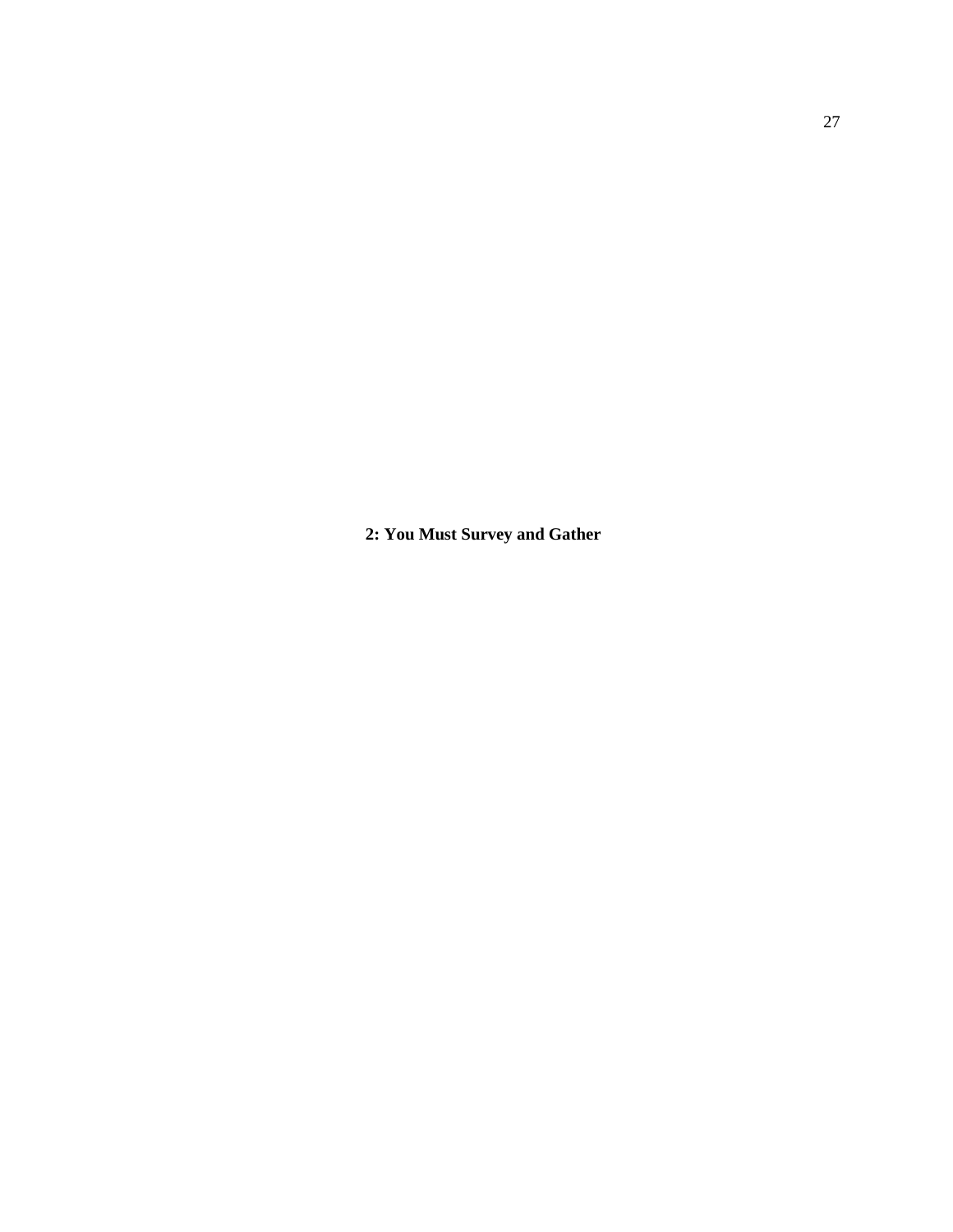# 2: You Must Survey and Gather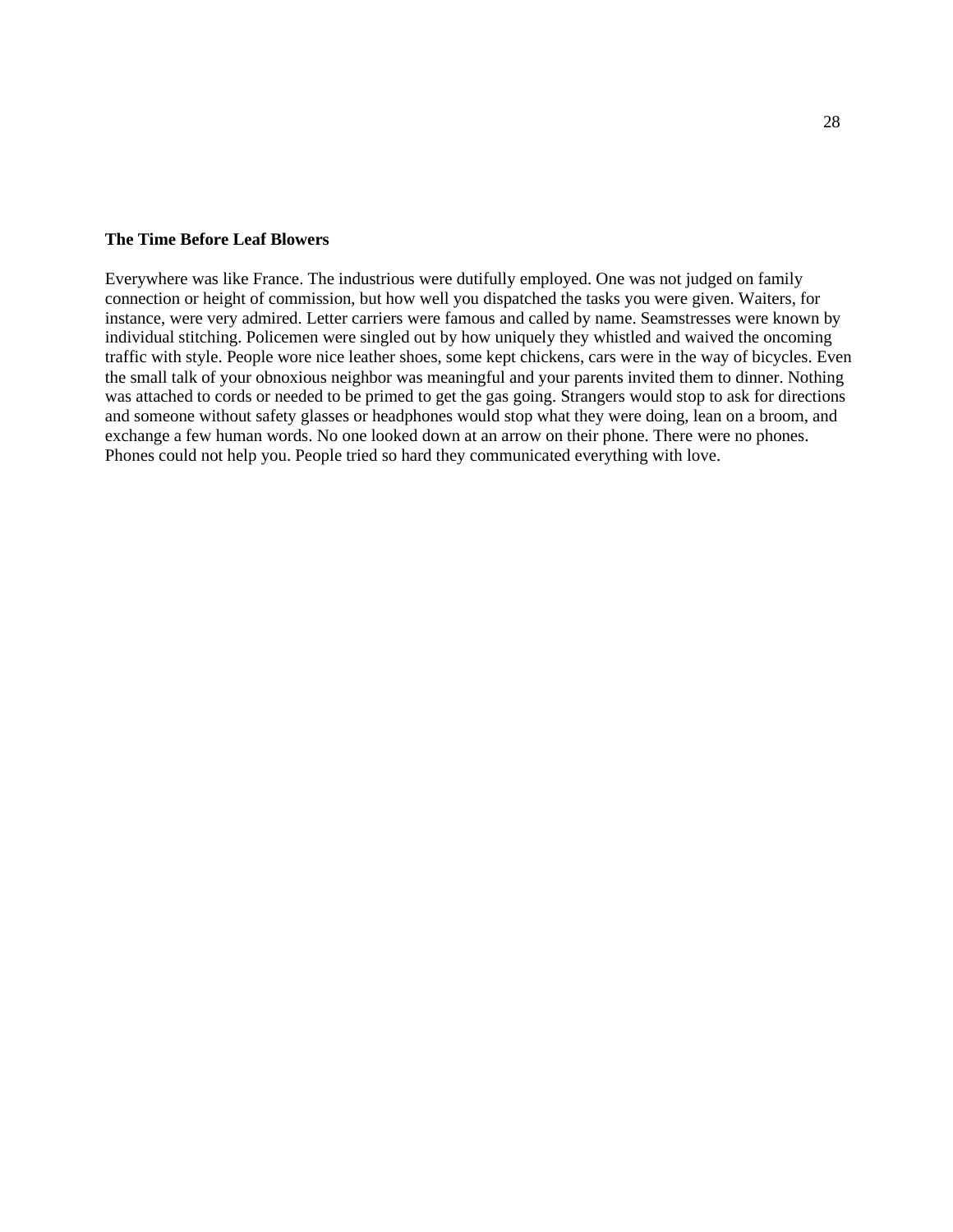**The Time Before Leaf Blowers**

Everywhere was like France. The industrious were dutifully employed. One was not judged on family connection or height of commission, but how well you dispatched the tasks you were given. Waiters, for instance, were very admired. Letter carriers were famous and called by name. Seamstresses were known by individual stitching. Policemen were singled out by how uniquely they whistled and waived the oncoming traffic with style. People wore nice leather shoes, some kept chickens, cars were in the way of bicycles. Even the small talk of your obnoxious neighbor was meaningful and your parents invited them to dinner. Nothing was attached to cords or needed to be primed to get the gas going. Strangers would stop to ask for directions and someone without safety glasses or headphones would stop what they were doing, lean on a broom, and exchange a few human words. No one looked down at an arrow on their phone. There were no phones. Phones could not help you. People tried so hard they communicated everything with love.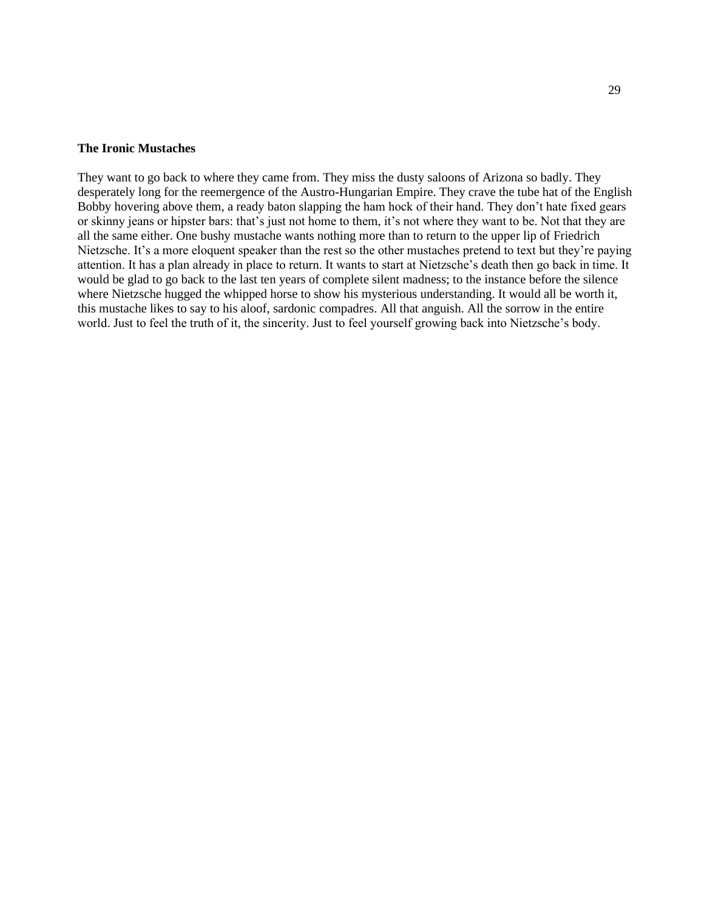**The Ironic Mustaches**

They want to go back to where they came from. They miss the dusty saloons of Arizona so badly. They desperately long for the reemergence of the Austro-Hungarian Empire. They crave the tube hat of the English Bobby hovering above them, a ready baton slapping the ham hock of their hand. They don't hate fixed gears or skinny jeans or hipster bars: that's just not home to them, it's not where they want to be. Not that they are all the same either. One bushy mustache wants nothing more than to return to the upper lip of Friedrich Nietzsche. It's a more eloquent speaker than the rest so the other mustaches pretend to text but they're paying attention. It has a plan already in place to return. It wants to start at Nietzsche's death then go back in time. It would be glad to go back to the last ten years of complete silent madness; to the instance before the silence where Nietzsche hugged the whipped horse to show his mysterious understanding. It would all be worth it, this mustache likes to say to his aloof, sardonic compadres. All that anguish. All the sorrow in the entire world. Just to feel the truth of it, the sincerity. Just to feel yourself growing back into Nietzsche's body.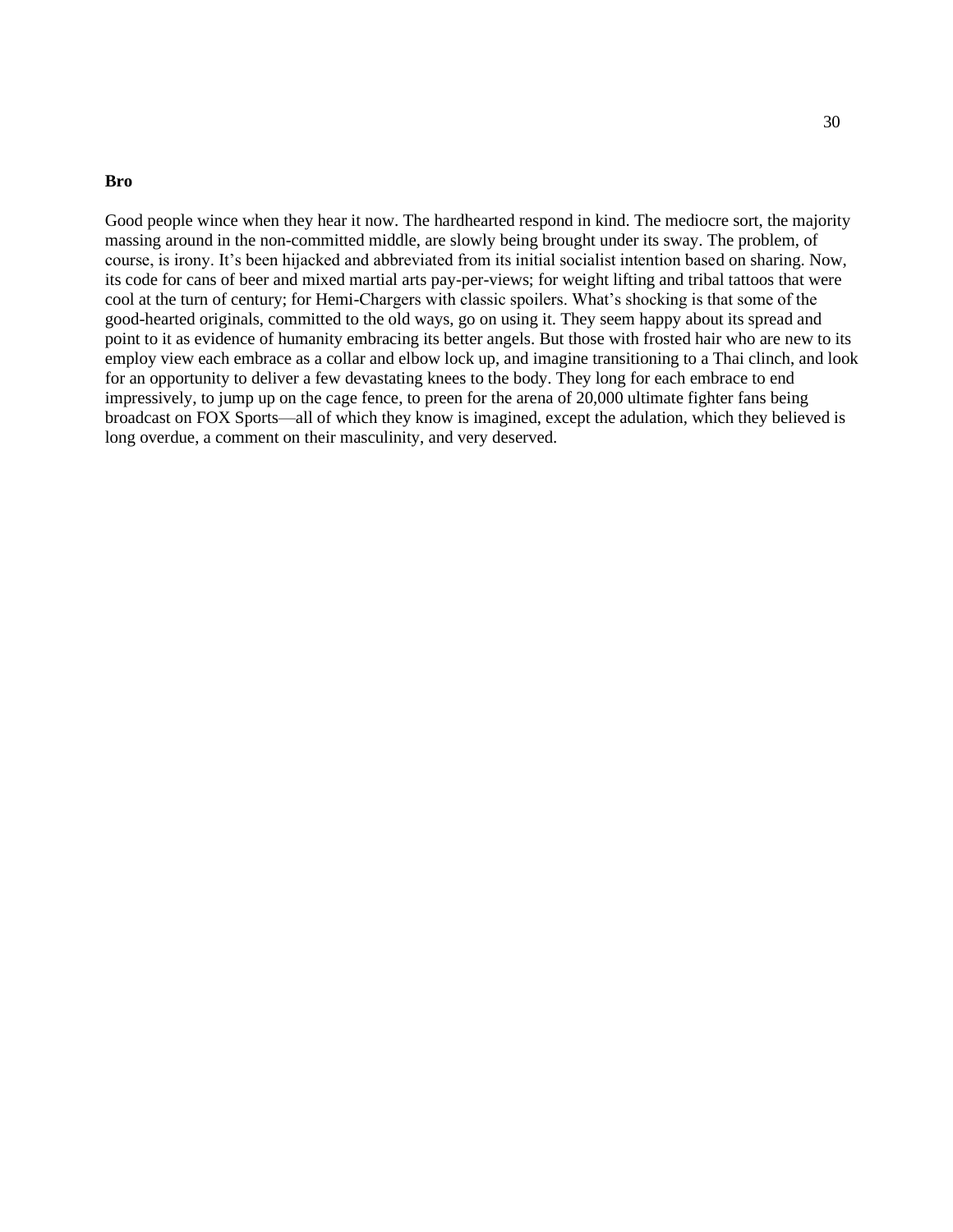**Bro**

Good people wince when they hear it now. The hardhearted respond in kind. The mediocre sort, the majority massing around in the non-committed middle, are slowly being brought under its sway. The problem, of course, is irony. It's been hijacked and abbreviated from its initial socialist intention based on sharing. Now, its code for cans of beer and mixed martial arts pay-per-views; for weight lifting and tribal tattoos that were cool at the turn of century; for Hemi-Chargers with classic spoilers. What's shocking is that some of the good-hearted originals, committed to the old ways, go on using it. They seem happy about its spread and point to it as evidence of humanity embracing its better angels. But those with frosted hair who are new to its employ view each embrace as a collar and elbow lock up, and imagine transitioning to a Thai clinch, and look for an opportunity to deliver a few devastating knees to the body. They long for each embrace to end impressively, to jump up on the cage fence, to preen for the arena of 20,000 ultimate fighter fans being broadcast on FOX Sports—all of which they know is imagined, except the adulation, which they believed is long overdue, a comment on their masculinity, and very deserved.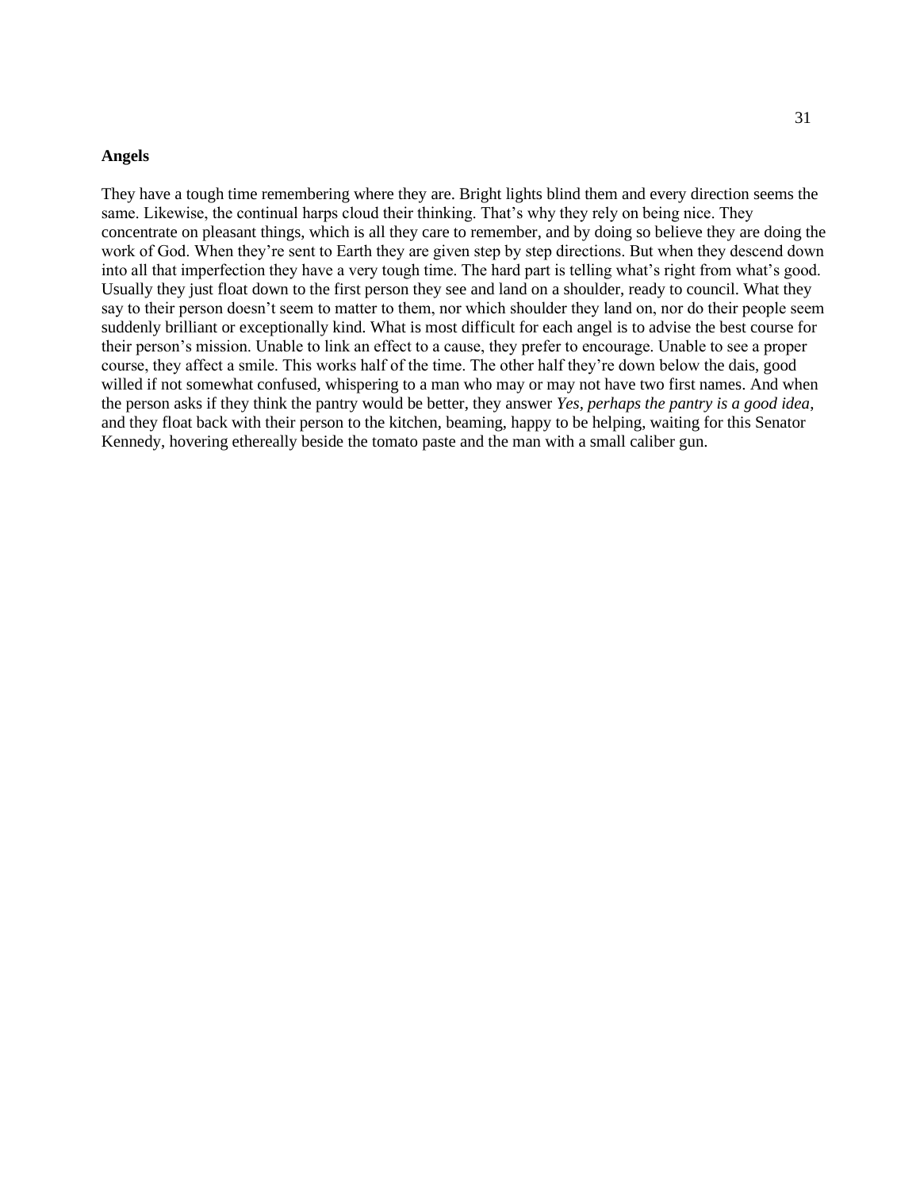**Angels**

They have a tough time remembering where they are. Bright lights blind them and every direction seems the same. Likewise, the continual harps cloud their thinking. That's why they rely on being nice. They concentrate on pleasant things, which is all they care to remember, and by doing so believe they are doing the work of God. When they're sent to Earth they are given step by step directions. But when they descend down into all that imperfection they have a very tough time. The hard part is telling what's right from what's good. Usually they just float down to the first person they see and land on a shoulder, ready to council. What they say to their person doesn't seem to matter to them, nor which shoulder they land on, nor do their people seem suddenly brilliant or exceptionally kind. What is most difficult for each angel is to advise the best course for their person's mission. Unable to link an effect to a cause, they prefer to encourage. Unable to see a proper course, they affect a smile. This works half of the time. The other half they're down below the dais, good willed if not somewhat confused, whispering to a man who may or may not have two first names. And when the person asks if they think the pantry would be better, they answer *Yes, perhaps the pantry is a good idea*, and they float back with their person to the kitchen, beaming, happy to be helping, waiting for this Senator Kennedy, hovering ethereally beside the tomato paste and the man with a small caliber gun.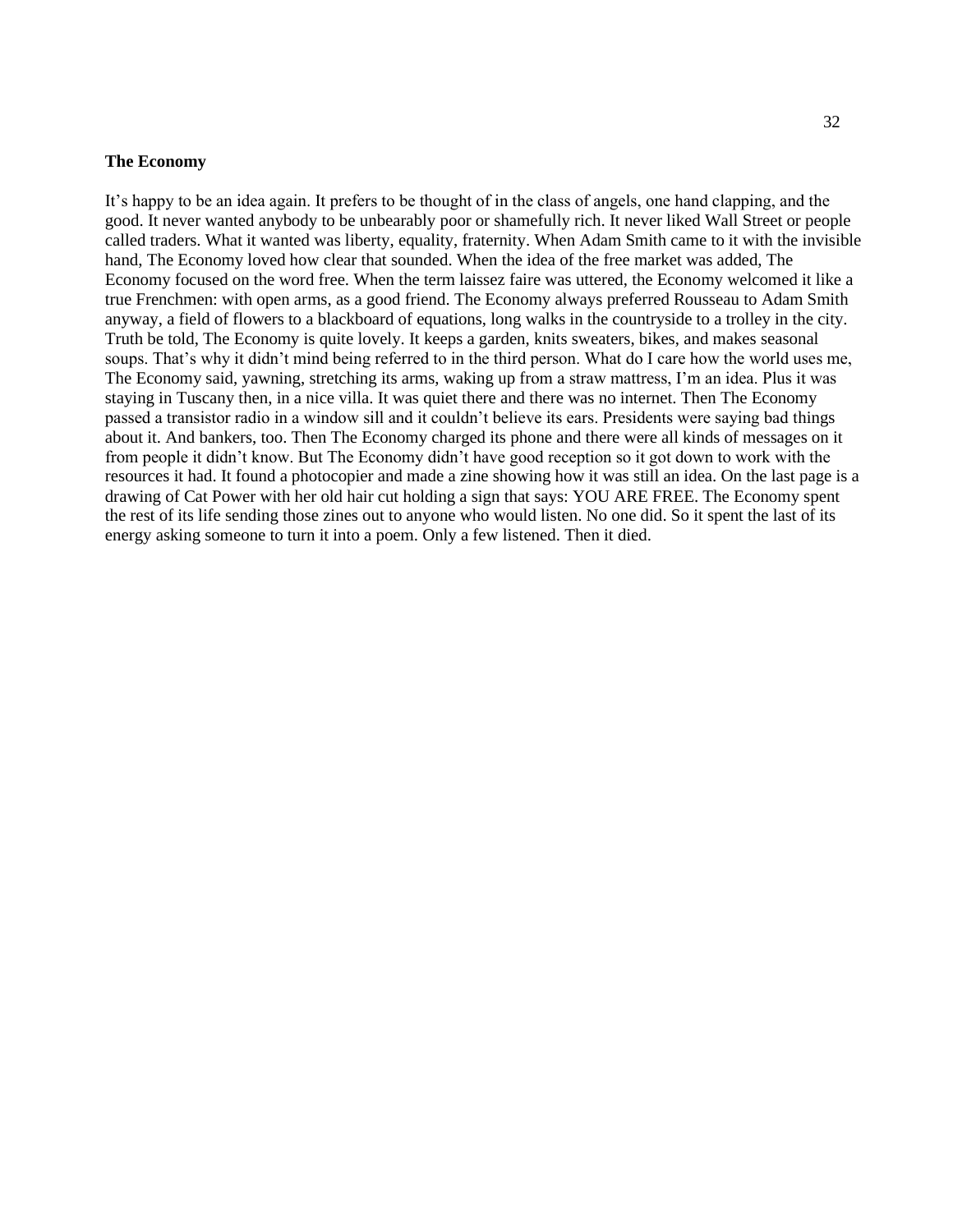**The Economy**

It's happy to be an idea again. It prefers to be thought of in the class of angels, one hand clapping, and the good. It never wanted anybody to be unbearably poor or shamefully rich. It never liked Wall Street or people called traders. What it wanted was liberty, equality, fraternity. When Adam Smith came to it with the invisible hand, The Economy loved how clear that sounded. When the idea of the free market was added, The Economy focused on the word free. When the term laissez faire was uttered, the Economy welcomed it like a true Frenchmen: with open arms, as a good friend. The Economy always preferred Rousseau to Adam Smith anyway, a field of flowers to a blackboard of equations, long walks in the countryside to a trolley in the city. Truth be told, The Economy is quite lovely. It keeps a garden, knits sweaters, bikes, and makes seasonal soups. That's why it didn't mind being referred to in the third person. What do I care how the world uses me, The Economy said, yawning, stretching its arms, waking up from a straw mattress, I'm an idea. Plus it was staying in Tuscany then, in a nice villa. It was quiet there and there was no internet. Then The Economy passed a transistor radio in a window sill and it couldn't believe its ears. Presidents were saying bad things about it. And bankers, too. Then The Economy charged its phone and there were all kinds of messages on it from people it didn't know. But The Economy didn't have good reception so it got down to work with the resources it had. It found a photocopier and made a zine showing how it was still an idea. On the last page is a drawing of Cat Power with her old hair cut holding a sign that says: YOU ARE FREE. The Economy spent the rest of its life sending those zines out to anyone who would listen. No one did. So it spent the last of its energy asking someone to turn it into a poem. Only a few listened. Then it died.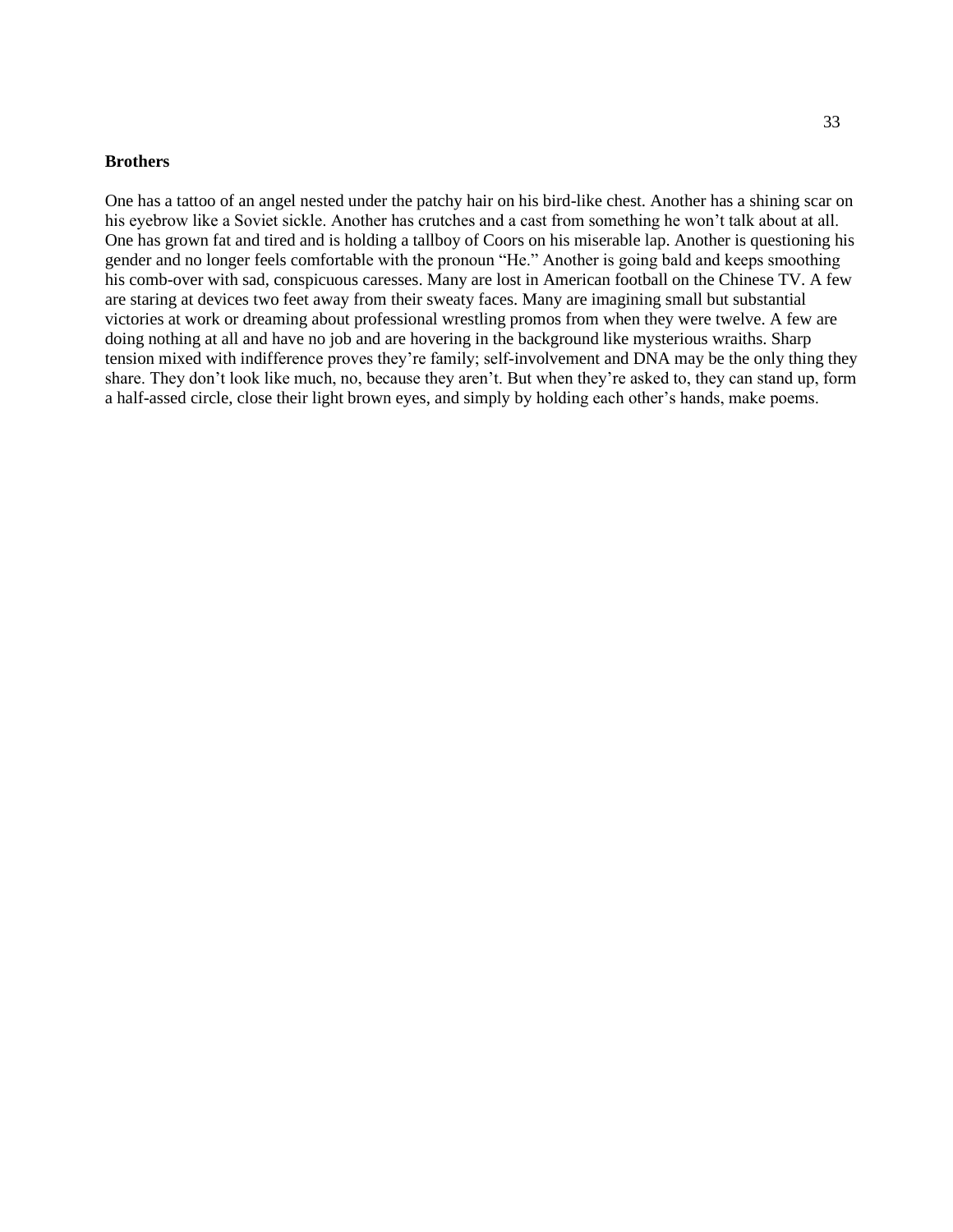**Brothers**

One has a tattoo of an angel nested under the patchy hair on his bird-like chest. Another has a shining scar on his eyebrow like a Soviet sickle. Another has crutches and a cast from something he won't talk about at all. One has grown fat and tired and is holding a tallboy of Coors on his miserable lap. Another is questioning his gender and no longer feels comfortable with the pronoun "He." Another is going bald and keeps smoothing his comb-over with sad, conspicuous caresses. Many are lost in American football on the Chinese TV. A few are staring at devices two feet away from their sweaty faces. Many are imagining small but substantial victories at work or dreaming about professional wrestling promos from when they were twelve. A few are doing nothing at all and have no job and are hovering in the background like mysterious wraiths. Sharp tension mixed with indifference proves they're family; self-involvement and DNA may be the only thing they share. They don't look like much, no, because they aren't. But when they're asked to, they can stand up, form a half-assed circle, close their light brown eyes, and simply by holding each other's hands, make poems.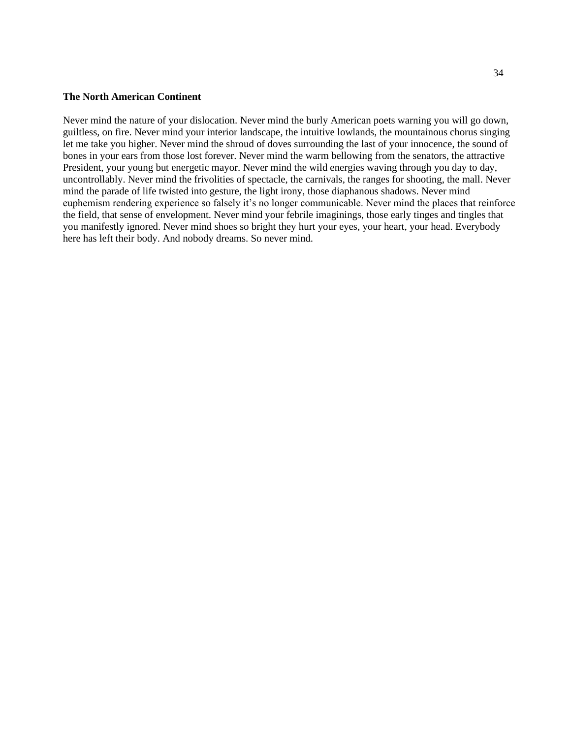**The North American Continent**

Never mind the nature of your dislocation. Never mind the burly American poets warning you will go down, guiltless, on fire. Never mind your interior landscape, the intuitive lowlands, the mountainous chorus singing let me take you higher. Never mind the shroud of doves surrounding the last of your innocence, the sound of bones in your ears from those lost forever. Never mind the warm bellowing from the senators, the attractive President, your young but energetic mayor. Never mind the wild energies waving through you day to day, uncontrollably. Never mind the frivolities of spectacle, the carnivals, the ranges for shooting, the mall. Never mind the parade of life twisted into gesture, the light irony, those diaphanous shadows. Never mind euphemism rendering experience so falsely it's no longer communicable. Never mind the places that reinforce the field, that sense of envelopment. Never mind your febrile imaginings, those early tinges and tingles that you manifestly ignored. Never mind shoes so bright they hurt your eyes, your heart, your head. Everybody here has left their body. And nobody dreams. So never mind.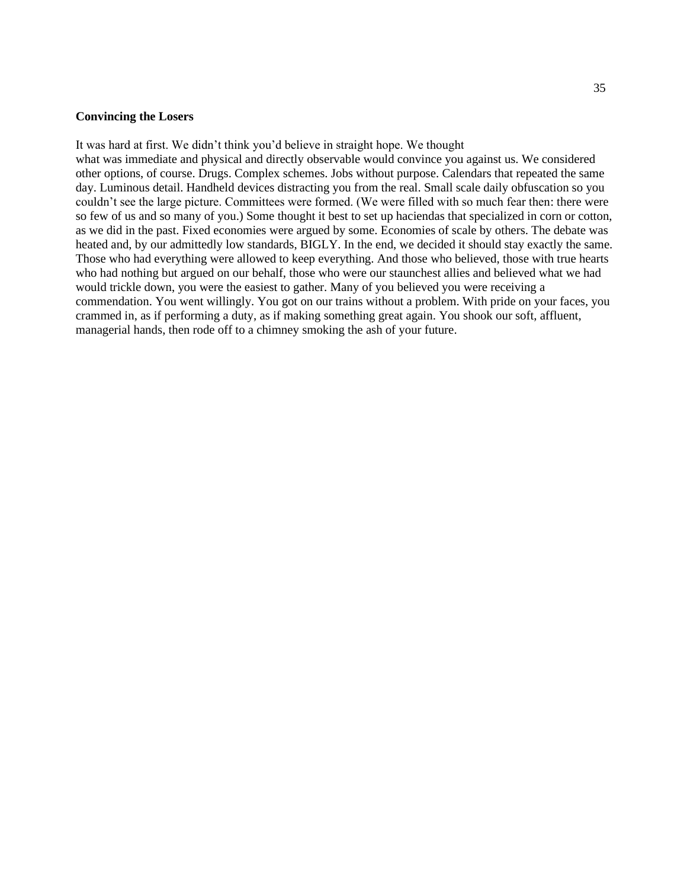**Convincing the Losers**

It was hard at first. We didn't think you'd believe in straight hope. We thought what was immediate and physical and directly observable would convince you against us. We considered other options, of course. Drugs. Complex schemes. Jobs without purpose. Calendars that repeated the same day. Luminous detail. Handheld devices distracting you from the real. Small scale daily obfuscation so you couldn't see the large picture. Committees were formed. (We were filled with so much fear then: there were so few of us and so many of you.) Some thought it best to set up haciendas that specialized in corn or cotton, as we did in the past. Fixed economies were argued by some. Economies of scale by others. The debate was heated and, by our admittedly low standards, BIGLY. In the end, we decided it should stay exactly the same. Those who had everything were allowed to keep everything. And those who believed, those with true hearts who had nothing but argued on our behalf, those who were our staunchest allies and believed what we had would trickle down, you were the easiest to gather. Many of you believed you were receiving a commendation. You went willingly. You got on our trains without a problem. With pride on your faces, you crammed in, as if performing a duty, as if making something great again. You shook our soft, affluent, managerial hands, then rode off to a chimney smoking the ash of your future.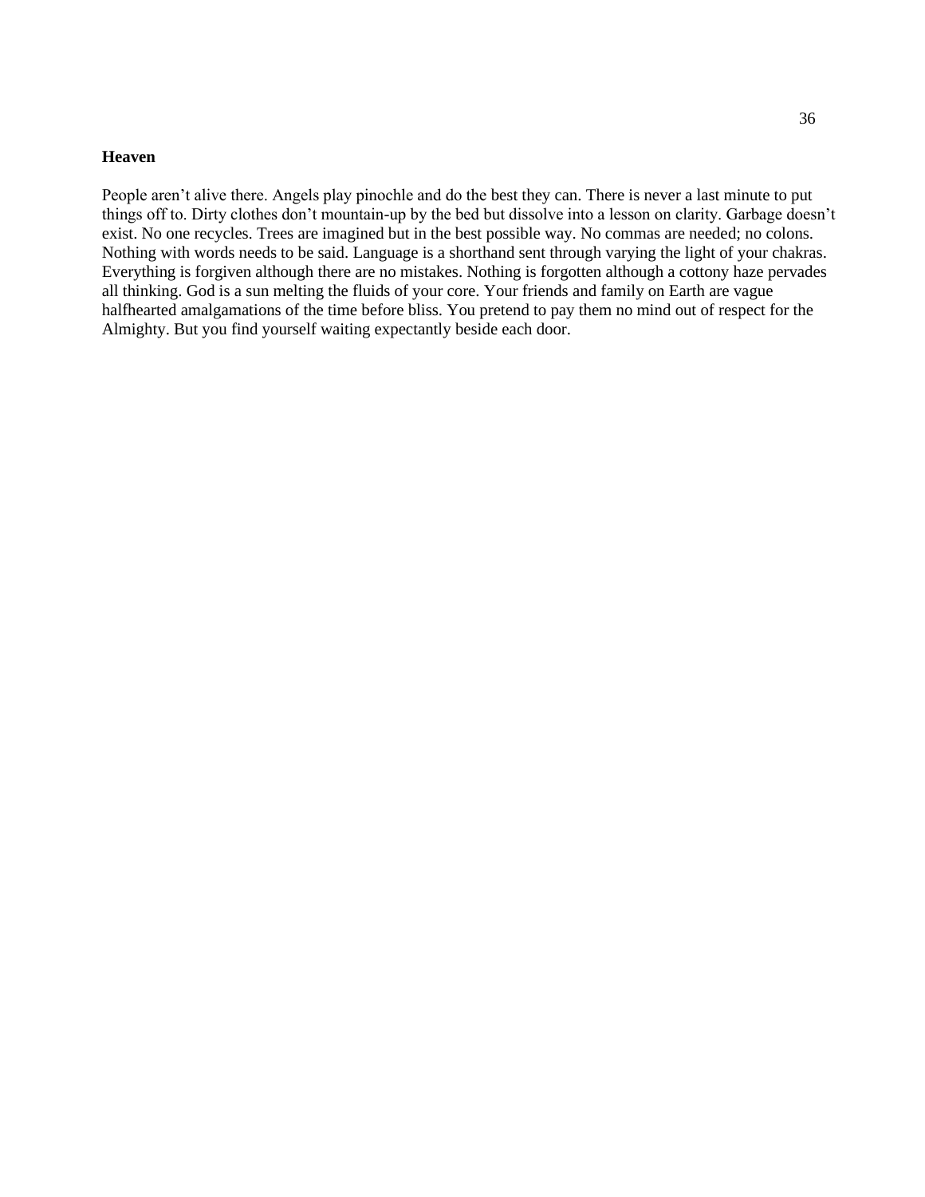**Heaven**

People aren’t alive there. Angels play pinochle and do the best they can. There is never a last minute to put things off to. Dirty clothes don’t mountain-up by the bed but dissolve into a lesson on clarity. Garbage doesn’t exist. No one recycles. Trees are imagined but in the best possible way. No commas are needed; no colons. Nothing with words needs to be said. Language is a shorthand sent through varying the light of your chakras. Everything is forgiven although there are no mistakes. Nothing is forgotten although a cottony haze pervades all thinking. God is a sun melting the fluids of your core. Your friends and family on Earth are vague halfhearted amalgamations of the time before bliss. You pretend to pay them no mind out of respect for the Almighty. But you find yourself waiting expectantly beside each door.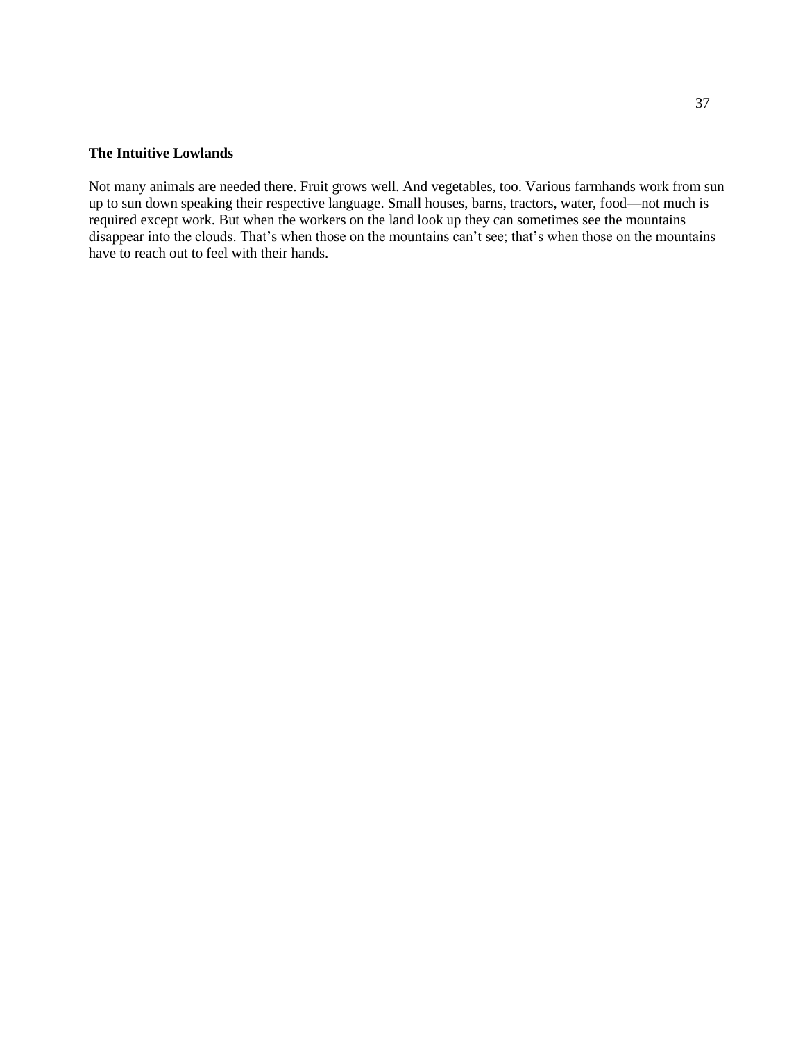**The Intuitive Lowlands**

Not many animals are needed there. Fruit grows well. And vegetables, too. Various farmhands work from sun up to sun down speaking their respective language. Small houses, barns, tractors, water, food—not much is required except work. But when the workers on the land look up they can sometimes see the mountains disappear into the clouds. That's when those on the mountains can't see; that's when those on the mountains have to reach out to feel with their hands.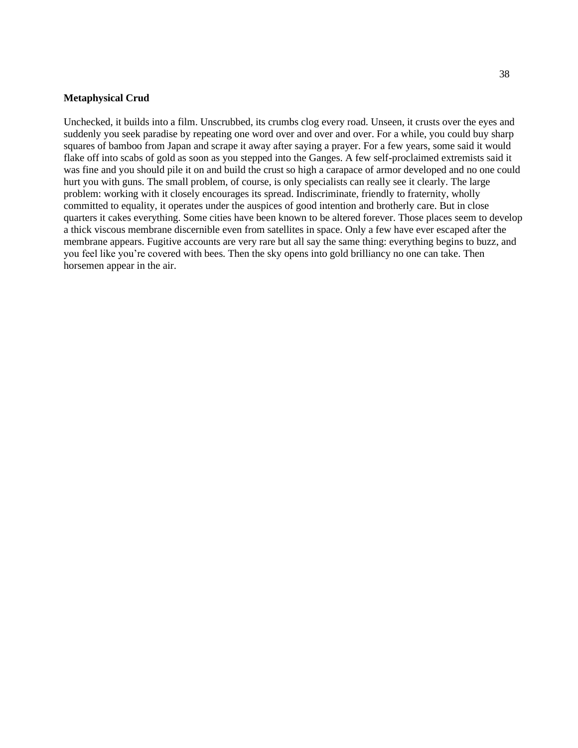**Metaphysical Crud**

Unchecked, it builds into a film. Unscrubbed, its crumbs clog every road. Unseen, it crusts over the eyes and suddenly you seek paradise by repeating one word over and over and over. For a while, you could buy sharp squares of bamboo from Japan and scrape it away after saying a prayer. For a few years, some said it would flake off into scabs of gold as soon as you stepped into the Ganges. A few self-proclaimed extremists said it was fine and you should pile it on and build the crust so high a carapace of armor developed and no one could hurt you with guns. The small problem, of course, is only specialists can really see it clearly. The large problem: working with it closely encourages its spread. Indiscriminate, friendly to fraternity, wholly committed to equality, it operates under the auspices of good intention and brotherly care. But in close quarters it cakes everything. Some cities have been known to be altered forever. Those places seem to develop a thick viscous membrane discernible even from satellites in space. Only a few have ever escaped after the membrane appears. Fugitive accounts are very rare but all say the same thing: everything begins to buzz, and you feel like you're covered with bees. Then the sky opens into gold brilliancy no one can take. Then horsemen appear in the air.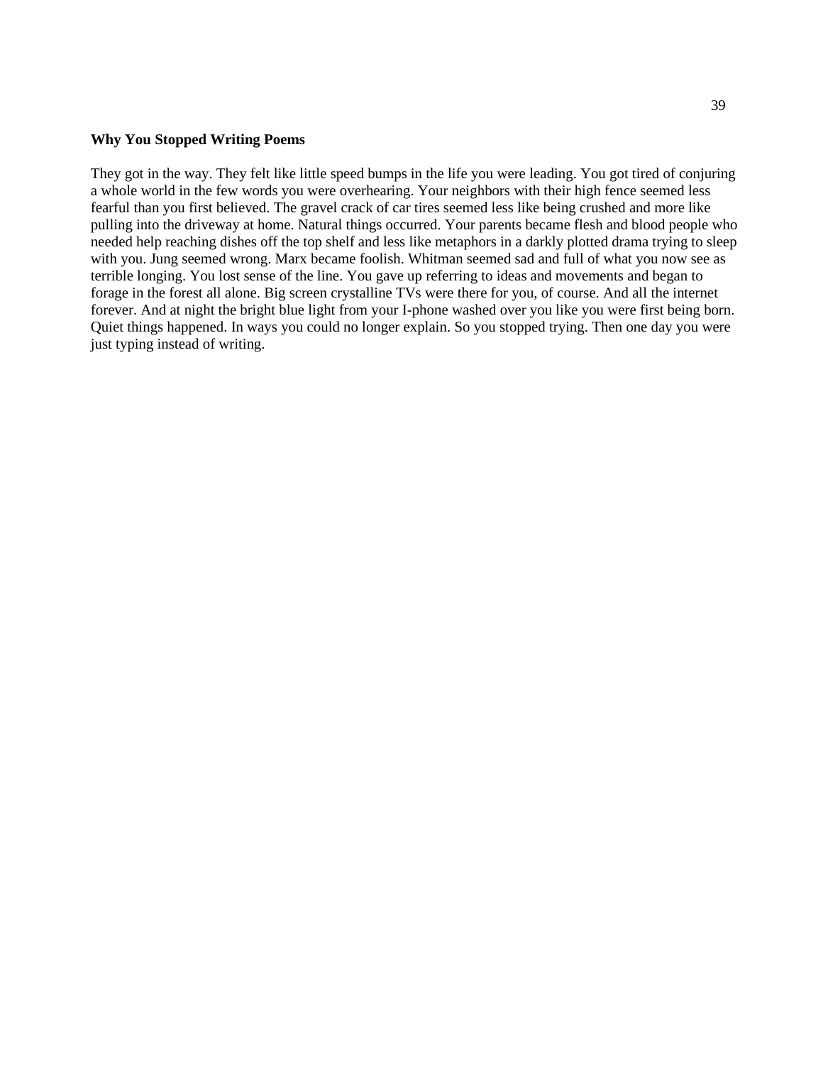**Why You Stopped Writing Poems**

They got in the way. They felt like little speed bumps in the life you were leading. You got tired of conjuring a whole world in the few words you were overhearing. Your neighbors with their high fence seemed less fearful than you first believed. The gravel crack of car tires seemed less like being crushed and more like pulling into the driveway at home. Natural things occurred. Your parents became flesh and blood people who needed help reaching dishes off the top shelf and less like metaphors in a darkly plotted drama trying to sleep with you. Jung seemed wrong. Marx became foolish. Whitman seemed sad and full of what you now see as terrible longing. You lost sense of the line. You gave up referring to ideas and movements and began to forage in the forest all alone. Big screen crystalline TVs were there for you, of course. And all the internet forever. And at night the bright blue light from your I-phone washed over you like you were first being born. Quiet things happened. In ways you could no longer explain. So you stopped trying. Then one day you were just typing instead of writing.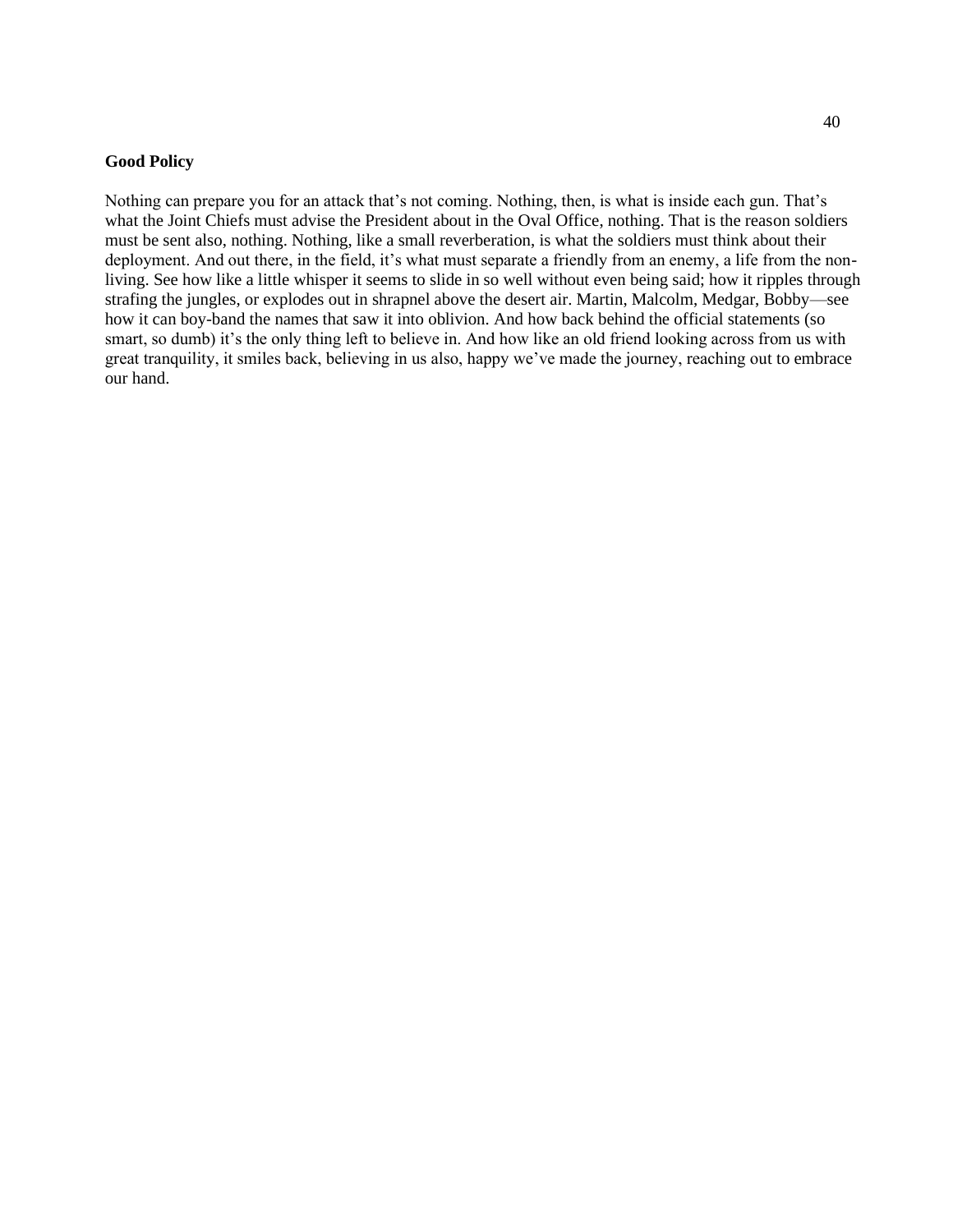**Good Policy**

Nothing can prepare you for an attack that's not coming. Nothing, then, is what is inside each gun. That's what the Joint Chiefs must advise the President about in the Oval Office, nothing. That is the reason soldiers must be sent also, nothing. Nothing, like a small reverberation, is what the soldiers must think about their deployment. And out there, in the field, it's what must separate a friendly from an enemy, a life from the non-living. See how like a little whisper it seems to slide in so well without even being said; how it ripples through strafing the jungles, or explodes out in shrapnel above the desert air. Martin, Malcolm, Medgar, Bobby—see how it can boy-band the names that saw it into oblivion. And how back behind the official statements (so smart, so dumb) it's the only thing left to believe in. And how like an old friend looking across from us with great tranquility, it smiles back, believing in us also, happy we've made the journey, reaching out to embrace our hand.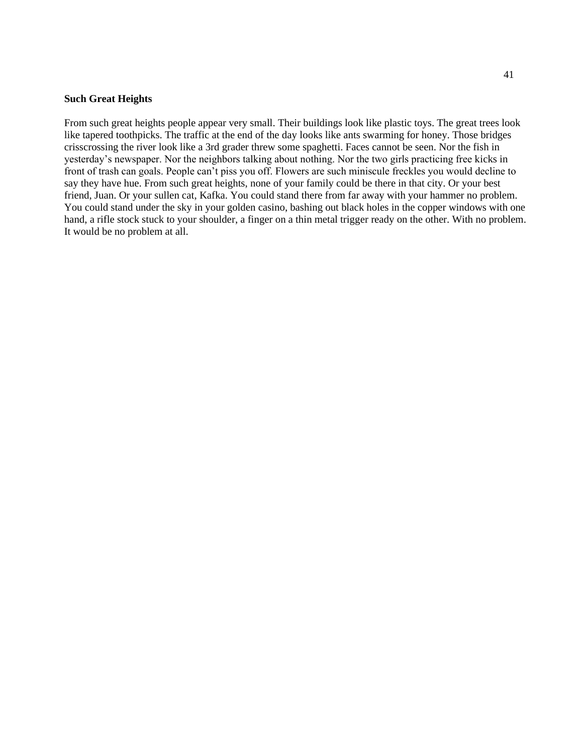**Such Great Heights**

From such great heights people appear very small. Their buildings look like plastic toys. The great trees look like tapered toothpicks. The traffic at the end of the day looks like ants swarming for honey. Those bridges crisscrossing the river look like a 3rd grader threw some spaghetti. Faces cannot be seen. Nor the fish in yesterday's newspaper. Nor the neighbors talking about nothing. Nor the two girls practicing free kicks in front of trash can goals. People can't piss you off. Flowers are such miniscule freckles you would decline to say they have hue. From such great heights, none of your family could be there in that city. Or your best friend, Juan. Or your sullen cat, Kafka. You could stand there from far away with your hammer no problem. You could stand under the sky in your golden casino, bashing out black holes in the copper windows with one hand, a rifle stock stuck to your shoulder, a finger on a thin metal trigger ready on the other. With no problem. It would be no problem at all.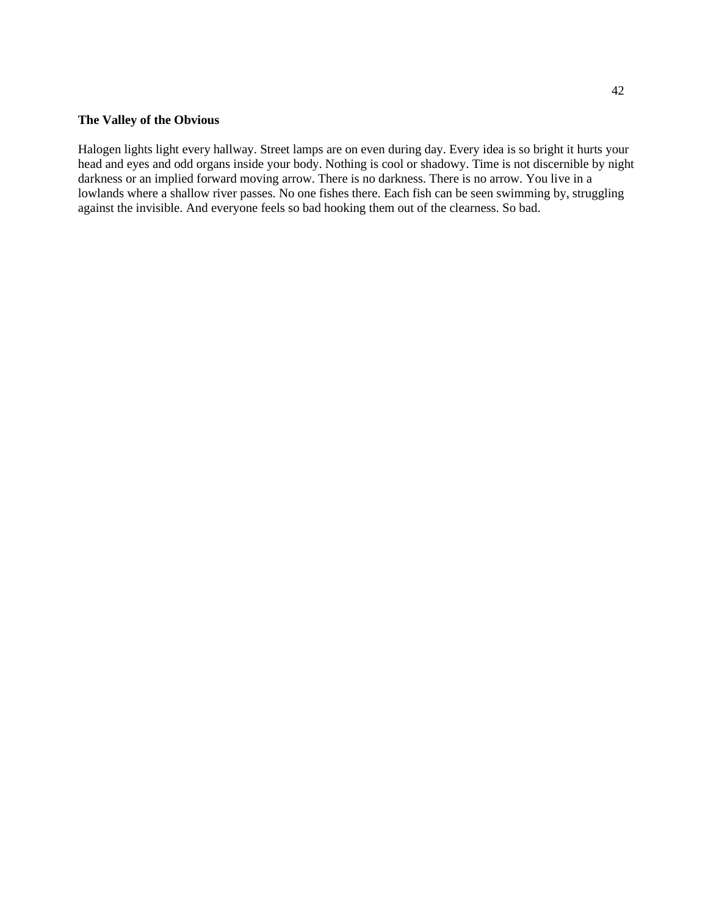**The Valley of the Obvious**

Halogen lights light every hallway. Street lamps are on even during day. Every idea is so bright it hurts your head and eyes and odd organs inside your body. Nothing is cool or shadowy. Time is not discernible by night darkness or an implied forward moving arrow. There is no darkness. There is no arrow. You live in a lowlands where a shallow river passes. No one fishes there. Each fish can be seen swimming by, struggling against the invisible. And everyone feels so bad hooking them out of the clearness. So bad.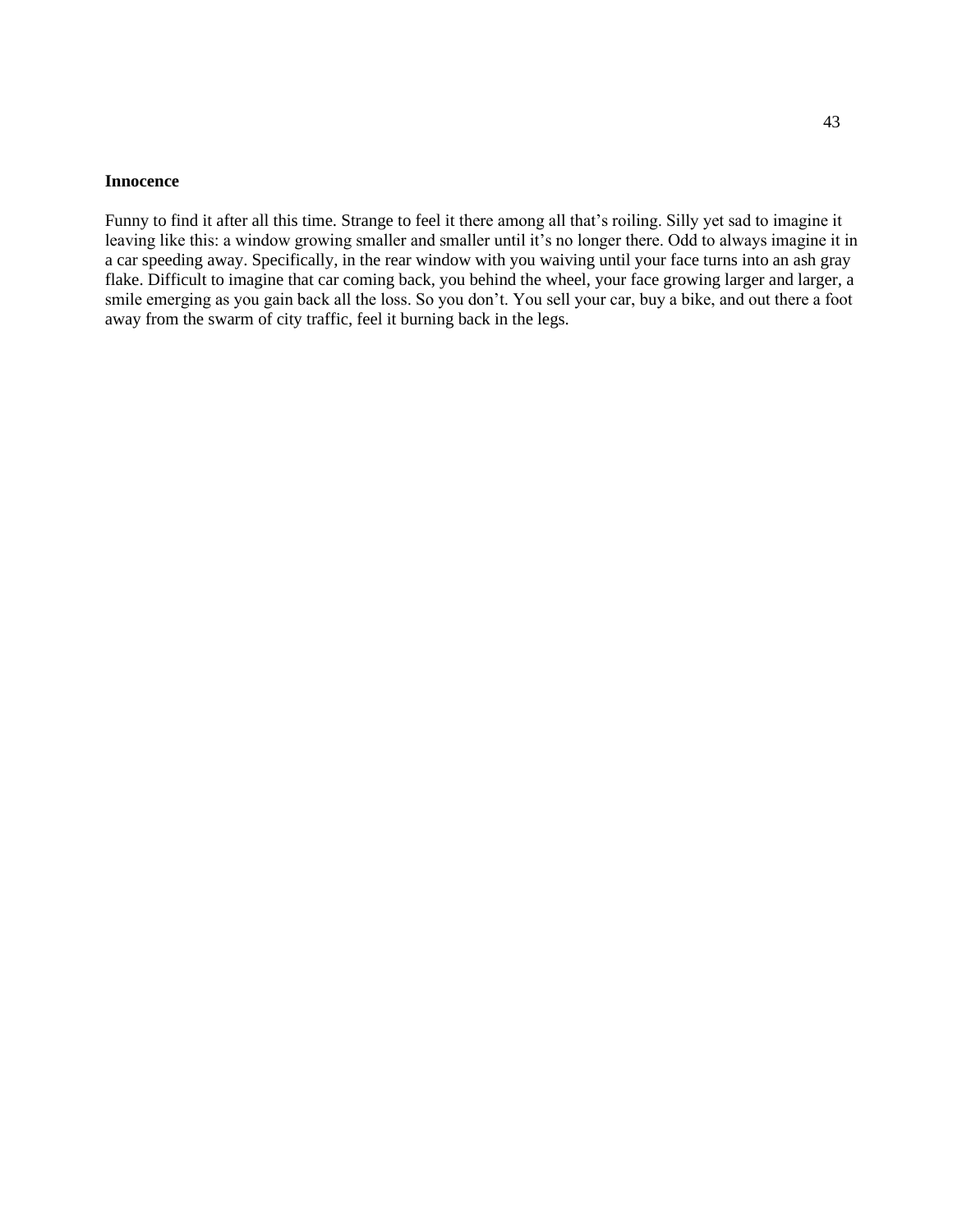**Innocence**

Funny to find it after all this time. Strange to feel it there among all that's roiling. Silly yet sad to imagine it leaving like this: a window growing smaller and smaller until it's no longer there. Odd to always imagine it in a car speeding away. Specifically, in the rear window with you waiving until your face turns into an ash gray flake. Difficult to imagine that car coming back, you behind the wheel, your face growing larger and larger, a smile emerging as you gain back all the loss. So you don't. You sell your car, buy a bike, and out there a foot away from the swarm of city traffic, feel it burning back in the legs.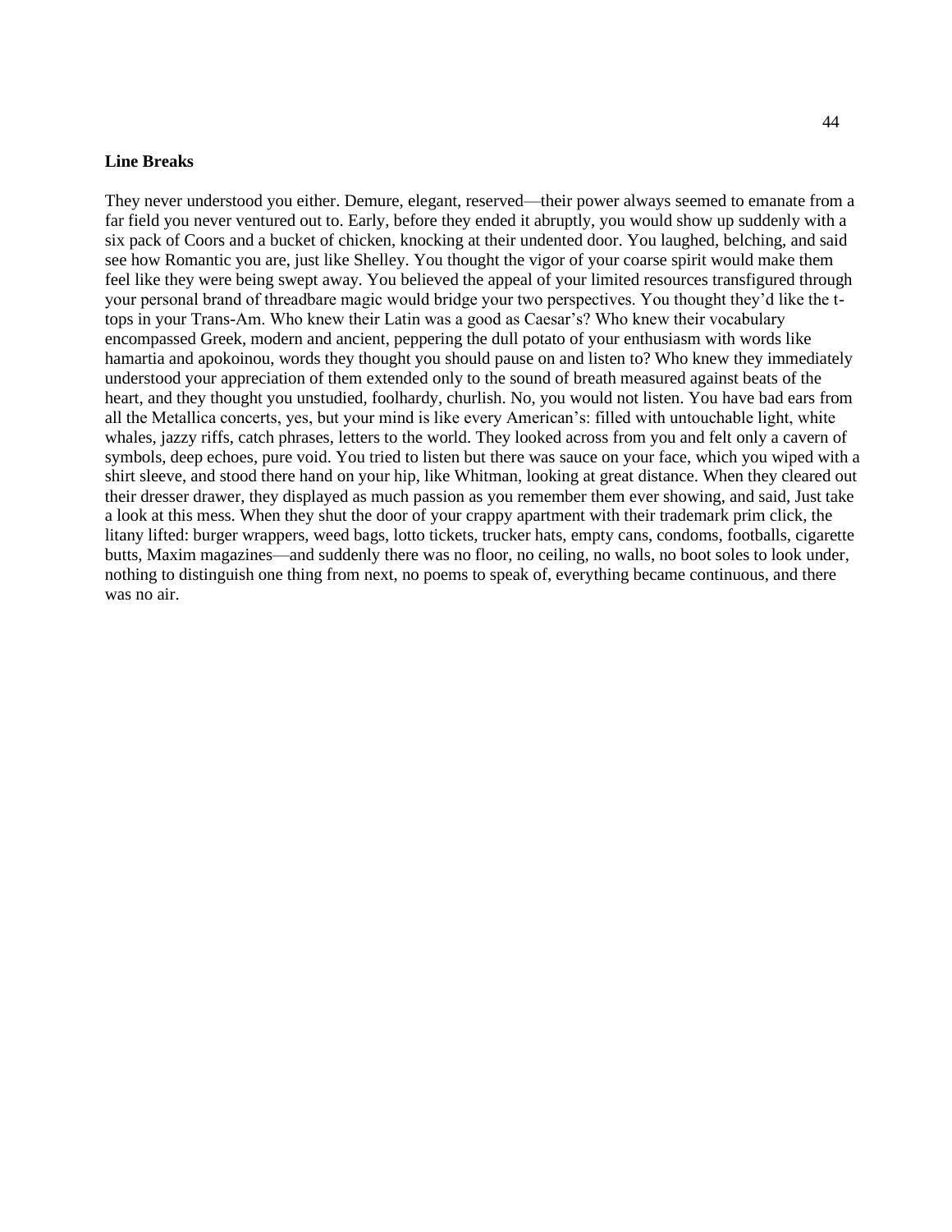**Line Breaks**

They never understood you either. Demure, elegant, reserved—their power always seemed to emanate from a far field you never ventured out to. Early, before they ended it abruptly, you would show up suddenly with a six pack of Coors and a bucket of chicken, knocking at their undented door. You laughed, belching, and said see how Romantic you are, just like Shelley. You thought the vigor of your coarse spirit would make them feel like they were being swept away. You believed the appeal of your limited resources transfigured through your personal brand of threadbare magic would bridge your two perspectives. You thought they'd like the t-tops in your Trans-Am. Who knew their Latin was a good as Caesar's? Who knew their vocabulary encompassed Greek, modern and ancient, peppering the dull potato of your enthusiasm with words like hamartia and apokoinou, words they thought you should pause on and listen to? Who knew they immediately understood your appreciation of them extended only to the sound of breath measured against beats of the heart, and they thought you unstudied, foolhardy, churlish. No, you would not listen. You have bad ears from all the Metallica concerts, yes, but your mind is like every American's: filled with untouchable light, white whales, jazzy riffs, catch phrases, letters to the world. They looked across from you and felt only a cavern of symbols, deep echoes, pure void. You tried to listen but there was sauce on your face, which you wiped with a shirt sleeve, and stood there hand on your hip, like Whitman, looking at great distance. When they cleared out their dresser drawer, they displayed as much passion as you remember them ever showing, and said, Just take a look at this mess. When they shut the door of your crappy apartment with their trademark prim click, the litany lifted: burger wrappers, weed bags, lotto tickets, trucker hats, empty cans, condoms, footballs, cigarette butts, Maxim magazines—and suddenly there was no floor, no ceiling, no walls, no boot soles to look under, nothing to distinguish one thing from next, no poems to speak of, everything became continuous, and there was no air.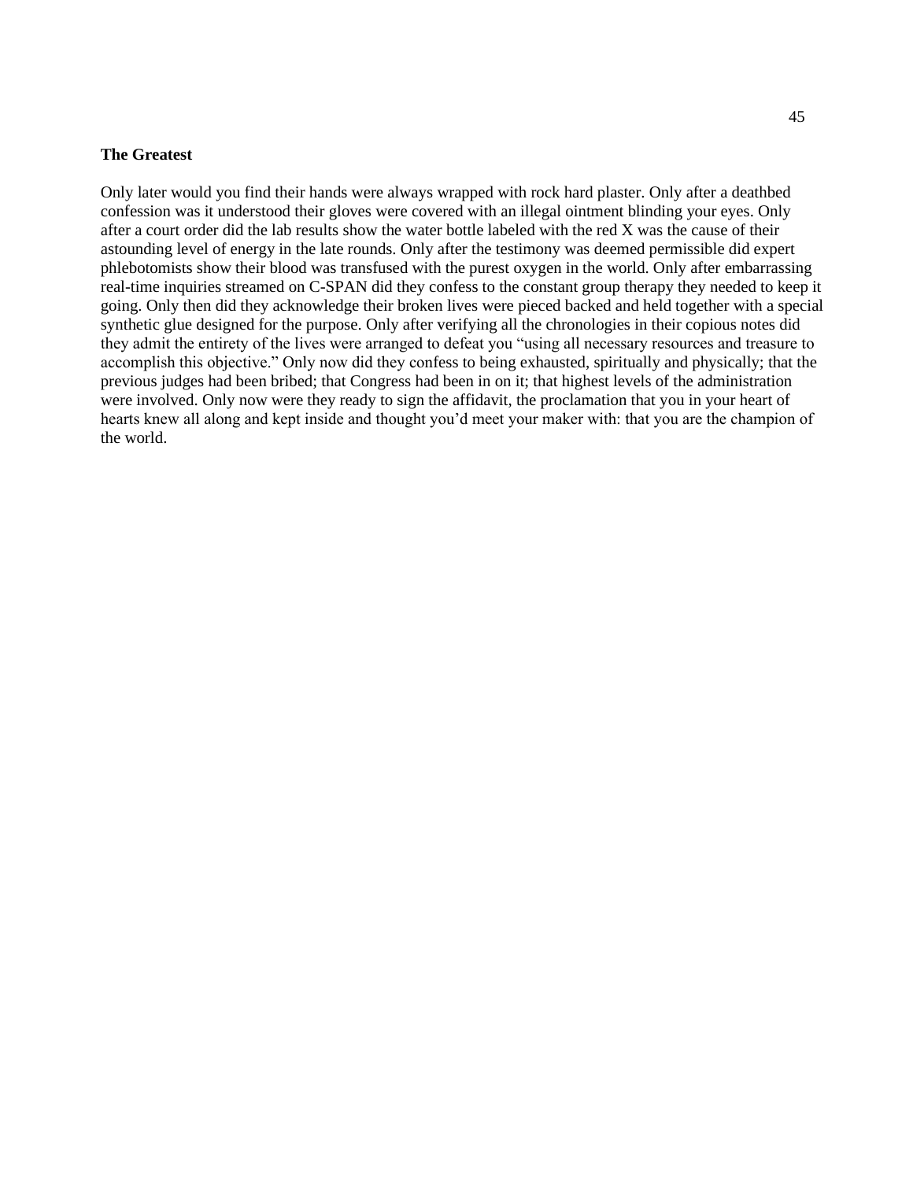**The Greatest**

Only later would you find their hands were always wrapped with rock hard plaster. Only after a deathbed confession was it understood their gloves were covered with an illegal ointment blinding your eyes. Only after a court order did the lab results show the water bottle labeled with the red X was the cause of their astounding level of energy in the late rounds. Only after the testimony was deemed permissible did expert phlebotomists show their blood was transfused with the purest oxygen in the world. Only after embarrassing real-time inquiries streamed on C-SPAN did they confess to the constant group therapy they needed to keep it going. Only then did they acknowledge their broken lives were pieced backed and held together with a special synthetic glue designed for the purpose. Only after verifying all the chronologies in their copious notes did they admit the entirety of the lives were arranged to defeat you "using all necessary resources and treasure to accomplish this objective." Only now did they confess to being exhausted, spiritually and physically; that the previous judges had been bribed; that Congress had been in on it; that highest levels of the administration were involved. Only now were they ready to sign the affidavit, the proclamation that you in your heart of hearts knew all along and kept inside and thought you'd meet your maker with: that you are the champion of the world.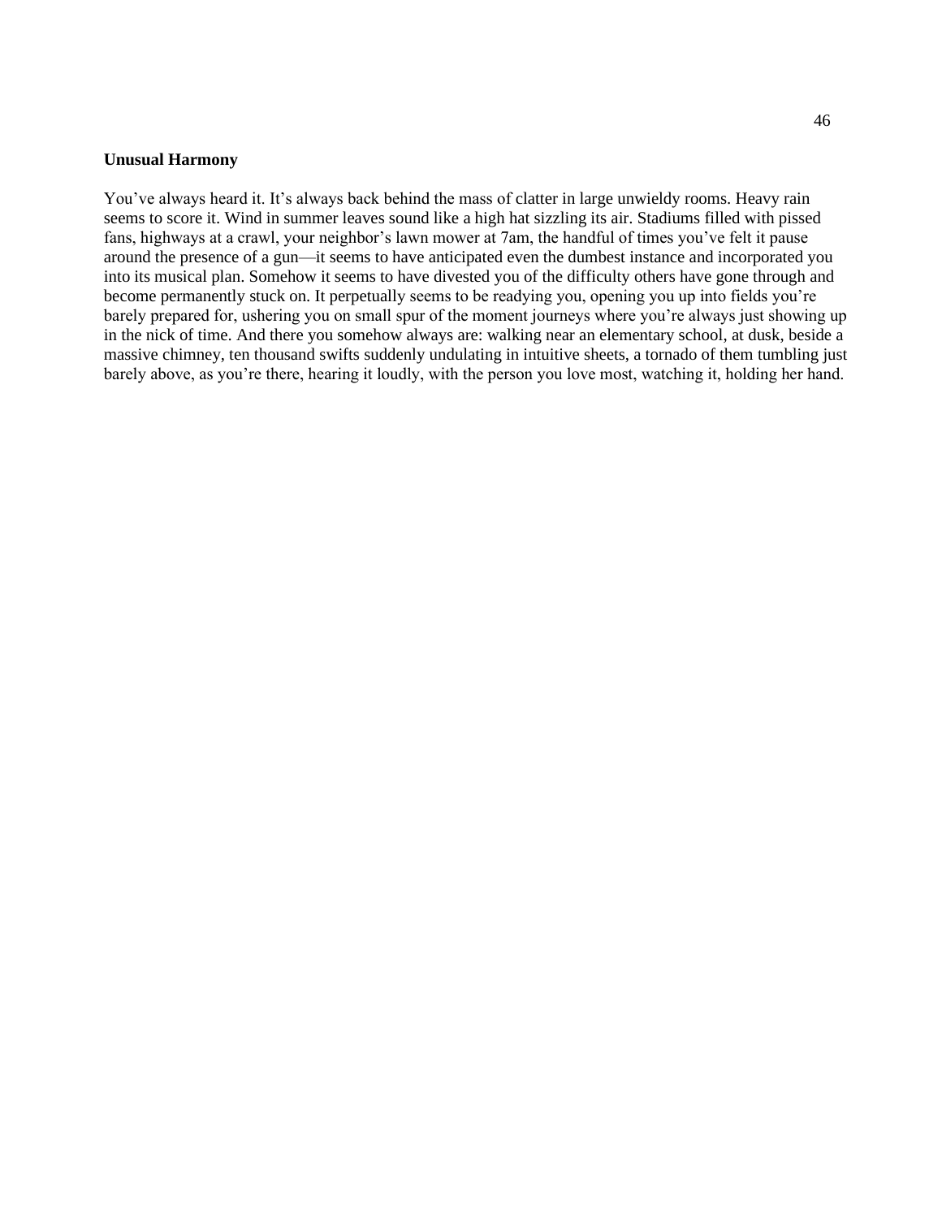**Unusual Harmony**

You've always heard it. It's always back behind the mass of clatter in large unwieldy rooms. Heavy rain seems to score it. Wind in summer leaves sound like a high hat sizzling its air. Stadiums filled with pissed fans, highways at a crawl, your neighbor's lawn mower at 7am, the handful of times you've felt it pause around the presence of a gun—it seems to have anticipated even the dumbest instance and incorporated you into its musical plan. Somehow it seems to have divested you of the difficulty others have gone through and become permanently stuck on. It perpetually seems to be readying you, opening you up into fields you're barely prepared for, ushering you on small spur of the moment journeys where you're always just showing up in the nick of time. And there you somehow always are: walking near an elementary school, at dusk, beside a massive chimney, ten thousand swifts suddenly undulating in intuitive sheets, a tornado of them tumbling just barely above, as you're there, hearing it loudly, with the person you love most, watching it, holding her hand.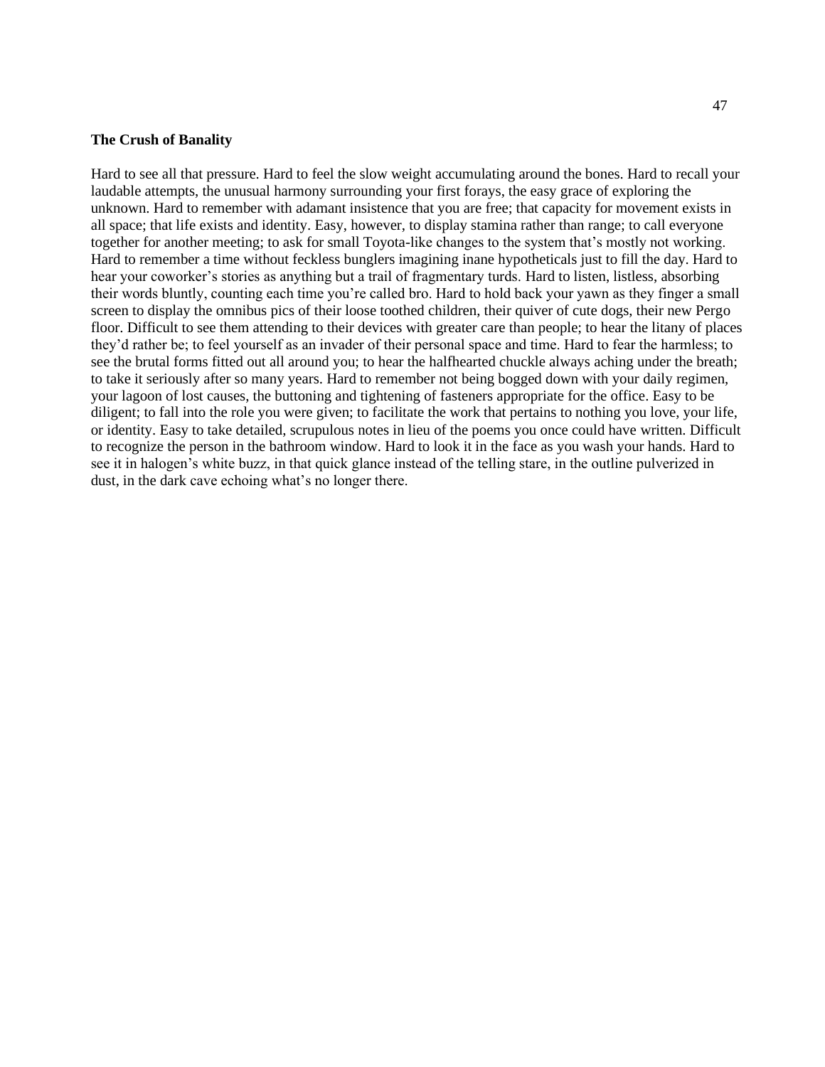**The Crush of Banality**

Hard to see all that pressure. Hard to feel the slow weight accumulating around the bones. Hard to recall your laudable attempts, the unusual harmony surrounding your first forays, the easy grace of exploring the unknown. Hard to remember with adamant insistence that you are free; that capacity for movement exists in all space; that life exists and identity. Easy, however, to display stamina rather than range; to call everyone together for another meeting; to ask for small Toyota-like changes to the system that's mostly not working. Hard to remember a time without feckless bunglers imagining inane hypotheticals just to fill the day. Hard to hear your coworker's stories as anything but a trail of fragmentary turds. Hard to listen, listless, absorbing their words bluntly, counting each time you're called bro. Hard to hold back your yawn as they finger a small screen to display the omnibus pics of their loose toothed children, their quiver of cute dogs, their new Pergo floor. Difficult to see them attending to their devices with greater care than people; to hear the litany of places they'd rather be; to feel yourself as an invader of their personal space and time. Hard to fear the harmless; to see the brutal forms fitted out all around you; to hear the halfhearted chuckle always aching under the breath; to take it seriously after so many years. Hard to remember not being bogged down with your daily regimen, your lagoon of lost causes, the buttoning and tightening of fasteners appropriate for the office. Easy to be diligent; to fall into the role you were given; to facilitate the work that pertains to nothing you love, your life, or identity. Easy to take detailed, scrupulous notes in lieu of the poems you once could have written. Difficult to recognize the person in the bathroom window. Hard to look it in the face as you wash your hands. Hard to see it in halogen's white buzz, in that quick glance instead of the telling stare, in the outline pulverized in dust, in the dark cave echoing what's no longer there.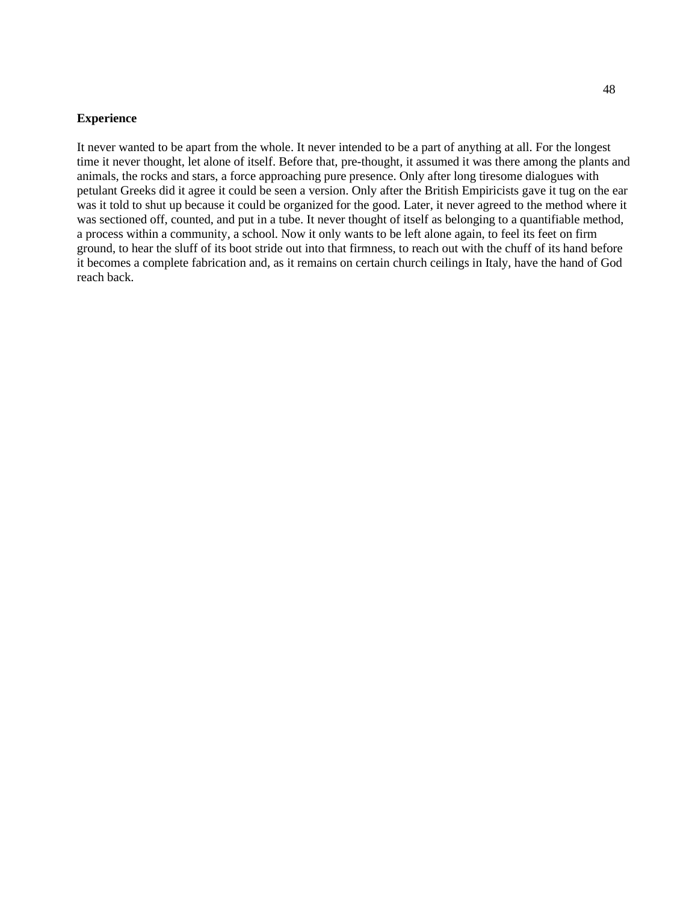**Experience**

It never wanted to be apart from the whole. It never intended to be a part of anything at all. For the longest time it never thought, let alone of itself. Before that, pre-thought, it assumed it was there among the plants and animals, the rocks and stars, a force approaching pure presence. Only after long tiresome dialogues with petulant Greeks did it agree it could be seen a version. Only after the British Empiricists gave it tug on the ear was it told to shut up because it could be organized for the good. Later, it never agreed to the method where it was sectioned off, counted, and put in a tube. It never thought of itself as belonging to a quantifiable method, a process within a community, a school. Now it only wants to be left alone again, to feel its feet on firm ground, to hear the sluff of its boot stride out into that firmness, to reach out with the chuff of its hand before it becomes a complete fabrication and, as it remains on certain church ceilings in Italy, have the hand of God reach back.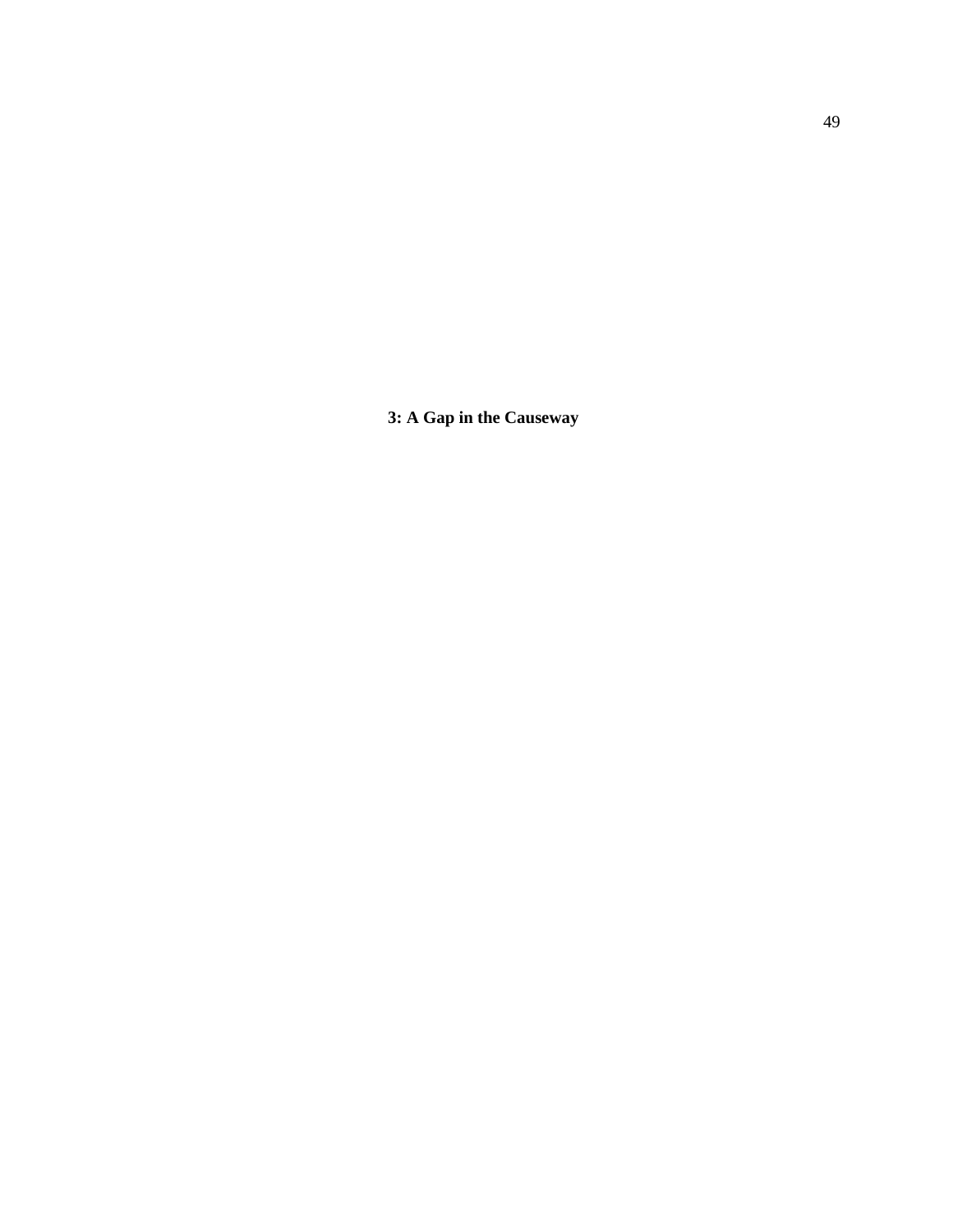# 3: A Gap in the Causeway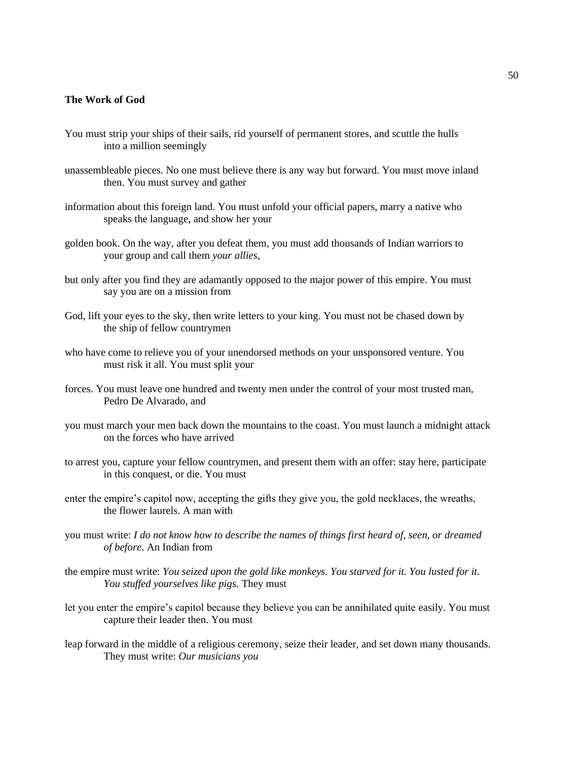**The Work of God**

You must strip your ships of their sails, rid yourself of permanent stores, and scuttle the hulls
into a million seemingly

unassembleable pieces. No one must believe there is any way but forward. You must move inland
then. You must survey and gather

information about this foreign land. You must unfold your official papers, marry a native who
speaks the language, and show her your

golden book. On the way, after you defeat them, you must add thousands of Indian warriors to
your group and call them *your allies*,

but only after you find they are adamantly opposed to the major power of this empire. You must
say you are on a mission from

God, lift your eyes to the sky, then write letters to your king. You must not be chased down by
the ship of fellow countrymen

who have come to relieve you of your unendorsed methods on your unsponsored venture. You
must risk it all. You must split your

forces. You must leave one hundred and twenty men under the control of your most trusted man,
Pedro De Alvarado, and

you must march your men back down the mountains to the coast. You must launch a midnight attack
on the forces who have arrived

to arrest you, capture your fellow countrymen, and present them with an offer: stay here, participate
in this conquest, or die. You must

enter the empire's capitol now, accepting the gifts they give you, the gold necklaces, the wreaths,
the flower laurels. A man with

you must write: *I do not know how to describe the names of things first heard of, seen, or dreamed
of before*. An Indian from

the empire must write: *You seized upon the gold like monkeys. You starved for it. You lusted for it.
You stuffed yourselves like pigs.* They must

let you enter the empire's capitol because they believe you can be annihilated quite easily. You must
capture their leader then. You must

leap forward in the middle of a religious ceremony, seize their leader, and set down many thousands.
They must write: *Our musicians you*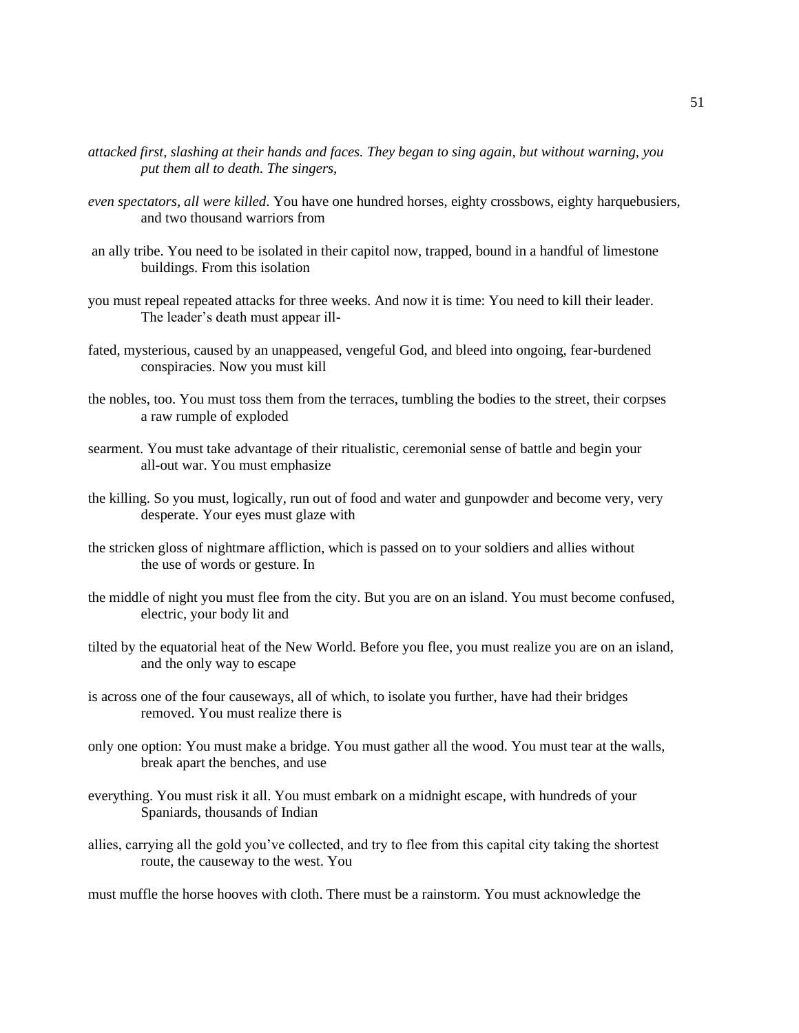*attacked first, slashing at their hands and faces. They began to sing again, but without warning, you put them all to death. The singers,*

*even spectators, all were killed*. You have one hundred horses, eighty crossbows, eighty harquebusiers, and two thousand warriors from

an ally tribe. You need to be isolated in their capitol now, trapped, bound in a handful of limestone buildings. From this isolation

you must repeal repeated attacks for three weeks. And now it is time: You need to kill their leader. The leader's death must appear ill-

fated, mysterious, caused by an unappeased, vengeful God, and bleed into ongoing, fear-burdened conspiracies. Now you must kill

the nobles, too. You must toss them from the terraces, tumbling the bodies to the street, their corpses a raw rumple of exploded

searment. You must take advantage of their ritualistic, ceremonial sense of battle and begin your all-out war. You must emphasize

the killing. So you must, logically, run out of food and water and gunpowder and become very, very desperate. Your eyes must glaze with

the stricken gloss of nightmare affliction, which is passed on to your soldiers and allies without the use of words or gesture. In

the middle of night you must flee from the city. But you are on an island. You must become confused, electric, your body lit and

tilted by the equatorial heat of the New World. Before you flee, you must realize you are on an island, and the only way to escape

is across one of the four causeways, all of which, to isolate you further, have had their bridges removed. You must realize there is

only one option: You must make a bridge. You must gather all the wood. You must tear at the walls, break apart the benches, and use

everything. You must risk it all. You must embark on a midnight escape, with hundreds of your Spaniards, thousands of Indian

allies, carrying all the gold you've collected, and try to flee from this capital city taking the shortest route, the causeway to the west. You

must muffle the horse hooves with cloth. There must be a rainstorm. You must acknowledge the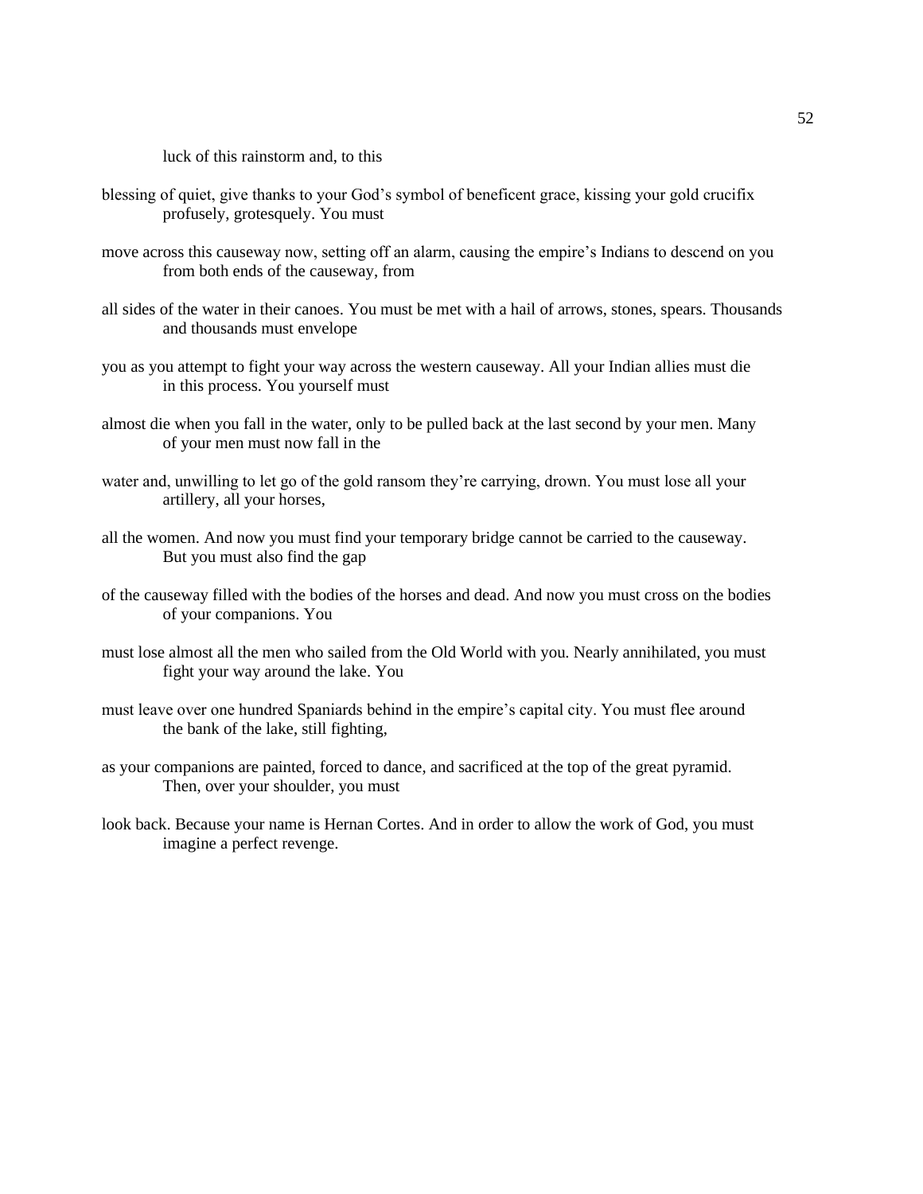luck of this rainstorm and, to this

blessing of quiet, give thanks to your God's symbol of beneficent grace, kissing your gold crucifix
profusely, grotesquely. You must

move across this causeway now, setting off an alarm, causing the empire's Indians to descend on you
from both ends of the causeway, from

all sides of the water in their canoes. You must be met with a hail of arrows, stones, spears. Thousands
and thousands must envelope

you as you attempt to fight your way across the western causeway. All your Indian allies must die
in this process. You yourself must

almost die when you fall in the water, only to be pulled back at the last second by your men. Many
of your men must now fall in the

water and, unwilling to let go of the gold ransom they're carrying, drown. You must lose all your
artillery, all your horses,

all the women. And now you must find your temporary bridge cannot be carried to the causeway.
But you must also find the gap

of the causeway filled with the bodies of the horses and dead. And now you must cross on the bodies
of your companions. You

must lose almost all the men who sailed from the Old World with you. Nearly annihilated, you must
fight your way around the lake. You

must leave over one hundred Spaniards behind in the empire's capital city. You must flee around
the bank of the lake, still fighting,

as your companions are painted, forced to dance, and sacrificed at the top of the great pyramid.
Then, over your shoulder, you must

look back. Because your name is Hernan Cortes. And in order to allow the work of God, you must
imagine a perfect revenge.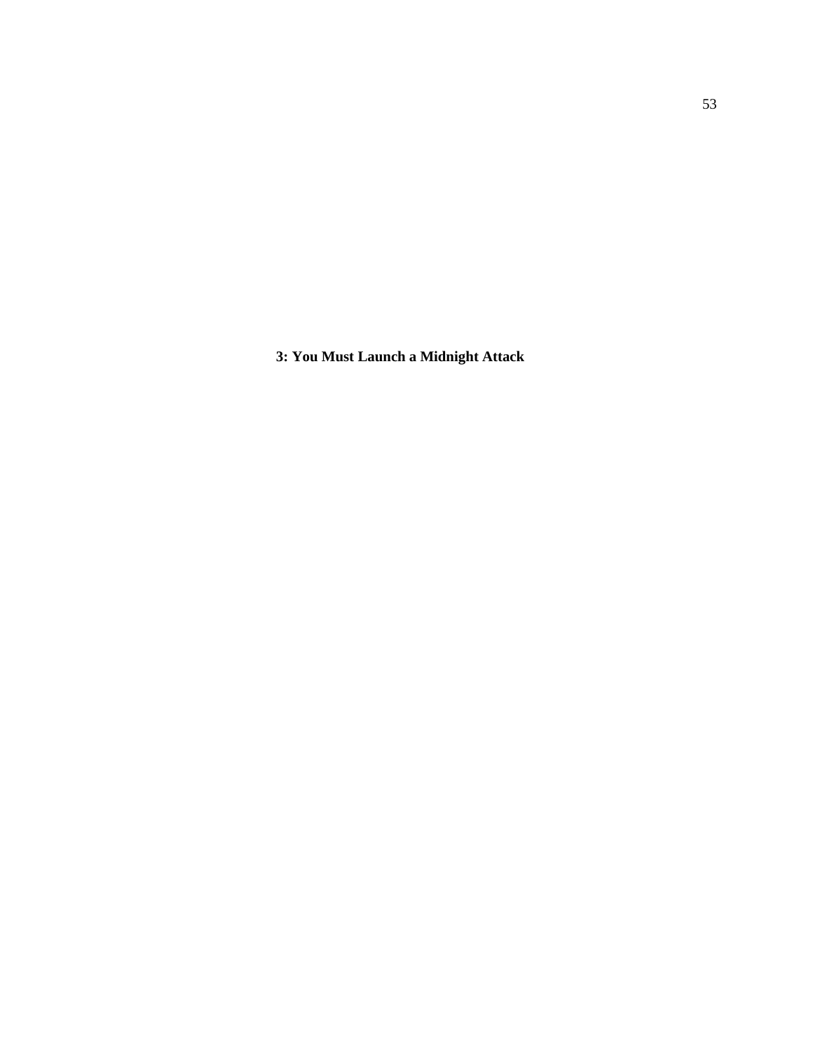# 3: You Must Launch a Midnight Attack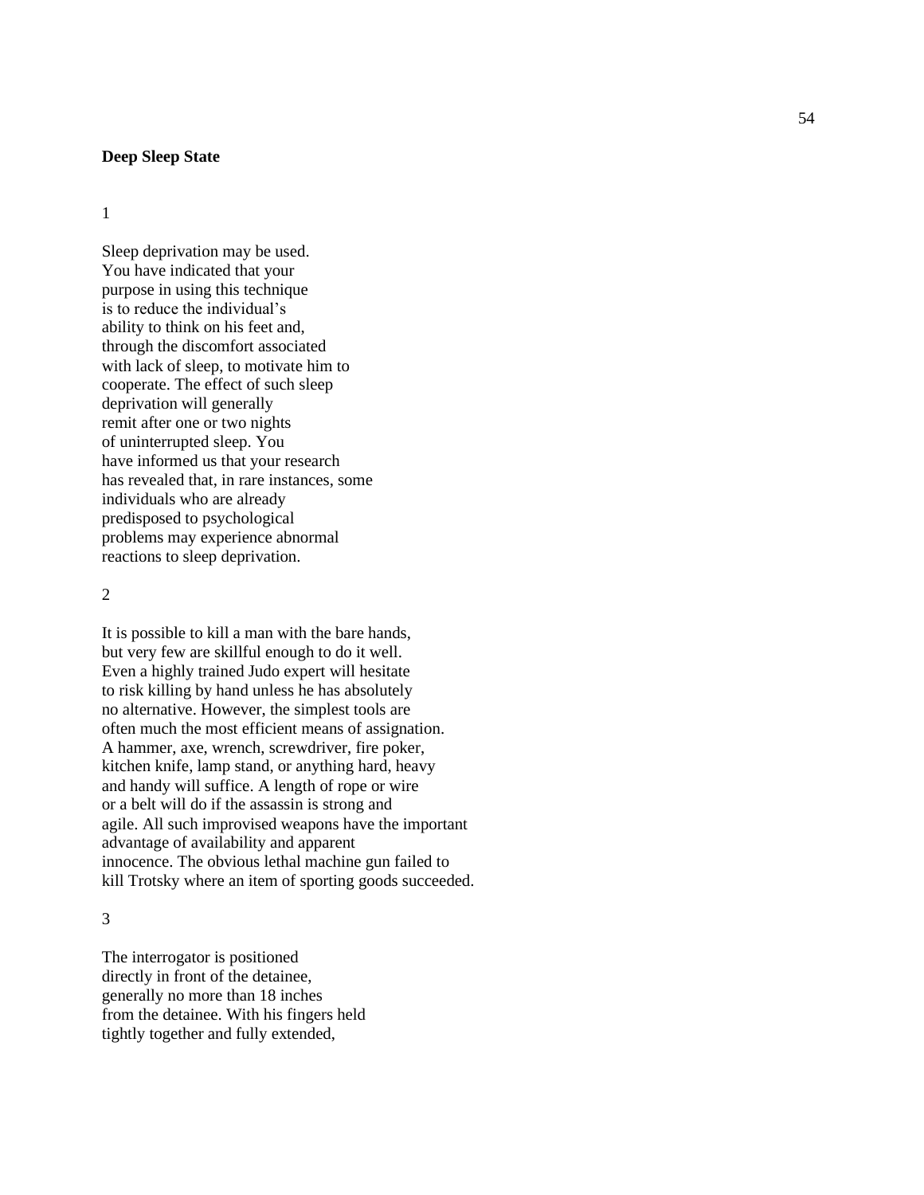**Deep Sleep State**

1

Sleep deprivation may be used.
You have indicated that your
purpose in using this technique
is to reduce the individual's
ability to think on his feet and,
through the discomfort associated
with lack of sleep, to motivate him to
cooperate. The effect of such sleep
deprivation will generally
remit after one or two nights
of uninterrupted sleep. You
have informed us that your research
has revealed that, in rare instances, some
individuals who are already
predisposed to psychological
problems may experience abnormal
reactions to sleep deprivation.

2

It is possible to kill a man with the bare hands,
but very few are skillful enough to do it well.
Even a highly trained Judo expert will hesitate
to risk killing by hand unless he has absolutely
no alternative. However, the simplest tools are
often much the most efficient means of assignation.
A hammer, axe, wrench, screwdriver, fire poker,
kitchen knife, lamp stand, or anything hard, heavy
and handy will suffice. A length of rope or wire
or a belt will do if the assassin is strong and
agile. All such improvised weapons have the important
advantage of availability and apparent
innocence. The obvious lethal machine gun failed to
kill Trotsky where an item of sporting goods succeeded.

3

The interrogator is positioned
directly in front of the detainee,
generally no more than 18 inches
from the detainee. With his fingers held
tightly together and fully extended,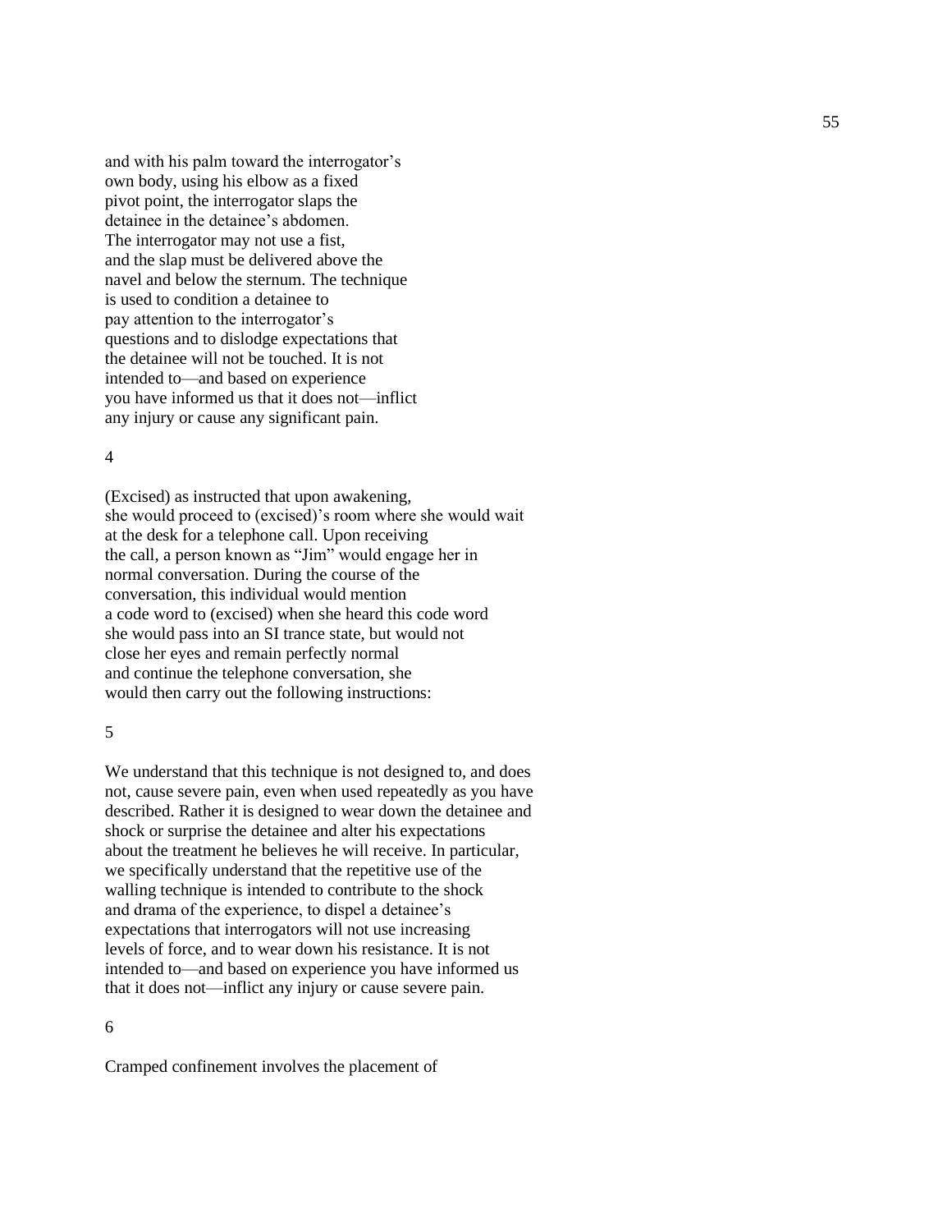and with his palm toward the interrogator's
own body, using his elbow as a fixed
pivot point, the interrogator slaps the
detainee in the detainee's abdomen.
The interrogator may not use a fist,
and the slap must be delivered above the
navel and below the sternum. The technique
is used to condition a detainee to
pay attention to the interrogator's
questions and to dislodge expectations that
the detainee will not be touched. It is not
intended to—and based on experience
you have informed us that it does not—inflict
any injury or cause any significant pain.

4

(Excised) as instructed that upon awakening,
she would proceed to (excised)'s room where she would wait
at the desk for a telephone call. Upon receiving
the call, a person known as "Jim" would engage her in
normal conversation. During the course of the
conversation, this individual would mention
a code word to (excised) when she heard this code word
she would pass into an SI trance state, but would not
close her eyes and remain perfectly normal
and continue the telephone conversation, she
would then carry out the following instructions:

5

We understand that this technique is not designed to, and does
not, cause severe pain, even when used repeatedly as you have
described. Rather it is designed to wear down the detainee and
shock or surprise the detainee and alter his expectations
about the treatment he believes he will receive. In particular,
we specifically understand that the repetitive use of the
walling technique is intended to contribute to the shock
and drama of the experience, to dispel a detainee's
expectations that interrogators will not use increasing
levels of force, and to wear down his resistance. It is not
intended to—and based on experience you have informed us
that it does not—inflict any injury or cause severe pain.

6

Cramped confinement involves the placement of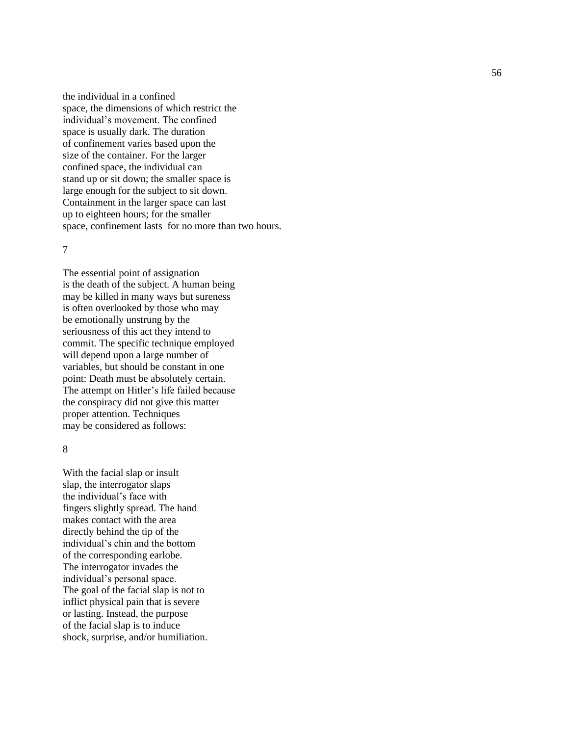the individual in a confined
space, the dimensions of which restrict the
individual's movement. The confined
space is usually dark. The duration
of confinement varies based upon the
size of the container. For the larger
confined space, the individual can
stand up or sit down; the smaller space is
large enough for the subject to sit down.
Containment in the larger space can last
up to eighteen hours; for the smaller
space, confinement lasts  for no more than two hours.

7

The essential point of assignation
is the death of the subject. A human being
may be killed in many ways but sureness
is often overlooked by those who may
be emotionally unstrung by the
seriousness of this act they intend to
commit. The specific technique employed
will depend upon a large number of
variables, but should be constant in one
point: Death must be absolutely certain.
The attempt on Hitler's life failed because
the conspiracy did not give this matter
proper attention. Techniques
may be considered as follows:

8

With the facial slap or insult
slap, the interrogator slaps
the individual's face with
fingers slightly spread. The hand
makes contact with the area
directly behind the tip of the
individual's chin and the bottom
of the corresponding earlobe.
The interrogator invades the
individual's personal space.
The goal of the facial slap is not to
inflict physical pain that is severe
or lasting. Instead, the purpose
of the facial slap is to induce
shock, surprise, and/or humiliation.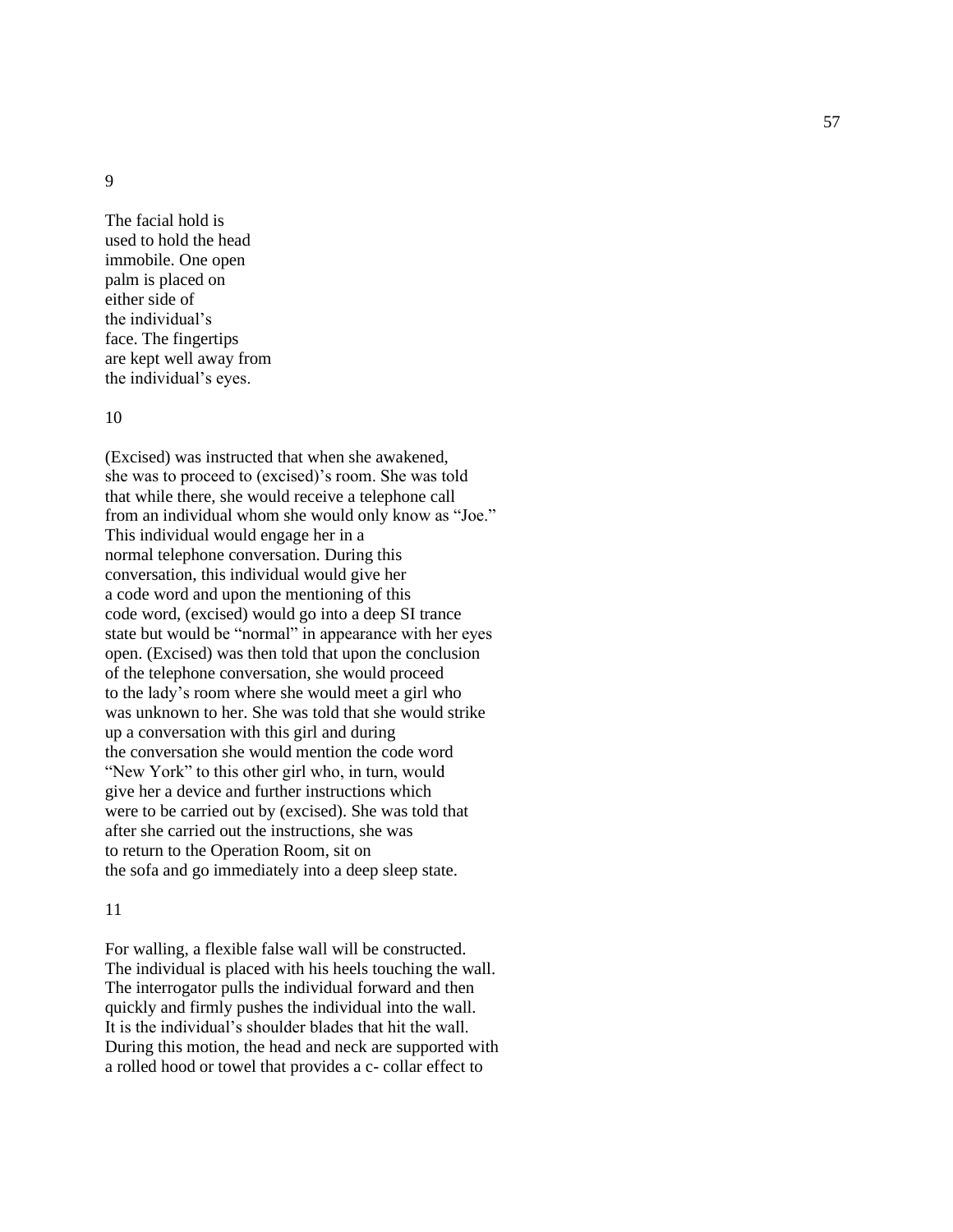9

The facial hold is used to hold the head immobile. One open palm is placed on either side of the individual's face. The fingertips are kept well away from the individual's eyes.

10

(Excised) was instructed that when she awakened, she was to proceed to (excised)'s room. She was told that while there, she would receive a telephone call from an individual whom she would only know as "Joe." This individual would engage her in a normal telephone conversation. During this conversation, this individual would give her a code word and upon the mentioning of this code word, (excised) would go into a deep SI trance state but would be "normal" in appearance with her eyes open. (Excised) was then told that upon the conclusion of the telephone conversation, she would proceed to the lady's room where she would meet a girl who was unknown to her. She was told that she would strike up a conversation with this girl and during the conversation she would mention the code word "New York" to this other girl who, in turn, would give her a device and further instructions which were to be carried out by (excised). She was told that after she carried out the instructions, she was to return to the Operation Room, sit on the sofa and go immediately into a deep sleep state.

11

For walling, a flexible false wall will be constructed. The individual is placed with his heels touching the wall. The interrogator pulls the individual forward and then quickly and firmly pushes the individual into the wall. It is the individual's shoulder blades that hit the wall. During this motion, the head and neck are supported with a rolled hood or towel that provides a c- collar effect to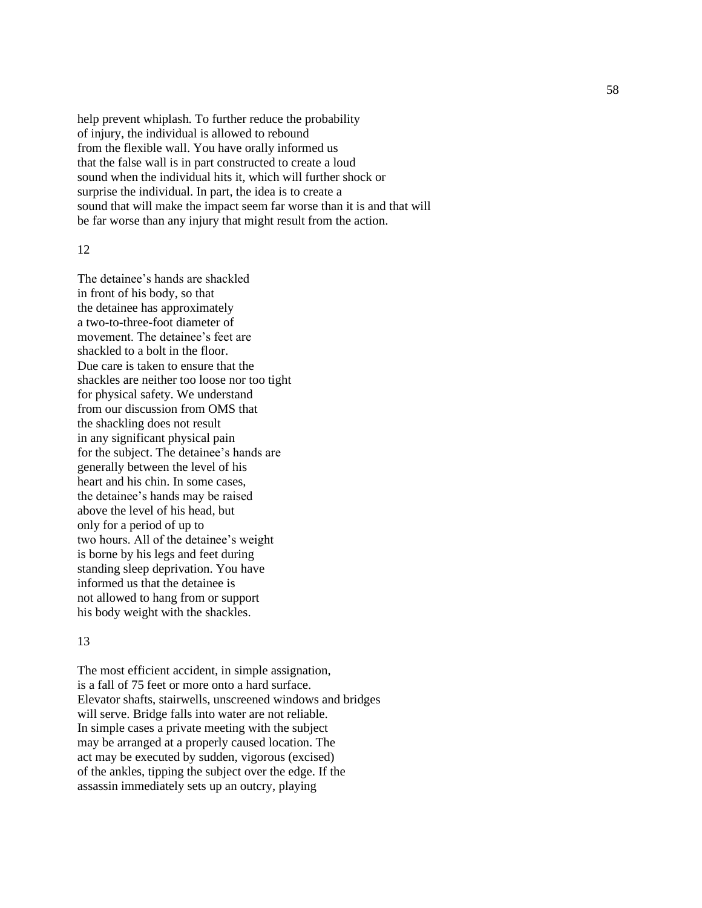help prevent whiplash. To further reduce the probability
of injury, the individual is allowed to rebound
from the flexible wall. You have orally informed us
that the false wall is in part constructed to create a loud
sound when the individual hits it, which will further shock or
surprise the individual. In part, the idea is to create a
sound that will make the impact seem far worse than it is and that will
be far worse than any injury that might result from the action.

12

The detainee's hands are shackled
in front of his body, so that
the detainee has approximately
a two-to-three-foot diameter of
movement. The detainee's feet are
shackled to a bolt in the floor.
Due care is taken to ensure that the
shackles are neither too loose nor too tight
for physical safety. We understand
from our discussion from OMS that
the shackling does not result
in any significant physical pain
for the subject. The detainee's hands are
generally between the level of his
heart and his chin. In some cases,
the detainee's hands may be raised
above the level of his head, but
only for a period of up to
two hours. All of the detainee's weight
is borne by his legs and feet during
standing sleep deprivation. You have
informed us that the detainee is
not allowed to hang from or support
his body weight with the shackles.

13

The most efficient accident, in simple assignation,
is a fall of 75 feet or more onto a hard surface.
Elevator shafts, stairwells, unscreened windows and bridges
will serve. Bridge falls into water are not reliable.
In simple cases a private meeting with the subject
may be arranged at a properly caused location. The
act may be executed by sudden, vigorous (excised)
of the ankles, tipping the subject over the edge. If the
assassin immediately sets up an outcry, playing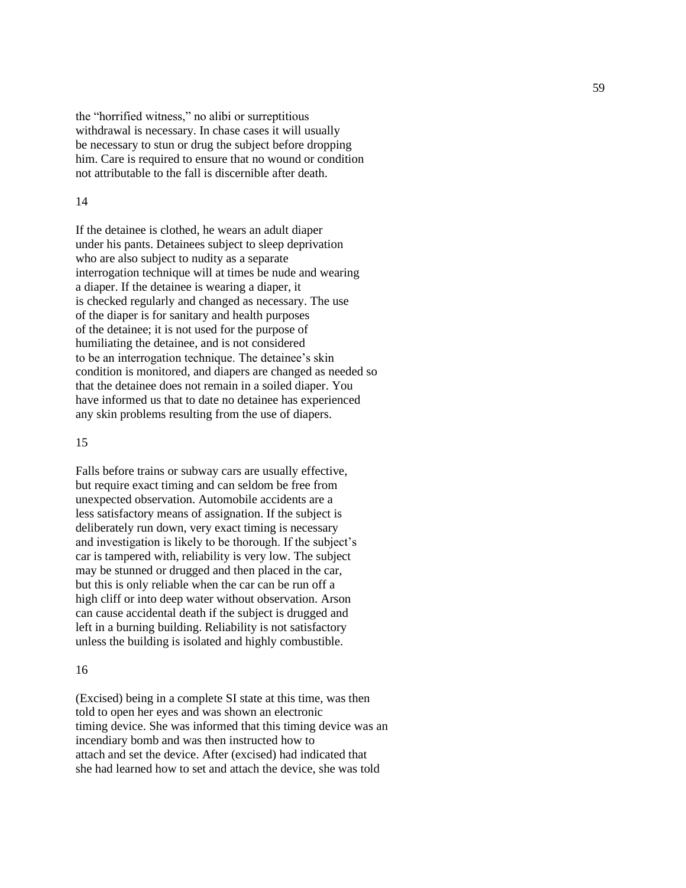the "horrified witness," no alibi or surreptitious withdrawal is necessary. In chase cases it will usually be necessary to stun or drug the subject before dropping him. Care is required to ensure that no wound or condition not attributable to the fall is discernible after death.

14

If the detainee is clothed, he wears an adult diaper under his pants. Detainees subject to sleep deprivation who are also subject to nudity as a separate interrogation technique will at times be nude and wearing a diaper. If the detainee is wearing a diaper, it is checked regularly and changed as necessary. The use of the diaper is for sanitary and health purposes of the detainee; it is not used for the purpose of humiliating the detainee, and is not considered to be an interrogation technique. The detainee's skin condition is monitored, and diapers are changed as needed so that the detainee does not remain in a soiled diaper. You have informed us that to date no detainee has experienced any skin problems resulting from the use of diapers.

15

Falls before trains or subway cars are usually effective, but require exact timing and can seldom be free from unexpected observation. Automobile accidents are a less satisfactory means of assignation. If the subject is deliberately run down, very exact timing is necessary and investigation is likely to be thorough. If the subject's car is tampered with, reliability is very low. The subject may be stunned or drugged and then placed in the car, but this is only reliable when the car can be run off a high cliff or into deep water without observation. Arson can cause accidental death if the subject is drugged and left in a burning building. Reliability is not satisfactory unless the building is isolated and highly combustible.

16

(Excised) being in a complete SI state at this time, was then told to open her eyes and was shown an electronic timing device. She was informed that this timing device was an incendiary bomb and was then instructed how to attach and set the device. After (excised) had indicated that she had learned how to set and attach the device, she was told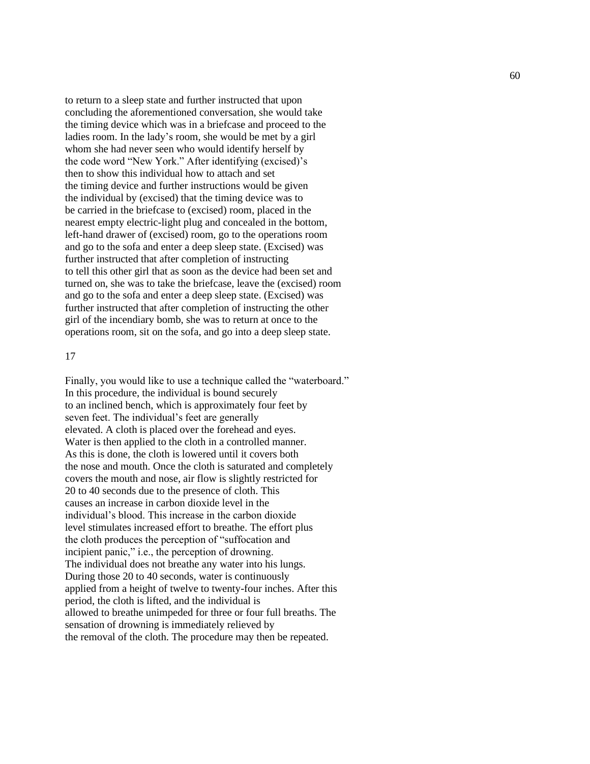to return to a sleep state and further instructed that upon concluding the aforementioned conversation, she would take the timing device which was in a briefcase and proceed to the ladies room. In the lady's room, she would be met by a girl whom she had never seen who would identify herself by the code word "New York." After identifying (excised)'s then to show this individual how to attach and set the timing device and further instructions would be given the individual by (excised) that the timing device was to be carried in the briefcase to (excised) room, placed in the nearest empty electric-light plug and concealed in the bottom, left-hand drawer of (excised) room, go to the operations room and go to the sofa and enter a deep sleep state. (Excised) was further instructed that after completion of instructing to tell this other girl that as soon as the device had been set and turned on, she was to take the briefcase, leave the (excised) room and go to the sofa and enter a deep sleep state. (Excised) was further instructed that after completion of instructing the other girl of the incendiary bomb, she was to return at once to the operations room, sit on the sofa, and go into a deep sleep state.

17

Finally, you would like to use a technique called the "waterboard." In this procedure, the individual is bound securely to an inclined bench, which is approximately four feet by seven feet. The individual's feet are generally elevated. A cloth is placed over the forehead and eyes. Water is then applied to the cloth in a controlled manner. As this is done, the cloth is lowered until it covers both the nose and mouth. Once the cloth is saturated and completely covers the mouth and nose, air flow is slightly restricted for 20 to 40 seconds due to the presence of cloth. This causes an increase in carbon dioxide level in the individual's blood. This increase in the carbon dioxide level stimulates increased effort to breathe. The effort plus the cloth produces the perception of "suffocation and incipient panic," i.e., the perception of drowning. The individual does not breathe any water into his lungs. During those 20 to 40 seconds, water is continuously applied from a height of twelve to twenty-four inches. After this period, the cloth is lifted, and the individual is allowed to breathe unimpeded for three or four full breaths. The sensation of drowning is immediately relieved by the removal of the cloth. The procedure may then be repeated.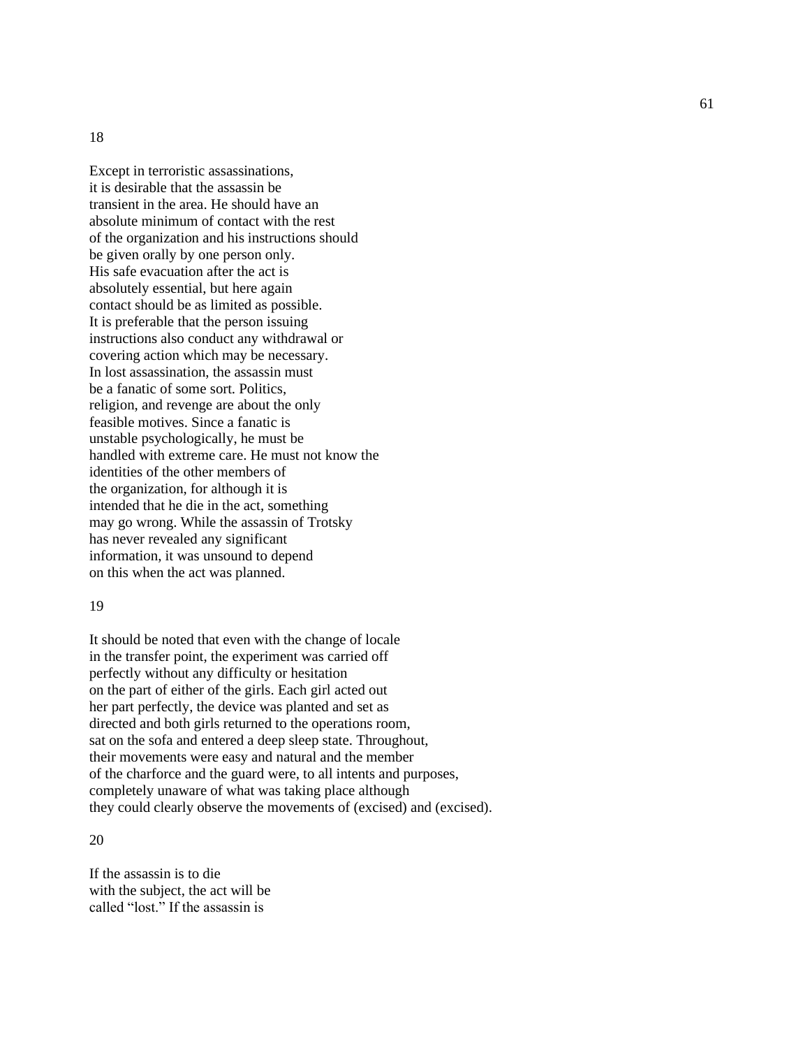18

Except in terroristic assassinations, it is desirable that the assassin be transient in the area. He should have an absolute minimum of contact with the rest of the organization and his instructions should be given orally by one person only. His safe evacuation after the act is absolutely essential, but here again contact should be as limited as possible. It is preferable that the person issuing instructions also conduct any withdrawal or covering action which may be necessary. In lost assassination, the assassin must be a fanatic of some sort. Politics, religion, and revenge are about the only feasible motives. Since a fanatic is unstable psychologically, he must be handled with extreme care. He must not know the identities of the other members of the organization, for although it is intended that he die in the act, something may go wrong. While the assassin of Trotsky has never revealed any significant information, it was unsound to depend on this when the act was planned.

19

It should be noted that even with the change of locale in the transfer point, the experiment was carried off perfectly without any difficulty or hesitation on the part of either of the girls. Each girl acted out her part perfectly, the device was planted and set as directed and both girls returned to the operations room, sat on the sofa and entered a deep sleep state. Throughout, their movements were easy and natural and the member of the charforce and the guard were, to all intents and purposes, completely unaware of what was taking place although they could clearly observe the movements of (excised) and (excised).

20

If the assassin is to die with the subject, the act will be called "lost." If the assassin is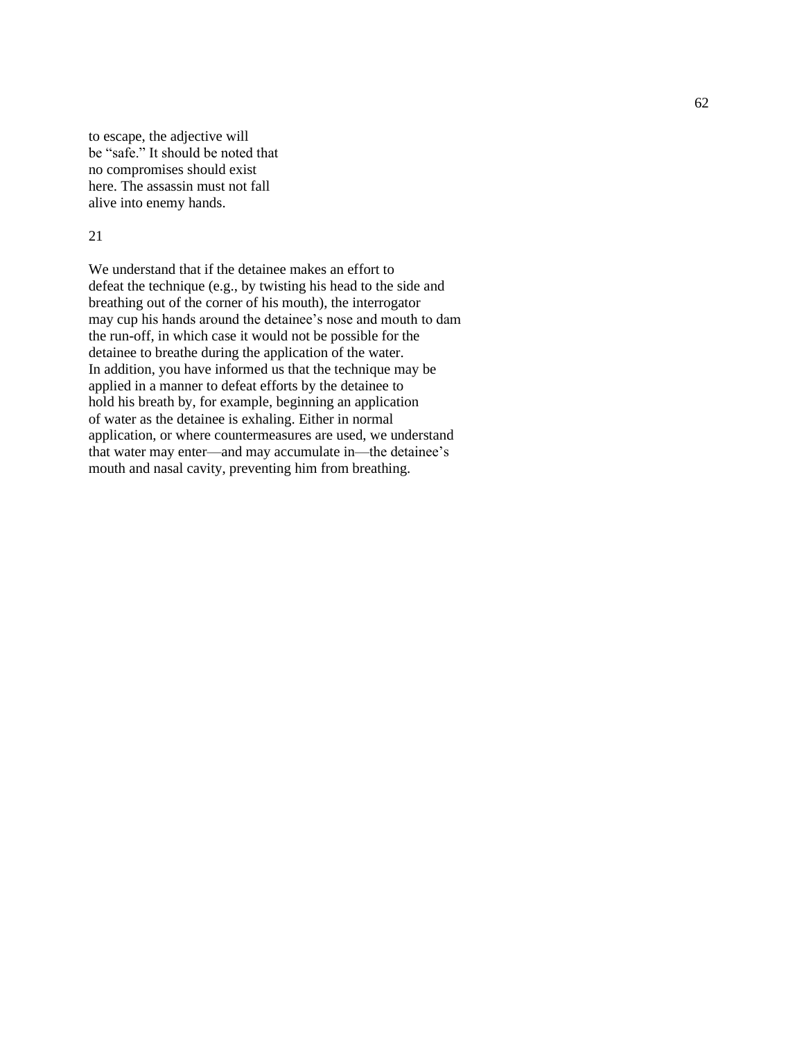to escape, the adjective will be "safe." It should be noted that no compromises should exist here. The assassin must not fall alive into enemy hands.

21

We understand that if the detainee makes an effort to defeat the technique (e.g., by twisting his head to the side and breathing out of the corner of his mouth), the interrogator may cup his hands around the detainee's nose and mouth to dam the run-off, in which case it would not be possible for the detainee to breathe during the application of the water. In addition, you have informed us that the technique may be applied in a manner to defeat efforts by the detainee to hold his breath by, for example, beginning an application of water as the detainee is exhaling. Either in normal application, or where countermeasures are used, we understand that water may enter—and may accumulate in—the detainee's mouth and nasal cavity, preventing him from breathing.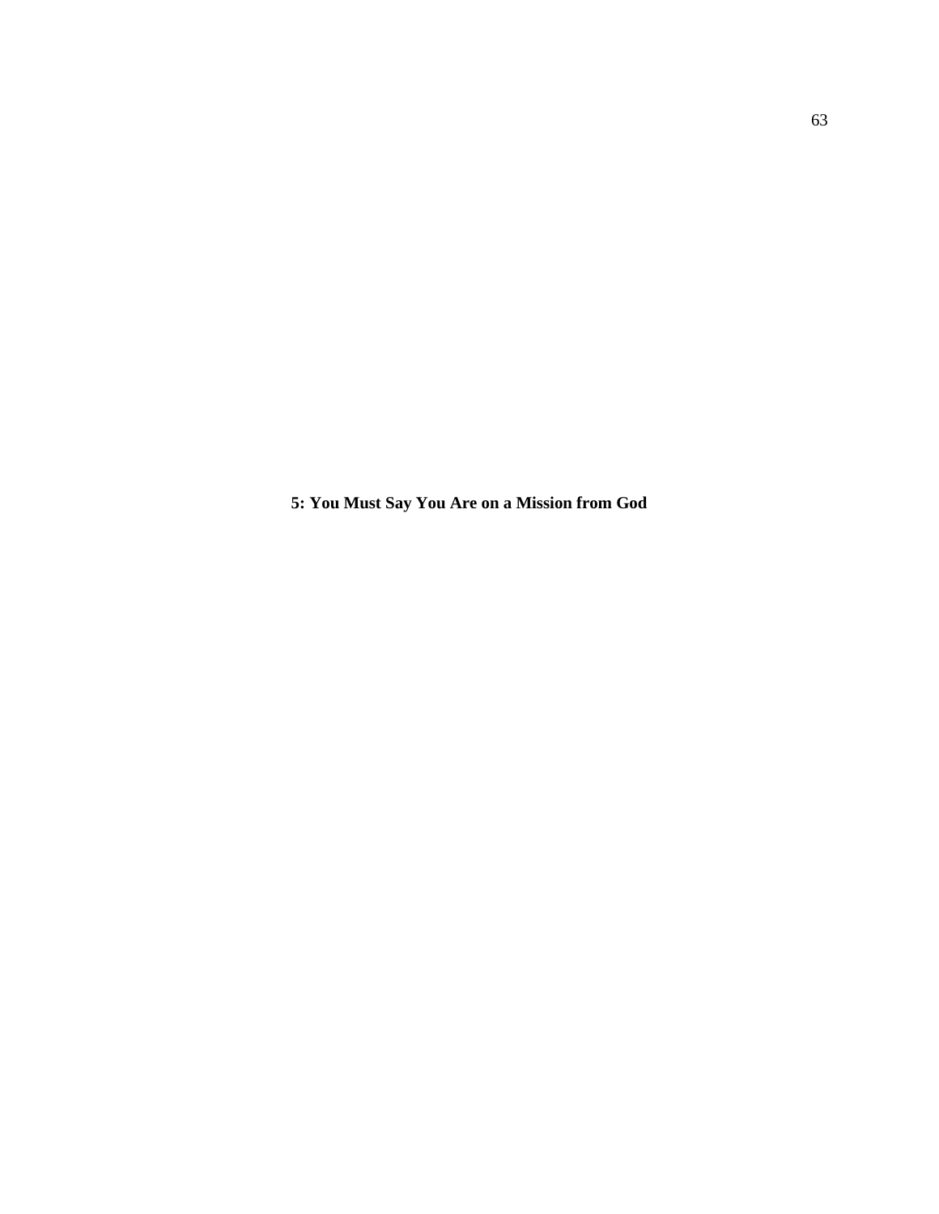# 5: You Must Say You Are on a Mission from God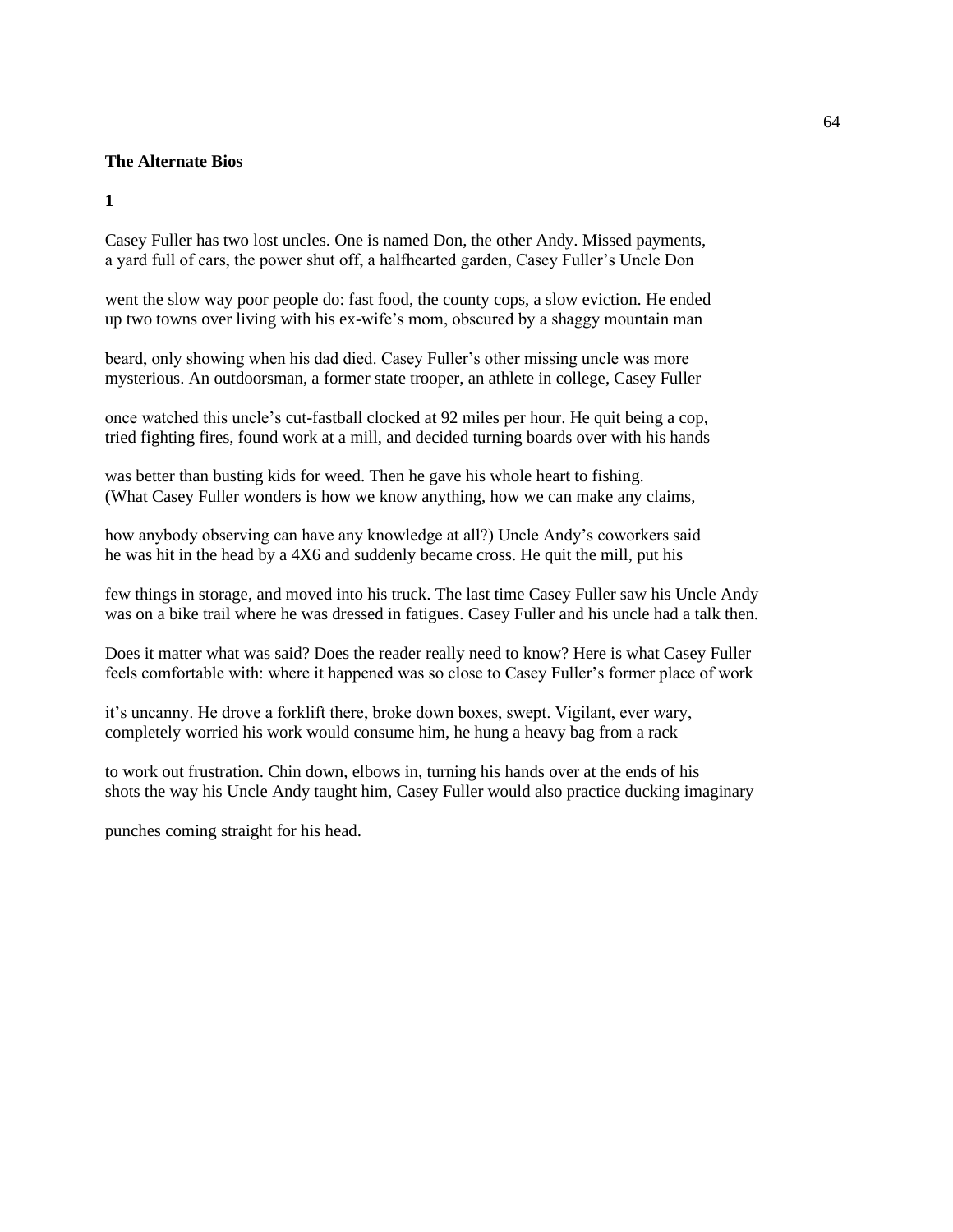**The Alternate Bios**

**1**

Casey Fuller has two lost uncles. One is named Don, the other Andy. Missed payments,
a yard full of cars, the power shut off, a halfhearted garden, Casey Fuller's Uncle Don

went the slow way poor people do: fast food, the county cops, a slow eviction. He ended
up two towns over living with his ex-wife's mom, obscured by a shaggy mountain man

beard, only showing when his dad died. Casey Fuller's other missing uncle was more
mysterious. An outdoorsman, a former state trooper, an athlete in college, Casey Fuller

once watched this uncle's cut-fastball clocked at 92 miles per hour. He quit being a cop,
tried fighting fires, found work at a mill, and decided turning boards over with his hands

was better than busting kids for weed. Then he gave his whole heart to fishing.
(What Casey Fuller wonders is how we know anything, how we can make any claims,

how anybody observing can have any knowledge at all?) Uncle Andy's coworkers said
he was hit in the head by a 4X6 and suddenly became cross. He quit the mill, put his

few things in storage, and moved into his truck. The last time Casey Fuller saw his Uncle Andy
was on a bike trail where he was dressed in fatigues. Casey Fuller and his uncle had a talk then.

Does it matter what was said? Does the reader really need to know? Here is what Casey Fuller
feels comfortable with: where it happened was so close to Casey Fuller's former place of work

it's uncanny. He drove a forklift there, broke down boxes, swept. Vigilant, ever wary,
completely worried his work would consume him, he hung a heavy bag from a rack

to work out frustration. Chin down, elbows in, turning his hands over at the ends of his
shots the way his Uncle Andy taught him, Casey Fuller would also practice ducking imaginary

punches coming straight for his head.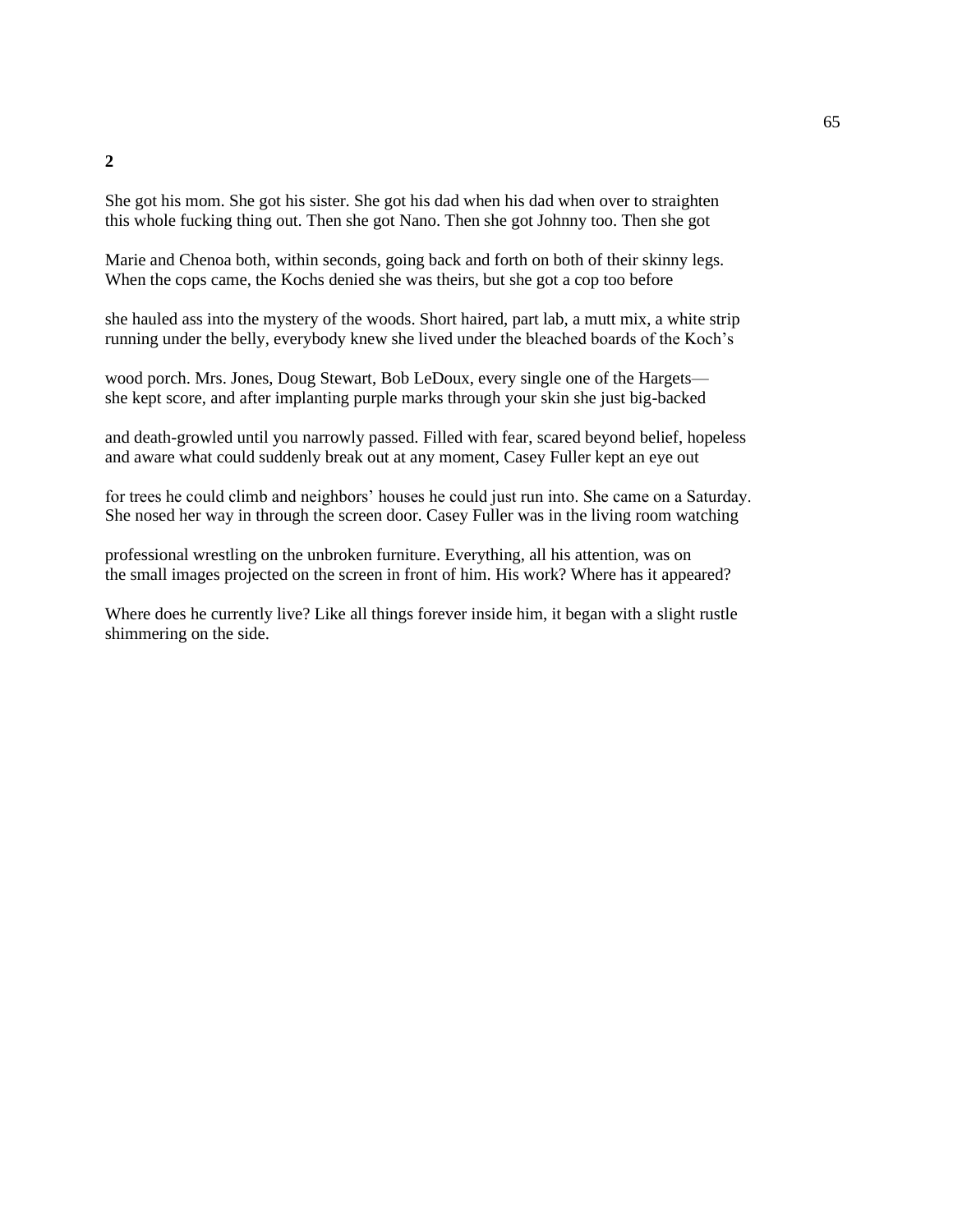**2**

She got his mom. She got his sister. She got his dad when his dad when over to straighten
this whole fucking thing out. Then she got Nano. Then she got Johnny too. Then she got

Marie and Chenoa both, within seconds, going back and forth on both of their skinny legs.
When the cops came, the Kochs denied she was theirs, but she got a cop too before

she hauled ass into the mystery of the woods. Short haired, part lab, a mutt mix, a white strip
running under the belly, everybody knew she lived under the bleached boards of the Koch's

wood porch. Mrs. Jones, Doug Stewart, Bob LeDoux, every single one of the Hargets—
she kept score, and after implanting purple marks through your skin she just big-backed

and death-growled until you narrowly passed. Filled with fear, scared beyond belief, hopeless
and aware what could suddenly break out at any moment, Casey Fuller kept an eye out

for trees he could climb and neighbors' houses he could just run into. She came on a Saturday.
She nosed her way in through the screen door. Casey Fuller was in the living room watching

professional wrestling on the unbroken furniture. Everything, all his attention, was on
the small images projected on the screen in front of him. His work? Where has it appeared?

Where does he currently live? Like all things forever inside him, it began with a slight rustle
shimmering on the side.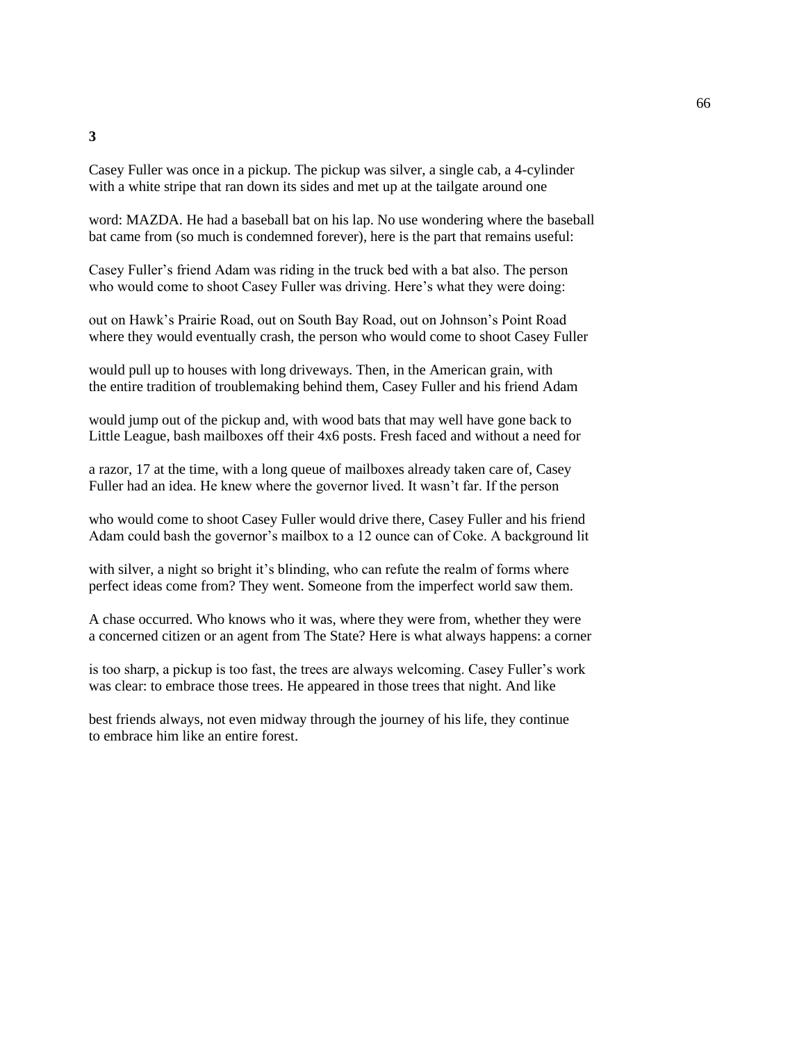**3**

Casey Fuller was once in a pickup. The pickup was silver, a single cab, a 4-cylinder
with a white stripe that ran down its sides and met up at the tailgate around one

word: MAZDA. He had a baseball bat on his lap. No use wondering where the baseball
bat came from (so much is condemned forever), here is the part that remains useful:

Casey Fuller's friend Adam was riding in the truck bed with a bat also. The person
who would come to shoot Casey Fuller was driving. Here's what they were doing:

out on Hawk's Prairie Road, out on South Bay Road, out on Johnson's Point Road
where they would eventually crash, the person who would come to shoot Casey Fuller

would pull up to houses with long driveways. Then, in the American grain, with
the entire tradition of troublemaking behind them, Casey Fuller and his friend Adam

would jump out of the pickup and, with wood bats that may well have gone back to
Little League, bash mailboxes off their 4x6 posts. Fresh faced and without a need for

a razor, 17 at the time, with a long queue of mailboxes already taken care of, Casey
Fuller had an idea. He knew where the governor lived. It wasn't far. If the person

who would come to shoot Casey Fuller would drive there, Casey Fuller and his friend
Adam could bash the governor's mailbox to a 12 ounce can of Coke. A background lit

with silver, a night so bright it's blinding, who can refute the realm of forms where
perfect ideas come from? They went. Someone from the imperfect world saw them.

A chase occurred. Who knows who it was, where they were from, whether they were
a concerned citizen or an agent from The State? Here is what always happens: a corner

is too sharp, a pickup is too fast, the trees are always welcoming. Casey Fuller's work
was clear: to embrace those trees. He appeared in those trees that night. And like

best friends always, not even midway through the journey of his life, they continue
to embrace him like an entire forest.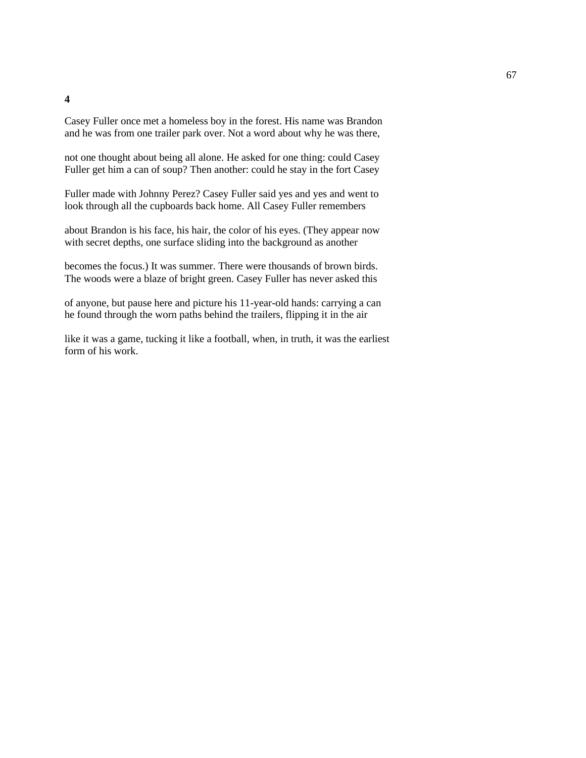**4**

Casey Fuller once met a homeless boy in the forest. His name was Brandon
and he was from one trailer park over. Not a word about why he was there,

not one thought about being all alone. He asked for one thing: could Casey
Fuller get him a can of soup? Then another: could he stay in the fort Casey

Fuller made with Johnny Perez? Casey Fuller said yes and yes and went to
look through all the cupboards back home. All Casey Fuller remembers

about Brandon is his face, his hair, the color of his eyes. (They appear now
with secret depths, one surface sliding into the background as another

becomes the focus.) It was summer. There were thousands of brown birds.
The woods were a blaze of bright green. Casey Fuller has never asked this

of anyone, but pause here and picture his 11-year-old hands: carrying a can
he found through the worn paths behind the trailers, flipping it in the air

like it was a game, tucking it like a football, when, in truth, it was the earliest
form of his work.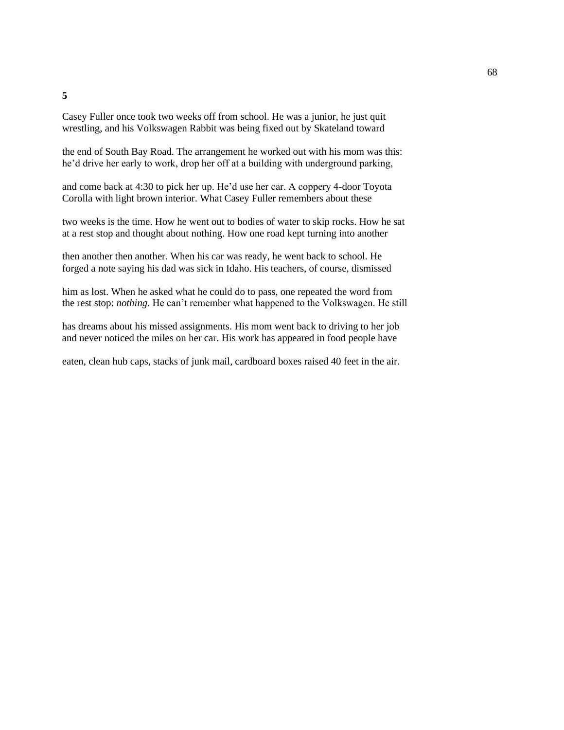**5**

Casey Fuller once took two weeks off from school. He was a junior, he just quit wrestling, and his Volkswagen Rabbit was being fixed out by Skateland toward

the end of South Bay Road. The arrangement he worked out with his mom was this: he'd drive her early to work, drop her off at a building with underground parking,

and come back at 4:30 to pick her up. He'd use her car. A coppery 4-door Toyota Corolla with light brown interior. What Casey Fuller remembers about these

two weeks is the time. How he went out to bodies of water to skip rocks. How he sat at a rest stop and thought about nothing. How one road kept turning into another

then another then another. When his car was ready, he went back to school. He forged a note saying his dad was sick in Idaho. His teachers, of course, dismissed

him as lost. When he asked what he could do to pass, one repeated the word from the rest stop: *nothing*. He can't remember what happened to the Volkswagen. He still

has dreams about his missed assignments. His mom went back to driving to her job and never noticed the miles on her car. His work has appeared in food people have

eaten, clean hub caps, stacks of junk mail, cardboard boxes raised 40 feet in the air.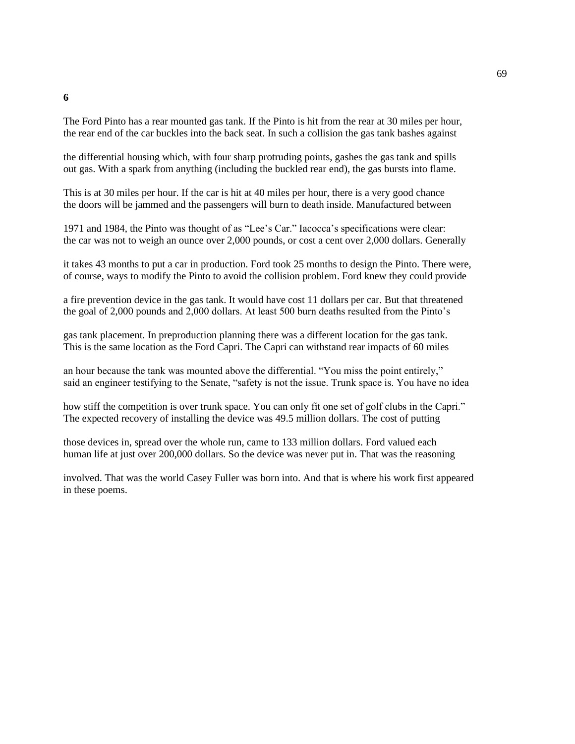**6**

The Ford Pinto has a rear mounted gas tank. If the Pinto is hit from the rear at 30 miles per hour, the rear end of the car buckles into the back seat. In such a collision the gas tank bashes against

the differential housing which, with four sharp protruding points, gashes the gas tank and spills out gas. With a spark from anything (including the buckled rear end), the gas bursts into flame.

This is at 30 miles per hour. If the car is hit at 40 miles per hour, there is a very good chance the doors will be jammed and the passengers will burn to death inside. Manufactured between

1971 and 1984, the Pinto was thought of as "Lee's Car." Iacocca's specifications were clear: the car was not to weigh an ounce over 2,000 pounds, or cost a cent over 2,000 dollars. Generally

it takes 43 months to put a car in production. Ford took 25 months to design the Pinto. There were, of course, ways to modify the Pinto to avoid the collision problem. Ford knew they could provide

a fire prevention device in the gas tank. It would have cost 11 dollars per car. But that threatened the goal of 2,000 pounds and 2,000 dollars. At least 500 burn deaths resulted from the Pinto's

gas tank placement. In preproduction planning there was a different location for the gas tank. This is the same location as the Ford Capri. The Capri can withstand rear impacts of 60 miles

an hour because the tank was mounted above the differential. "You miss the point entirely," said an engineer testifying to the Senate, "safety is not the issue. Trunk space is. You have no idea

how stiff the competition is over trunk space. You can only fit one set of golf clubs in the Capri." The expected recovery of installing the device was 49.5 million dollars. The cost of putting

those devices in, spread over the whole run, came to 133 million dollars. Ford valued each human life at just over 200,000 dollars. So the device was never put in. That was the reasoning

involved. That was the world Casey Fuller was born into. And that is where his work first appeared in these poems.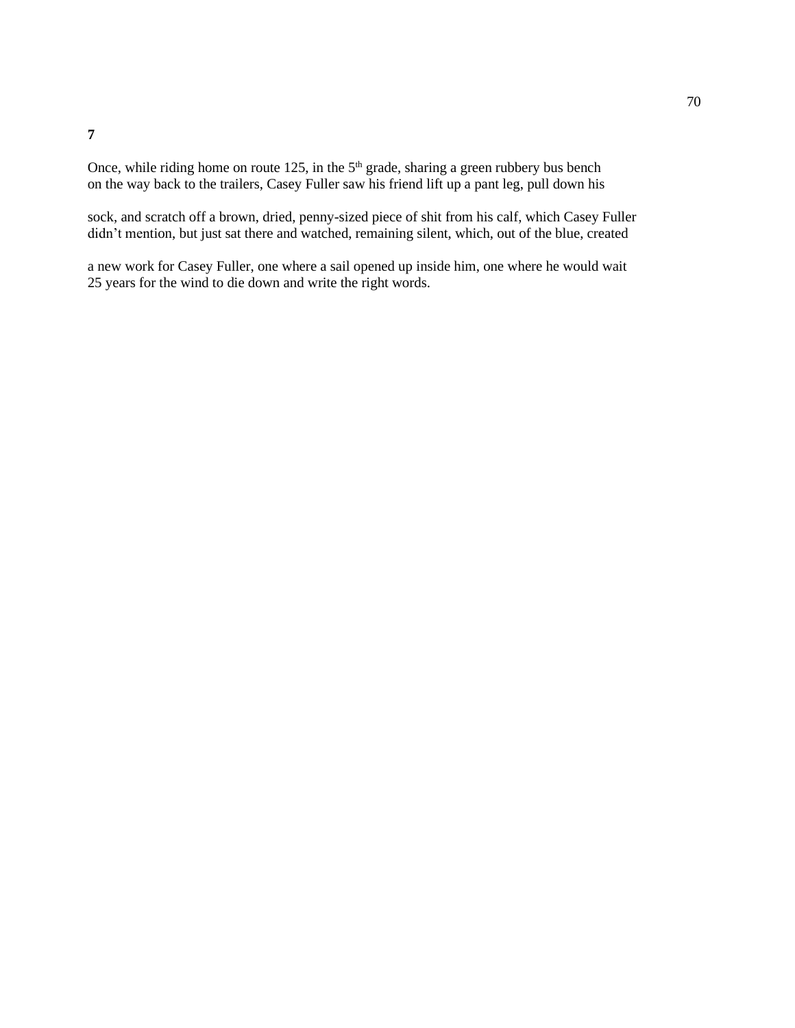**7**

Once, while riding home on route 125, in the 5th grade, sharing a green rubbery bus bench
on the way back to the trailers, Casey Fuller saw his friend lift up a pant leg, pull down his

sock, and scratch off a brown, dried, penny-sized piece of shit from his calf, which Casey Fuller
didn't mention, but just sat there and watched, remaining silent, which, out of the blue, created

a new work for Casey Fuller, one where a sail opened up inside him, one where he would wait
25 years for the wind to die down and write the right words.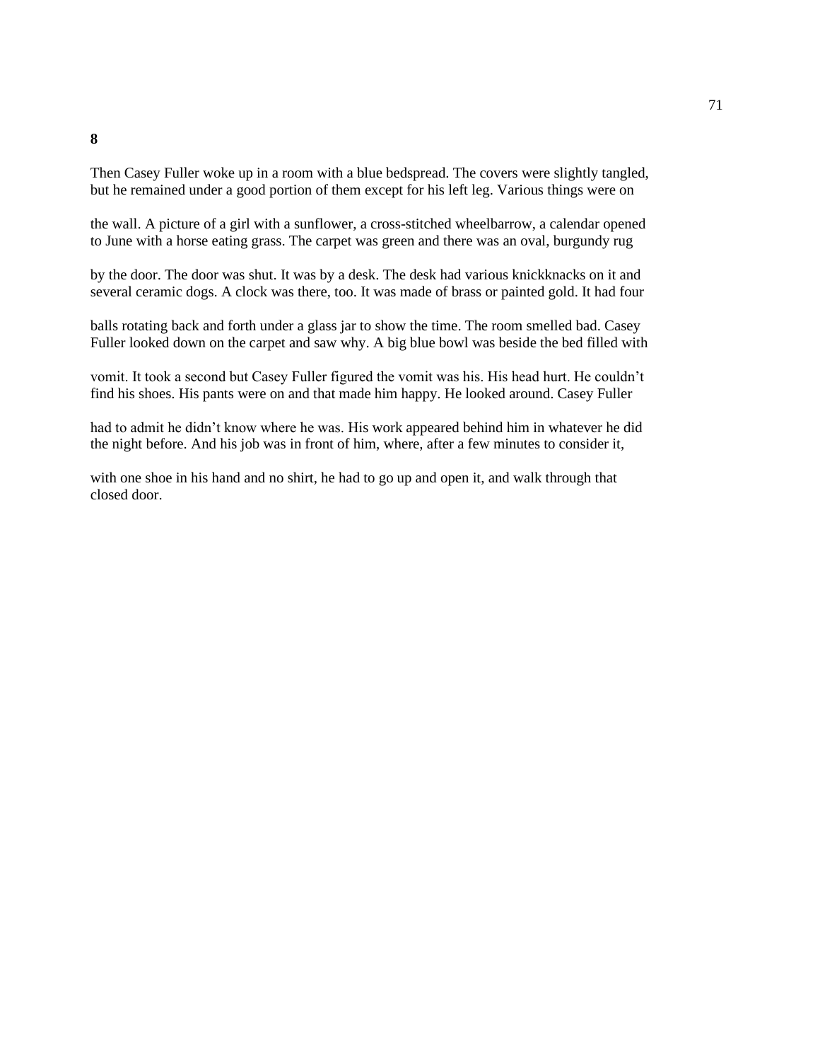**8**

Then Casey Fuller woke up in a room with a blue bedspread. The covers were slightly tangled, but he remained under a good portion of them except for his left leg. Various things were on the wall. A picture of a girl with a sunflower, a cross-stitched wheelbarrow, a calendar opened to June with a horse eating grass. The carpet was green and there was an oval, burgundy rug by the door. The door was shut. It was by a desk. The desk had various knickknacks on it and several ceramic dogs. A clock was there, too. It was made of brass or painted gold. It had four balls rotating back and forth under a glass jar to show the time. The room smelled bad. Casey Fuller looked down on the carpet and saw why. A big blue bowl was beside the bed filled with vomit. It took a second but Casey Fuller figured the vomit was his. His head hurt. He couldn't find his shoes. His pants were on and that made him happy. He looked around. Casey Fuller had to admit he didn't know where he was. His work appeared behind him in whatever he did the night before. And his job was in front of him, where, after a few minutes to consider it, with one shoe in his hand and no shirt, he had to go up and open it, and walk through that closed door.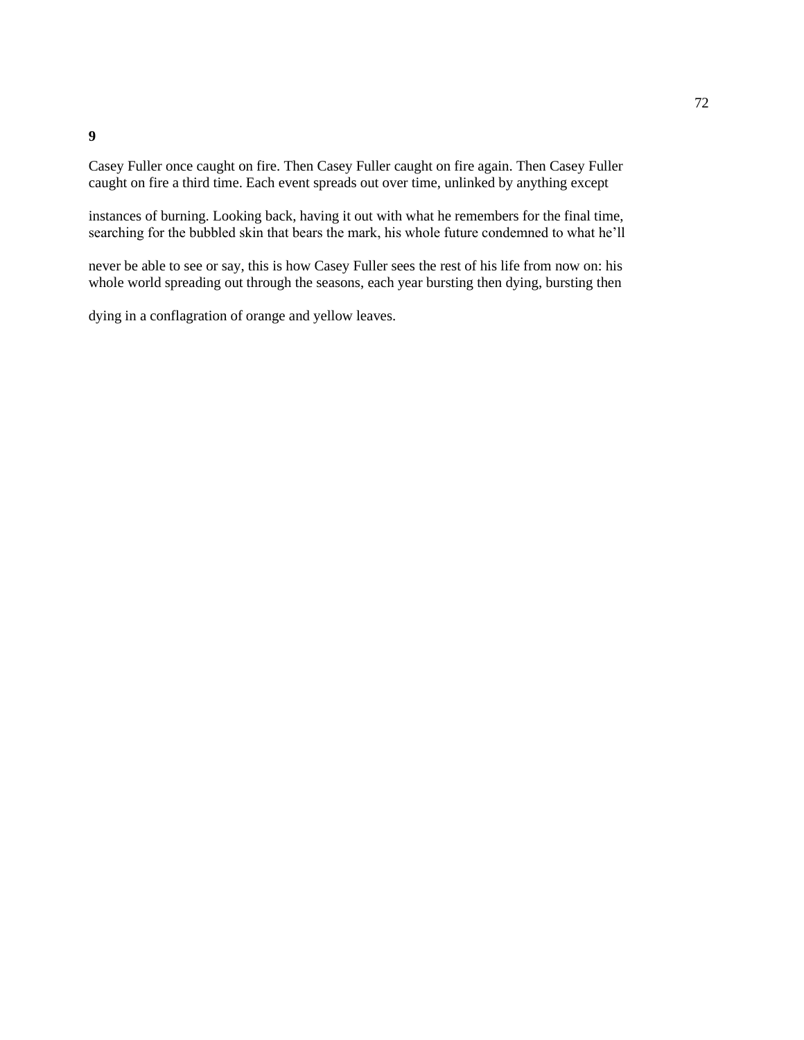**9**

Casey Fuller once caught on fire. Then Casey Fuller caught on fire again. Then Casey Fuller caught on fire a third time. Each event spreads out over time, unlinked by anything except instances of burning. Looking back, having it out with what he remembers for the final time, searching for the bubbled skin that bears the mark, his whole future condemned to what he'll never be able to see or say, this is how Casey Fuller sees the rest of his life from now on: his whole world spreading out through the seasons, each year bursting then dying, bursting then dying in a conflagration of orange and yellow leaves.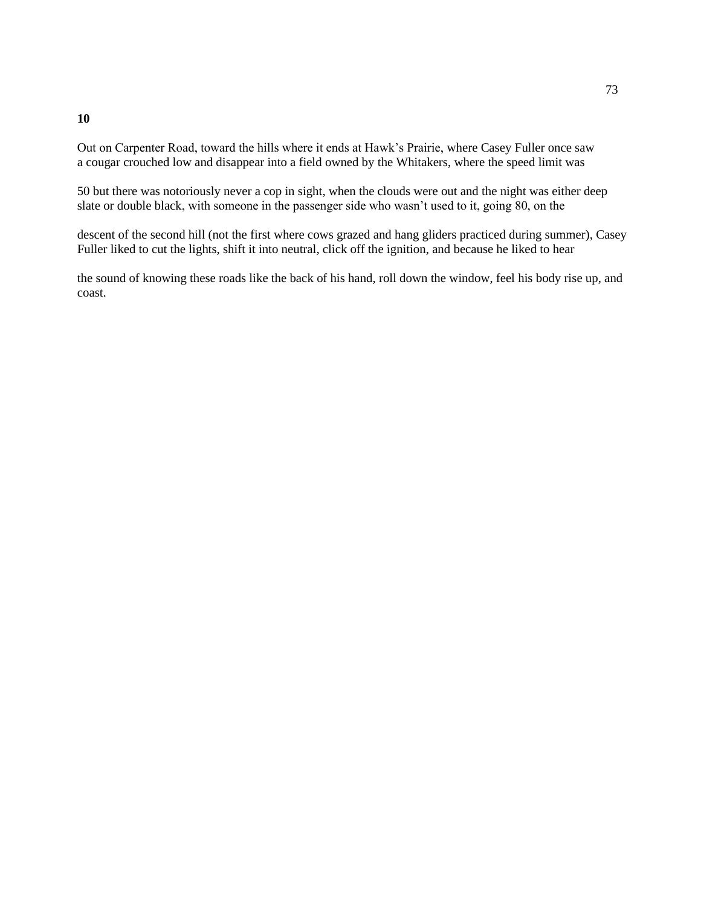**10**

Out on Carpenter Road, toward the hills where it ends at Hawk's Prairie, where Casey Fuller once saw a cougar crouched low and disappear into a field owned by the Whitakers, where the speed limit was

50 but there was notoriously never a cop in sight, when the clouds were out and the night was either deep slate or double black, with someone in the passenger side who wasn't used to it, going 80, on the

descent of the second hill (not the first where cows grazed and hang gliders practiced during summer), Casey Fuller liked to cut the lights, shift it into neutral, click off the ignition, and because he liked to hear

the sound of knowing these roads like the back of his hand, roll down the window, feel his body rise up, and coast.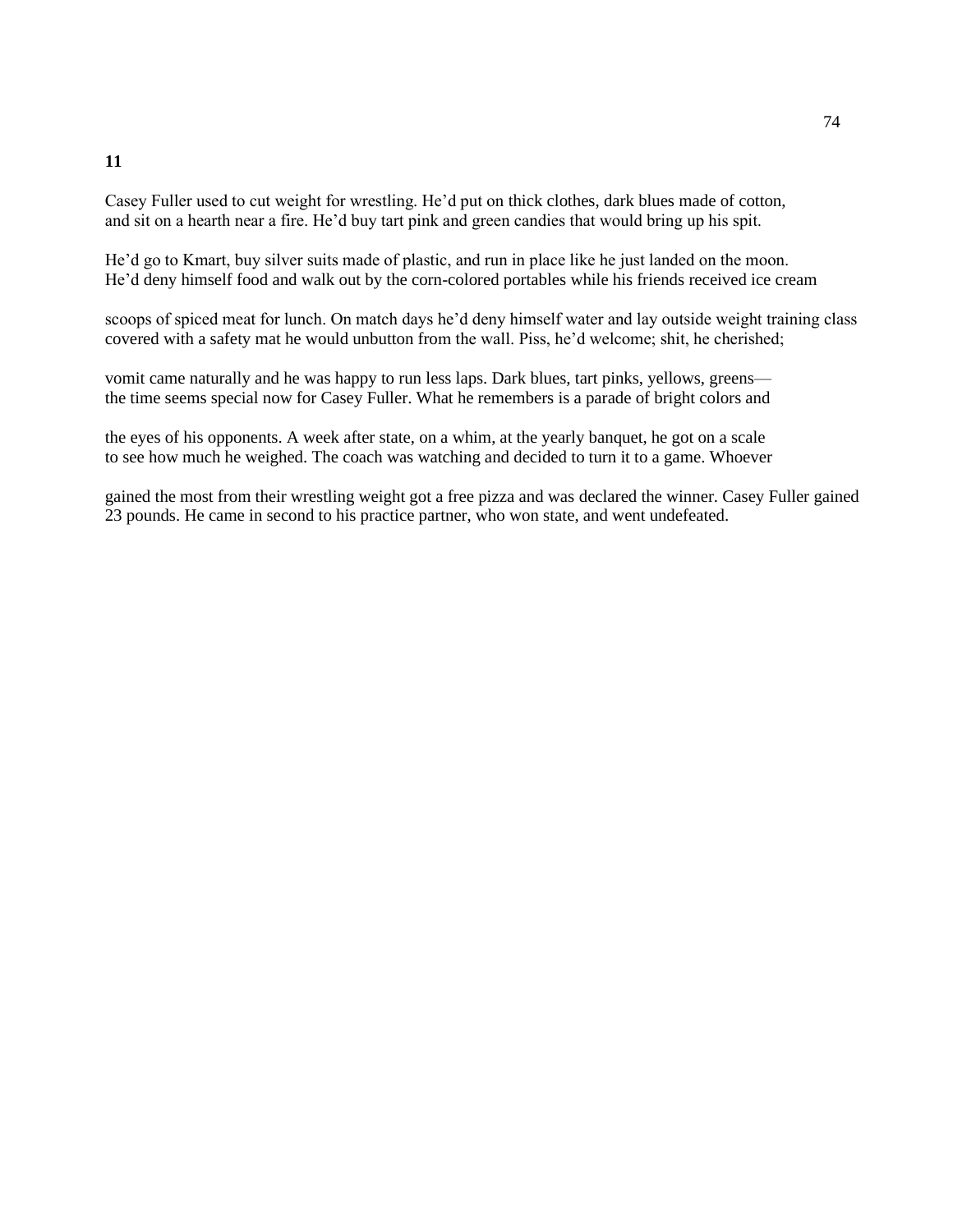**11**

Casey Fuller used to cut weight for wrestling. He'd put on thick clothes, dark blues made of cotton,
and sit on a hearth near a fire. He'd buy tart pink and green candies that would bring up his spit.

He'd go to Kmart, buy silver suits made of plastic, and run in place like he just landed on the moon.
He'd deny himself food and walk out by the corn-colored portables while his friends received ice cream

scoops of spiced meat for lunch. On match days he'd deny himself water and lay outside weight training class
covered with a safety mat he would unbutton from the wall. Piss, he'd welcome; shit, he cherished;

vomit came naturally and he was happy to run less laps. Dark blues, tart pinks, yellows, greens—
the time seems special now for Casey Fuller. What he remembers is a parade of bright colors and

the eyes of his opponents. A week after state, on a whim, at the yearly banquet, he got on a scale
to see how much he weighed. The coach was watching and decided to turn it to a game. Whoever

gained the most from their wrestling weight got a free pizza and was declared the winner. Casey Fuller gained
23 pounds. He came in second to his practice partner, who won state, and went undefeated.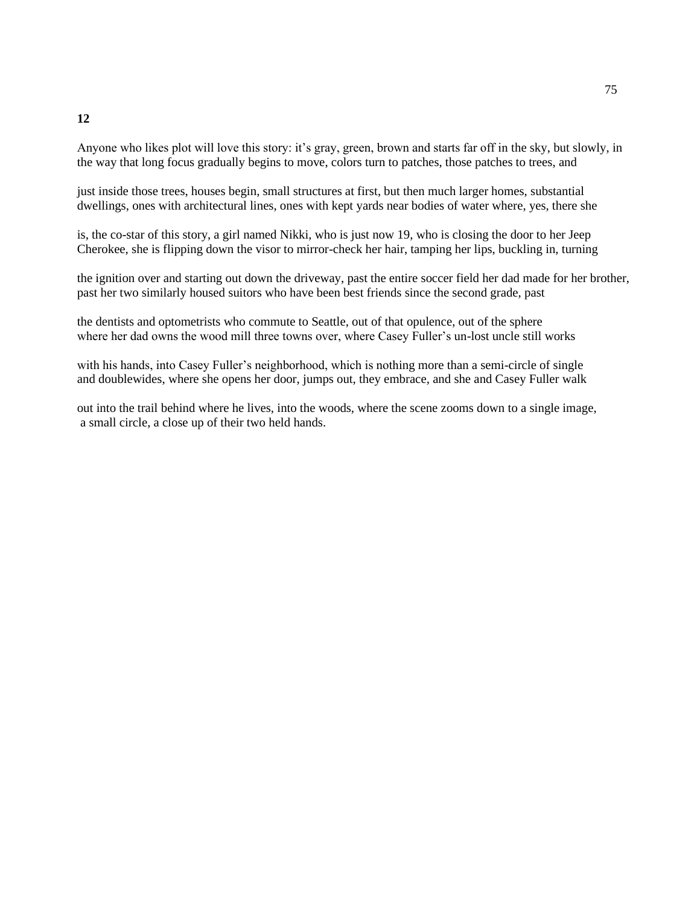**12**

Anyone who likes plot will love this story: it's gray, green, brown and starts far off in the sky, but slowly, in the way that long focus gradually begins to move, colors turn to patches, those patches to trees, and

just inside those trees, houses begin, small structures at first, but then much larger homes, substantial dwellings, ones with architectural lines, ones with kept yards near bodies of water where, yes, there she

is, the co-star of this story, a girl named Nikki, who is just now 19, who is closing the door to her Jeep Cherokee, she is flipping down the visor to mirror-check her hair, tamping her lips, buckling in, turning

the ignition over and starting out down the driveway, past the entire soccer field her dad made for her brother, past her two similarly housed suitors who have been best friends since the second grade, past

the dentists and optometrists who commute to Seattle, out of that opulence, out of the sphere where her dad owns the wood mill three towns over, where Casey Fuller's un-lost uncle still works

with his hands, into Casey Fuller's neighborhood, which is nothing more than a semi-circle of single and doublewides, where she opens her door, jumps out, they embrace, and she and Casey Fuller walk

out into the trail behind where he lives, into the woods, where the scene zooms down to a single image, a small circle, a close up of their two held hands.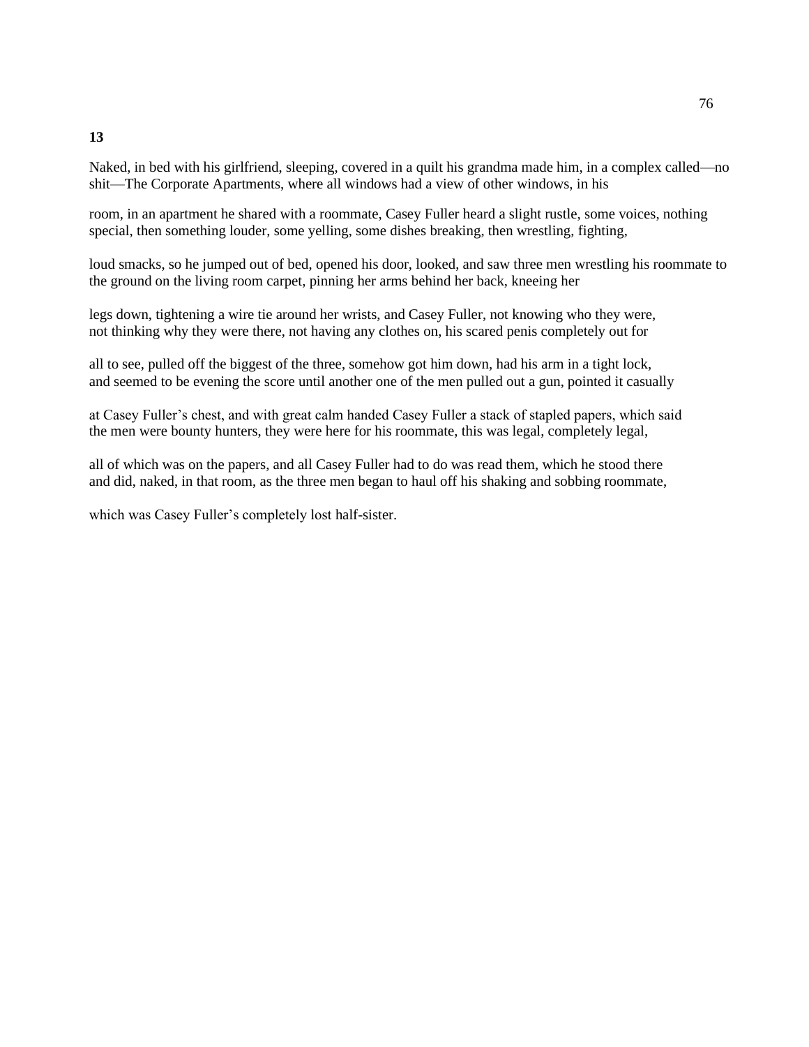**13**

Naked, in bed with his girlfriend, sleeping, covered in a quilt his grandma made him, in a complex called—no
shit—The Corporate Apartments, where all windows had a view of other windows, in his

room, in an apartment he shared with a roommate, Casey Fuller heard a slight rustle, some voices, nothing
special, then something louder, some yelling, some dishes breaking, then wrestling, fighting,

loud smacks, so he jumped out of bed, opened his door, looked, and saw three men wrestling his roommate to
the ground on the living room carpet, pinning her arms behind her back, kneeing her

legs down, tightening a wire tie around her wrists, and Casey Fuller, not knowing who they were,
not thinking why they were there, not having any clothes on, his scared penis completely out for

all to see, pulled off the biggest of the three, somehow got him down, had his arm in a tight lock,
and seemed to be evening the score until another one of the men pulled out a gun, pointed it casually

at Casey Fuller's chest, and with great calm handed Casey Fuller a stack of stapled papers, which said
the men were bounty hunters, they were here for his roommate, this was legal, completely legal,

all of which was on the papers, and all Casey Fuller had to do was read them, which he stood there
and did, naked, in that room, as the three men began to haul off his shaking and sobbing roommate,

which was Casey Fuller's completely lost half-sister.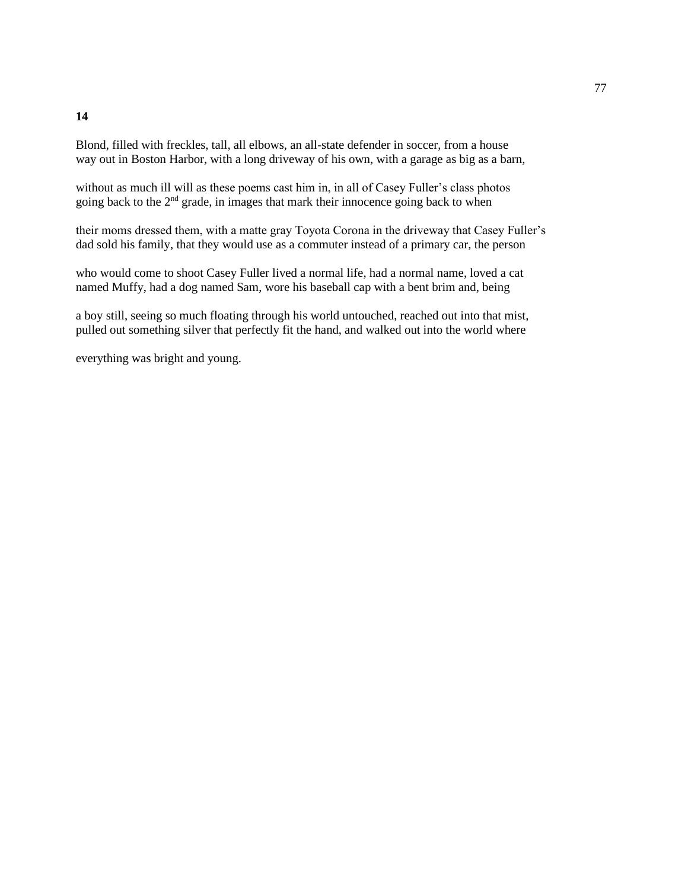**14**

Blond, filled with freckles, tall, all elbows, an all-state defender in soccer, from a house
way out in Boston Harbor, with a long driveway of his own, with a garage as big as a barn,

without as much ill will as these poems cast him in, in all of Casey Fuller's class photos
going back to the 2nd grade, in images that mark their innocence going back to when

their moms dressed them, with a matte gray Toyota Corona in the driveway that Casey Fuller's
dad sold his family, that they would use as a commuter instead of a primary car, the person

who would come to shoot Casey Fuller lived a normal life, had a normal name, loved a cat
named Muffy, had a dog named Sam, wore his baseball cap with a bent brim and, being

a boy still, seeing so much floating through his world untouched, reached out into that mist,
pulled out something silver that perfectly fit the hand, and walked out into the world where

everything was bright and young.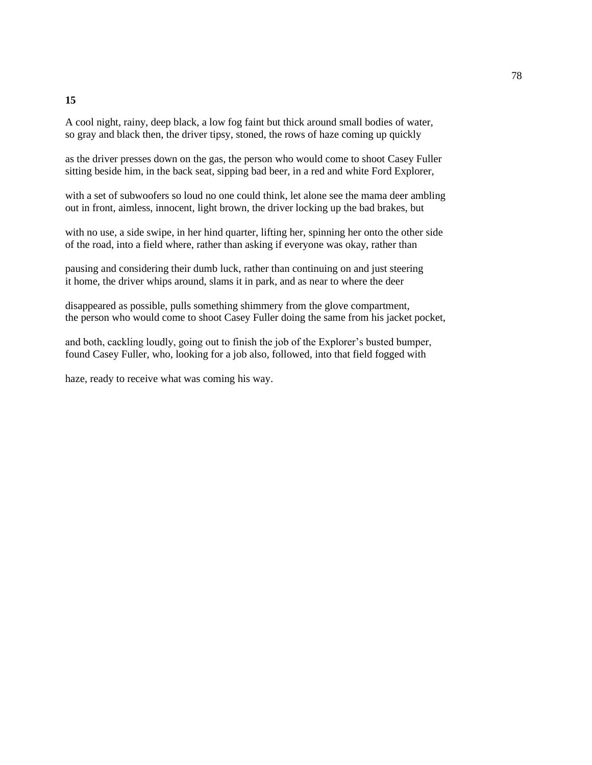**15**

A cool night, rainy, deep black, a low fog faint but thick around small bodies of water,
so gray and black then, the driver tipsy, stoned, the rows of haze coming up quickly

as the driver presses down on the gas, the person who would come to shoot Casey Fuller
sitting beside him, in the back seat, sipping bad beer, in a red and white Ford Explorer,

with a set of subwoofers so loud no one could think, let alone see the mama deer ambling
out in front, aimless, innocent, light brown, the driver locking up the bad brakes, but

with no use, a side swipe, in her hind quarter, lifting her, spinning her onto the other side
of the road, into a field where, rather than asking if everyone was okay, rather than

pausing and considering their dumb luck, rather than continuing on and just steering
it home, the driver whips around, slams it in park, and as near to where the deer

disappeared as possible, pulls something shimmery from the glove compartment,
the person who would come to shoot Casey Fuller doing the same from his jacket pocket,

and both, cackling loudly, going out to finish the job of the Explorer's busted bumper,
found Casey Fuller, who, looking for a job also, followed, into that field fogged with

haze, ready to receive what was coming his way.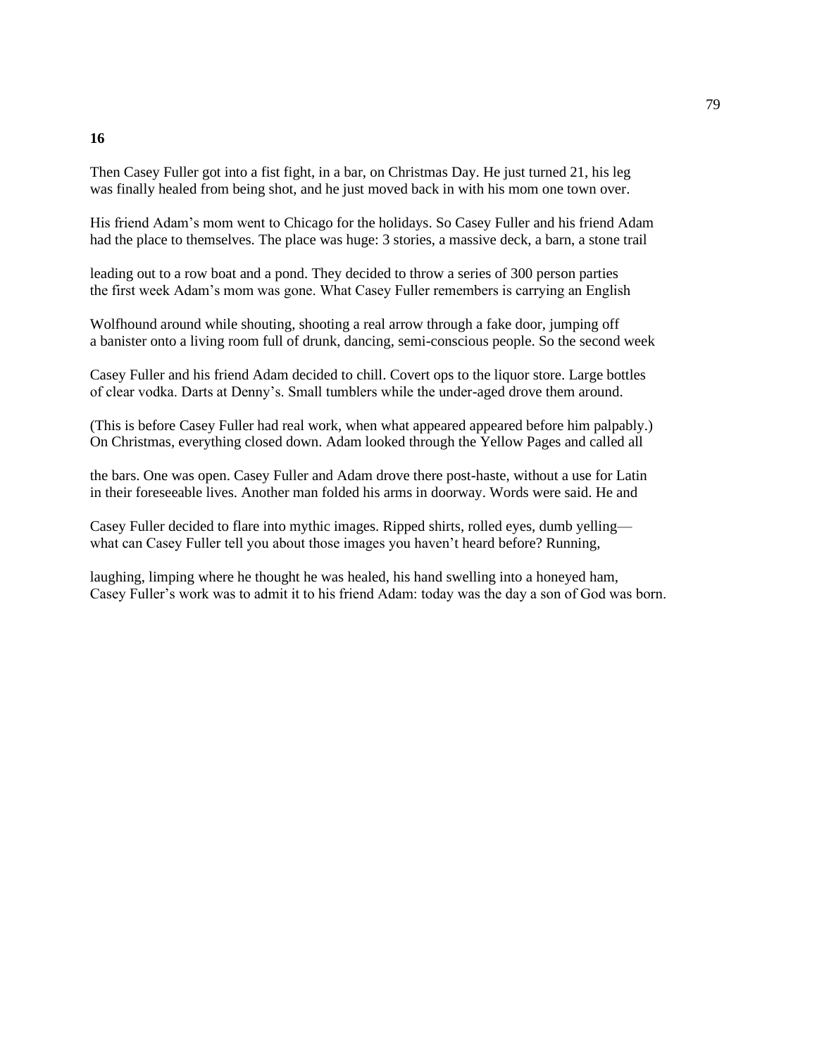**16**

Then Casey Fuller got into a fist fight, in a bar, on Christmas Day. He just turned 21, his leg
was finally healed from being shot, and he just moved back in with his mom one town over.

His friend Adam's mom went to Chicago for the holidays. So Casey Fuller and his friend Adam
had the place to themselves. The place was huge: 3 stories, a massive deck, a barn, a stone trail

leading out to a row boat and a pond. They decided to throw a series of 300 person parties
the first week Adam's mom was gone. What Casey Fuller remembers is carrying an English

Wolfhound around while shouting, shooting a real arrow through a fake door, jumping off
a banister onto a living room full of drunk, dancing, semi-conscious people. So the second week

Casey Fuller and his friend Adam decided to chill. Covert ops to the liquor store. Large bottles
of clear vodka. Darts at Denny's. Small tumblers while the under-aged drove them around.

(This is before Casey Fuller had real work, when what appeared appeared before him palpably.)
On Christmas, everything closed down. Adam looked through the Yellow Pages and called all

the bars. One was open. Casey Fuller and Adam drove there post-haste, without a use for Latin
in their foreseeable lives. Another man folded his arms in doorway. Words were said. He and

Casey Fuller decided to flare into mythic images. Ripped shirts, rolled eyes, dumb yelling—
what can Casey Fuller tell you about those images you haven't heard before? Running,

laughing, limping where he thought he was healed, his hand swelling into a honeyed ham,
Casey Fuller's work was to admit it to his friend Adam: today was the day a son of God was born.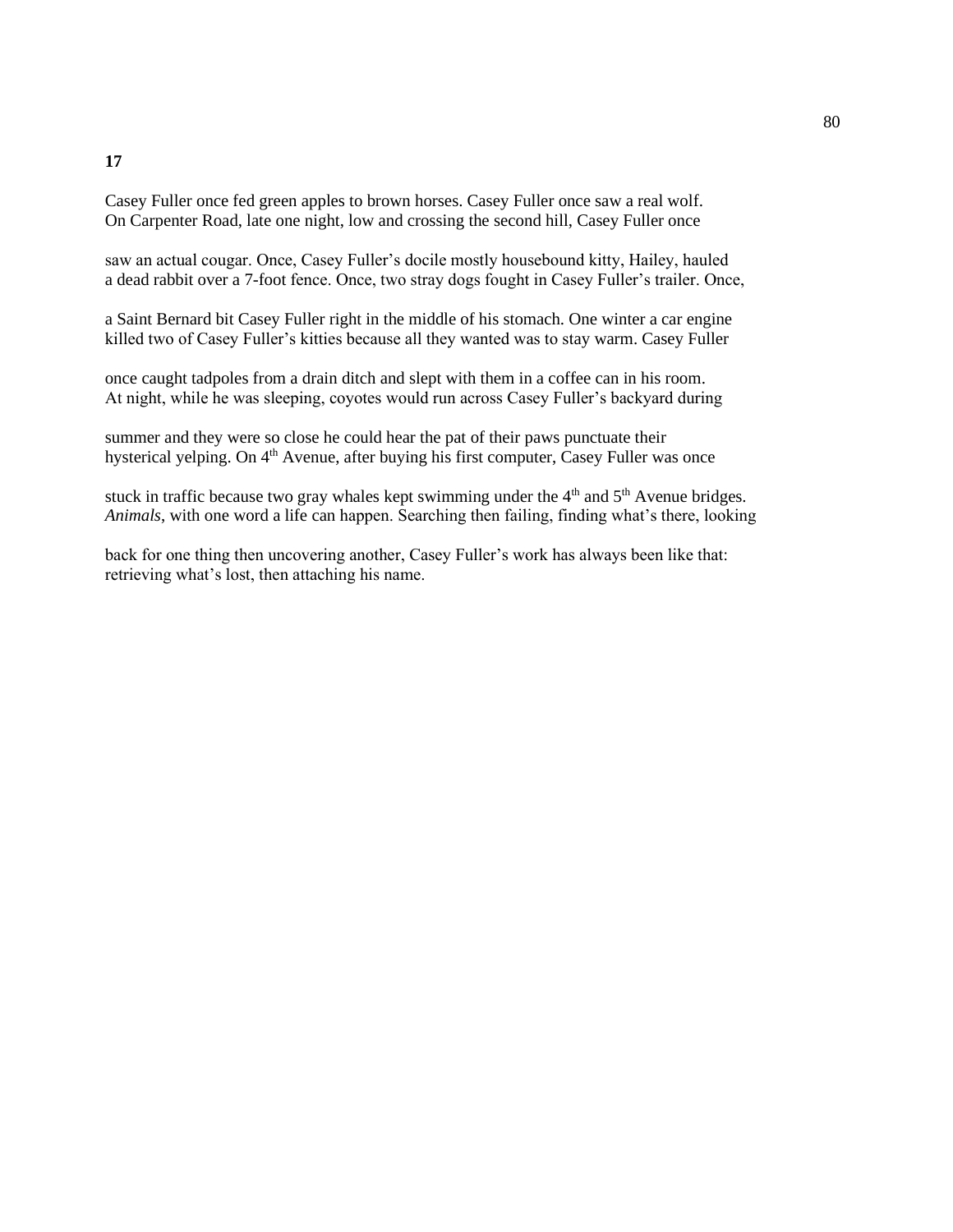**17**

Casey Fuller once fed green apples to brown horses. Casey Fuller once saw a real wolf.
On Carpenter Road, late one night, low and crossing the second hill, Casey Fuller once

saw an actual cougar. Once, Casey Fuller's docile mostly housebound kitty, Hailey, hauled
a dead rabbit over a 7-foot fence. Once, two stray dogs fought in Casey Fuller's trailer. Once,

a Saint Bernard bit Casey Fuller right in the middle of his stomach. One winter a car engine
killed two of Casey Fuller's kitties because all they wanted was to stay warm. Casey Fuller

once caught tadpoles from a drain ditch and slept with them in a coffee can in his room.
At night, while he was sleeping, coyotes would run across Casey Fuller's backyard during

summer and they were so close he could hear the pat of their paws punctuate their
hysterical yelping. On 4th Avenue, after buying his first computer, Casey Fuller was once

stuck in traffic because two gray whales kept swimming under the 4th and 5th Avenue bridges.
*Animals*, with one word a life can happen. Searching then failing, finding what's there, looking

back for one thing then uncovering another, Casey Fuller's work has always been like that:
retrieving what's lost, then attaching his name.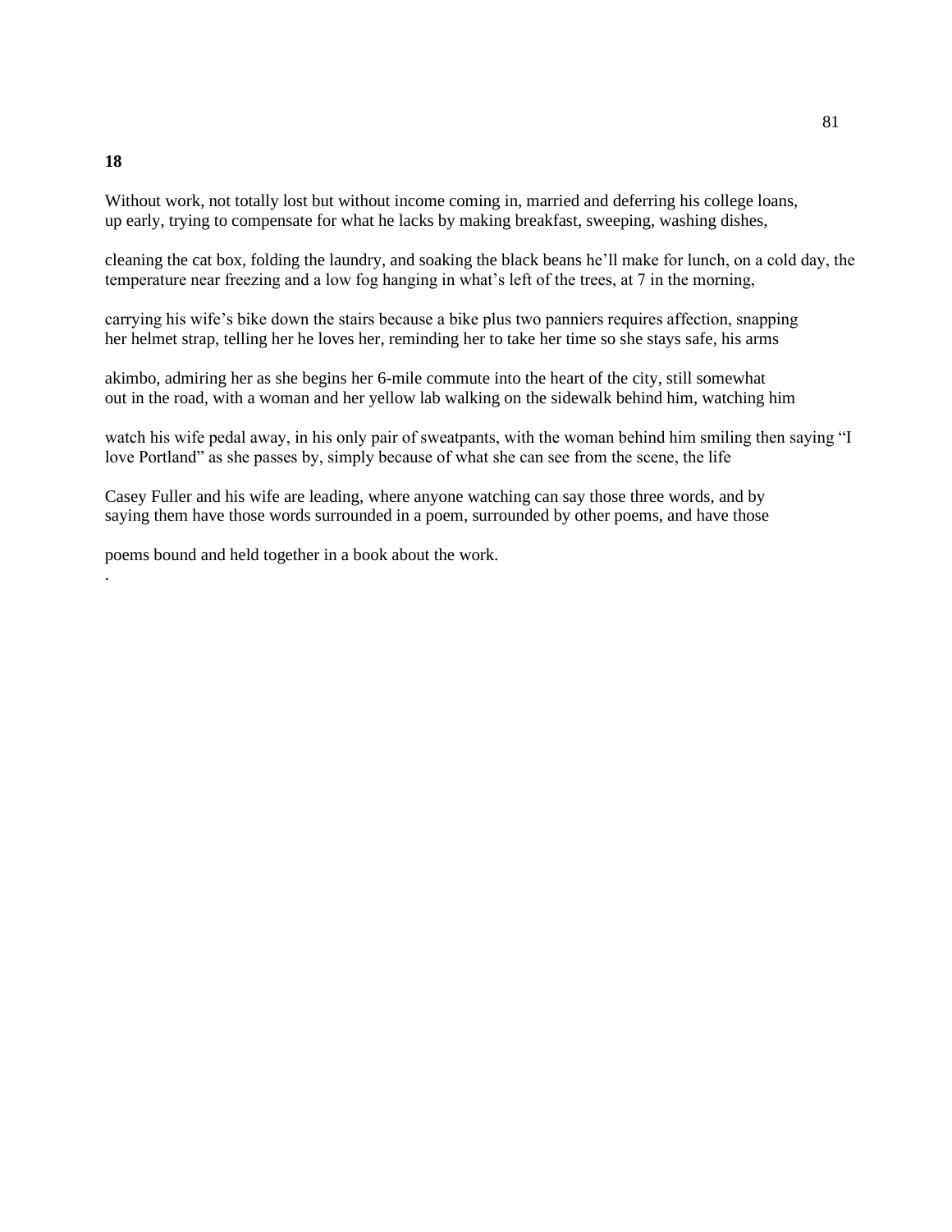**18**

Without work, not totally lost but without income coming in, married and deferring his college loans,
up early, trying to compensate for what he lacks by making breakfast, sweeping, washing dishes,

cleaning the cat box, folding the laundry, and soaking the black beans he'll make for lunch, on a cold day, the temperature near freezing and a low fog hanging in what's left of the trees, at 7 in the morning,

carrying his wife's bike down the stairs because a bike plus two panniers requires affection, snapping
her helmet strap, telling her he loves her, reminding her to take her time so she stays safe, his arms

akimbo, admiring her as she begins her 6-mile commute into the heart of the city, still somewhat
out in the road, with a woman and her yellow lab walking on the sidewalk behind him, watching him

watch his wife pedal away, in his only pair of sweatpants, with the woman behind him smiling then saying "I love Portland" as she passes by, simply because of what she can see from the scene, the life

Casey Fuller and his wife are leading, where anyone watching can say those three words, and by
saying them have those words surrounded in a poem, surrounded by other poems, and have those

poems bound and held together in a book about the work.

.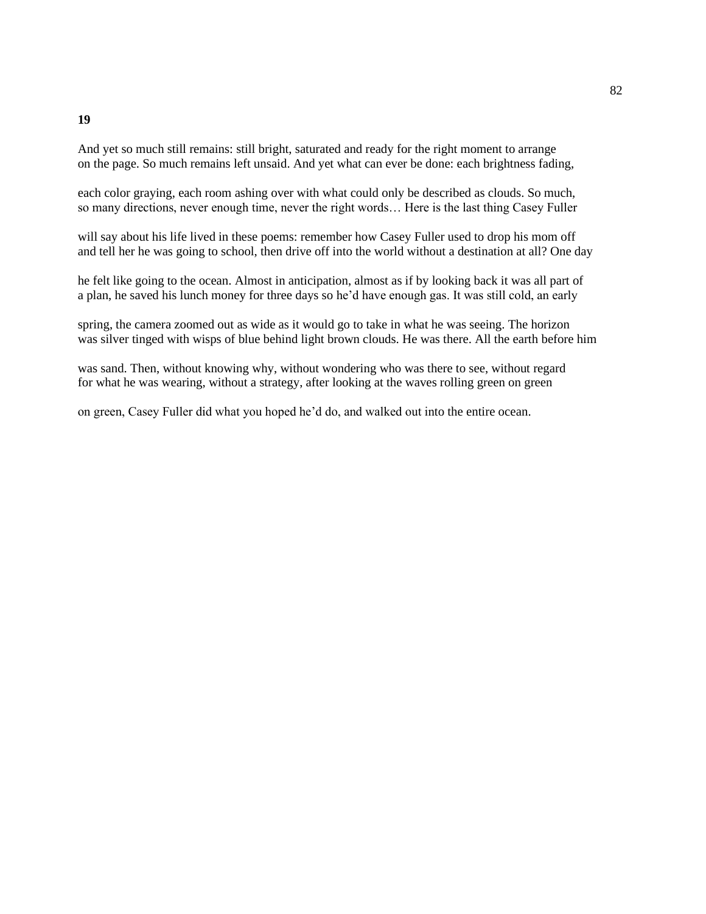**19**

And yet so much still remains: still bright, saturated and ready for the right moment to arrange
on the page. So much remains left unsaid. And yet what can ever be done: each brightness fading,

each color graying, each room ashing over with what could only be described as clouds. So much,
so many directions, never enough time, never the right words… Here is the last thing Casey Fuller

will say about his life lived in these poems: remember how Casey Fuller used to drop his mom off
and tell her he was going to school, then drive off into the world without a destination at all? One day

he felt like going to the ocean. Almost in anticipation, almost as if by looking back it was all part of
a plan, he saved his lunch money for three days so he'd have enough gas. It was still cold, an early

spring, the camera zoomed out as wide as it would go to take in what he was seeing. The horizon
was silver tinged with wisps of blue behind light brown clouds. He was there. All the earth before him

was sand. Then, without knowing why, without wondering who was there to see, without regard
for what he was wearing, without a strategy, after looking at the waves rolling green on green

on green, Casey Fuller did what you hoped he'd do, and walked out into the entire ocean.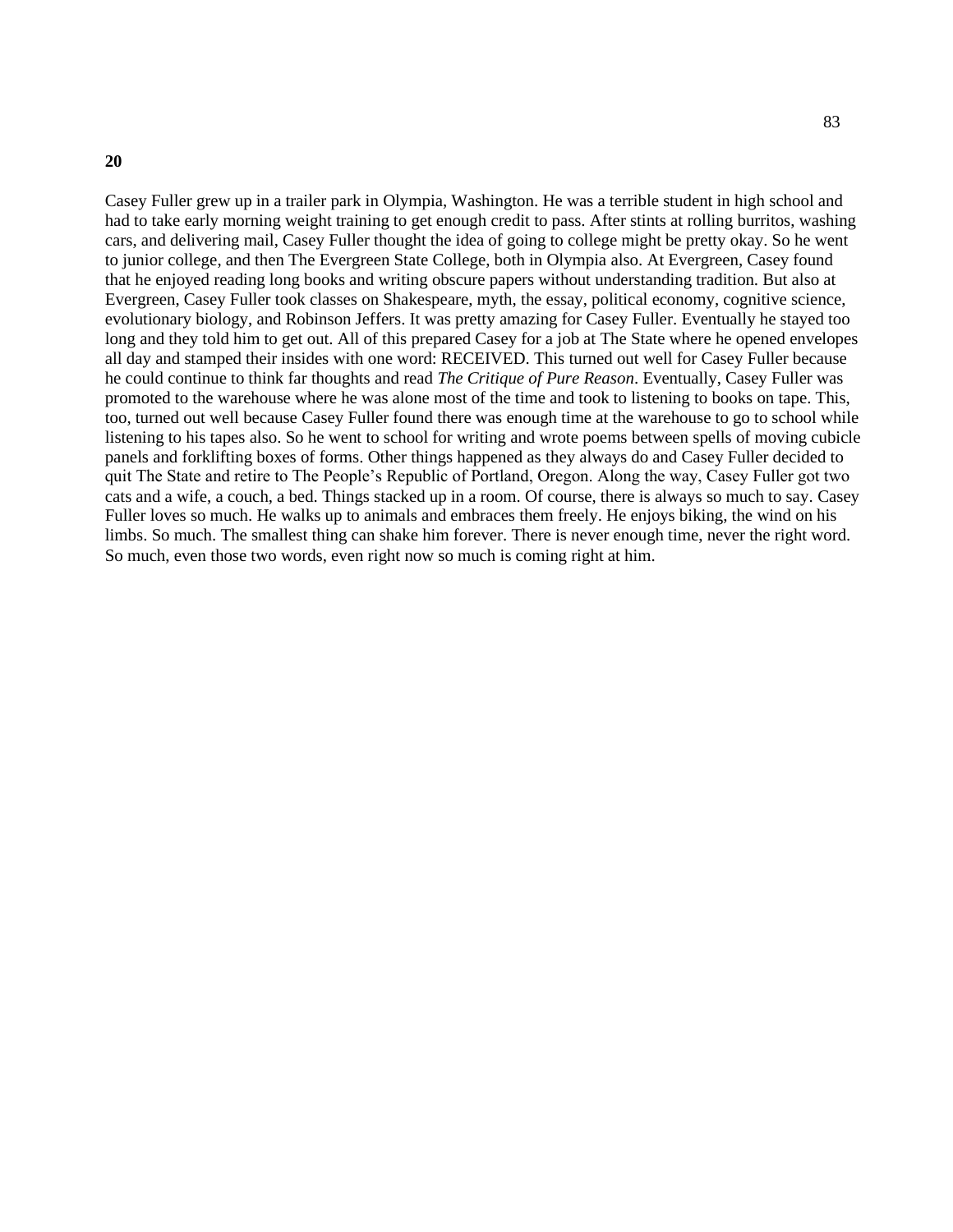**20**

Casey Fuller grew up in a trailer park in Olympia, Washington. He was a terrible student in high school and had to take early morning weight training to get enough credit to pass. After stints at rolling burritos, washing cars, and delivering mail, Casey Fuller thought the idea of going to college might be pretty okay. So he went to junior college, and then The Evergreen State College, both in Olympia also. At Evergreen, Casey found that he enjoyed reading long books and writing obscure papers without understanding tradition. But also at Evergreen, Casey Fuller took classes on Shakespeare, myth, the essay, political economy, cognitive science, evolutionary biology, and Robinson Jeffers. It was pretty amazing for Casey Fuller. Eventually he stayed too long and they told him to get out. All of this prepared Casey for a job at The State where he opened envelopes all day and stamped their insides with one word: RECEIVED. This turned out well for Casey Fuller because he could continue to think far thoughts and read *The Critique of Pure Reason*. Eventually, Casey Fuller was promoted to the warehouse where he was alone most of the time and took to listening to books on tape. This, too, turned out well because Casey Fuller found there was enough time at the warehouse to go to school while listening to his tapes also. So he went to school for writing and wrote poems between spells of moving cubicle panels and forklifting boxes of forms. Other things happened as they always do and Casey Fuller decided to quit The State and retire to The People's Republic of Portland, Oregon. Along the way, Casey Fuller got two cats and a wife, a couch, a bed. Things stacked up in a room. Of course, there is always so much to say. Casey Fuller loves so much. He walks up to animals and embraces them freely. He enjoys biking, the wind on his limbs. So much. The smallest thing can shake him forever. There is never enough time, never the right word. So much, even those two words, even right now so much is coming right at him.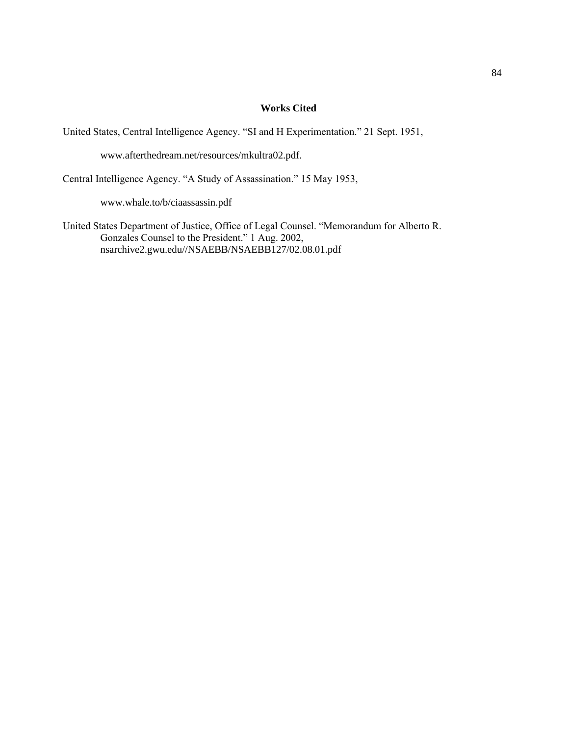## Works Cited

United States, Central Intelligence Agency. "SI and H Experimentation." 21 Sept. 1951,
www.afterthedream.net/resources/mkultra02.pdf.

Central Intelligence Agency. "A Study of Assassination." 15 May 1953,
www.whale.to/b/ciaassassin.pdf

United States Department of Justice, Office of Legal Counsel. "Memorandum for Alberto R. Gonzales Counsel to the President." 1 Aug. 2002, nsarchive2.gwu.edu//NSAEBB/NSAEBB127/02.08.01.pdf